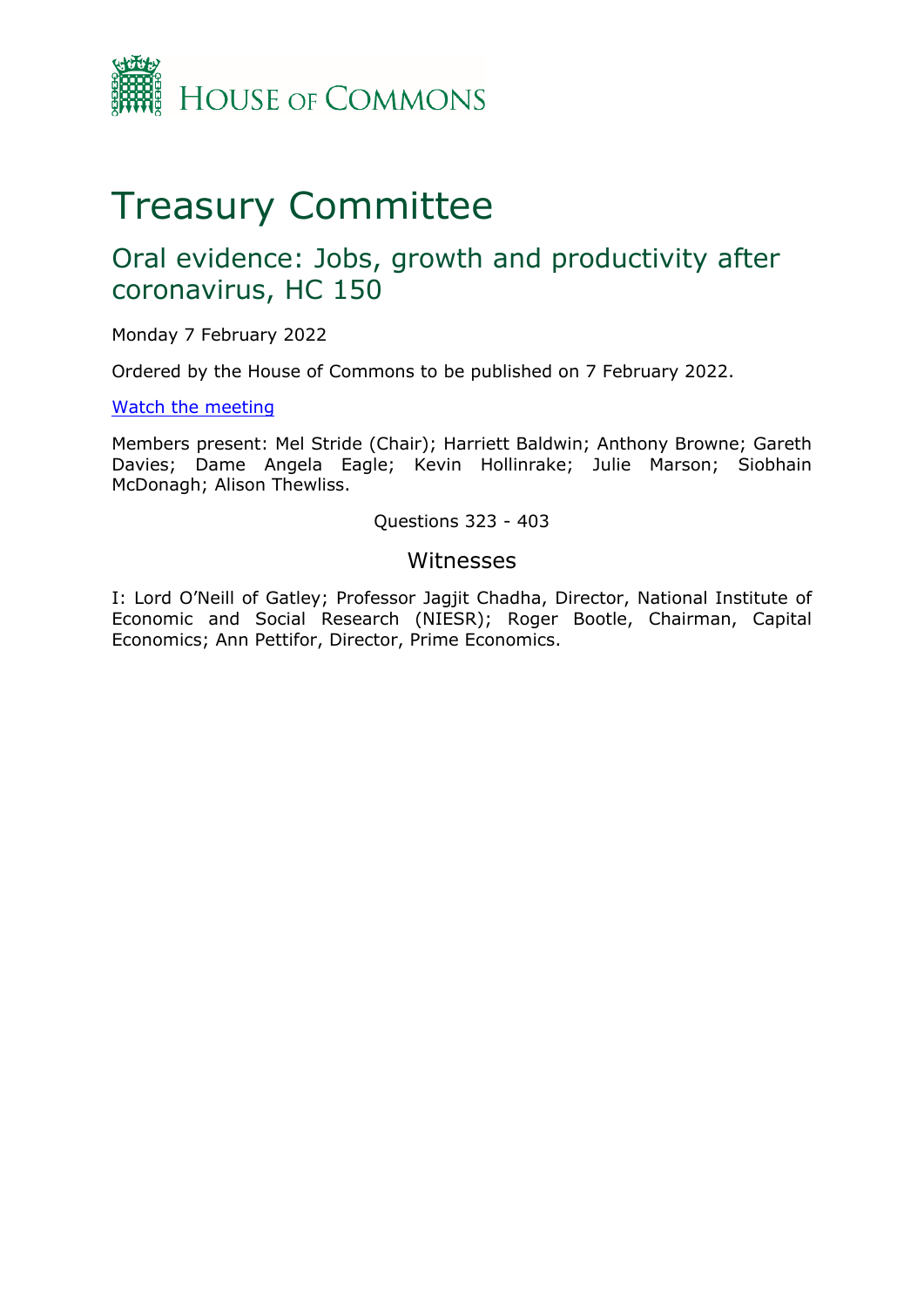HOUSE OF COMMONS

# Treasury Committee

## Oral evidence: Jobs, growth and productivity after coronavirus, HC 150

Monday 7 February 2022

Ordered by the House of Commons to be published on 7 February 2022.

[Watch the meeting](#)

Members present: Mel Stride (Chair); Harriett Baldwin; Anthony Browne; Gareth Davies; Dame Angela Eagle; Kevin Hollinrake; Julie Marson; Siobhain McDonagh; Alison Thewliss.

Questions 323 - 403

### Witnesses

I: Lord O'Neill of Gatley; Professor Jagjit Chadha, Director, National Institute of Economic and Social Research (NIESR); Roger Bootle, Chairman, Capital Economics; Ann Pettifor, Director, Prime Economics.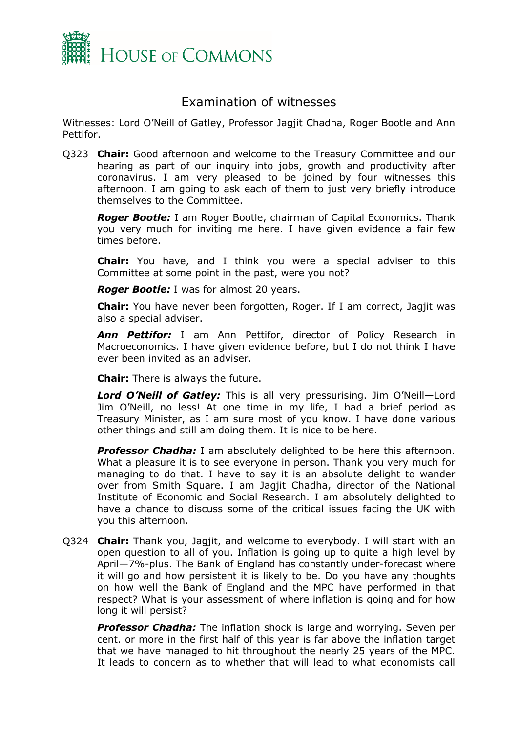# Examination of witnesses

Witnesses: Lord O'Neill of Gatley, Professor Jagjit Chadha, Roger Bootle and Ann Pettifor.

Q323 **Chair:** Good afternoon and welcome to the Treasury Committee and our hearing as part of our inquiry into jobs, growth and productivity after coronavirus. I am very pleased to be joined by four witnesses this afternoon. I am going to ask each of them to just very briefly introduce themselves to the Committee.

***Roger Bootle:*** I am Roger Bootle, chairman of Capital Economics. Thank you very much for inviting me here. I have given evidence a fair few times before.

**Chair:** You have, and I think you were a special adviser to this Committee at some point in the past, were you not?

***Roger Bootle:*** I was for almost 20 years.

**Chair:** You have never been forgotten, Roger. If I am correct, Jagjit was also a special adviser.

***Ann Pettifor:*** I am Ann Pettifor, director of Policy Research in Macroeconomics. I have given evidence before, but I do not think I have ever been invited as an adviser.

**Chair:** There is always the future.

***Lord O'Neill of Gatley:*** This is all very pressurising. Jim O'Neill—Lord Jim O'Neill, no less! At one time in my life, I had a brief period as Treasury Minister, as I am sure most of you know. I have done various other things and still am doing them. It is nice to be here.

***Professor Chadha:*** I am absolutely delighted to be here this afternoon. What a pleasure it is to see everyone in person. Thank you very much for managing to do that. I have to say it is an absolute delight to wander over from Smith Square. I am Jagjit Chadha, director of the National Institute of Economic and Social Research. I am absolutely delighted to have a chance to discuss some of the critical issues facing the UK with you this afternoon.

Q324 **Chair:** Thank you, Jagjit, and welcome to everybody. I will start with an open question to all of you. Inflation is going up to quite a high level by April—7%-plus. The Bank of England has constantly under-forecast where it will go and how persistent it is likely to be. Do you have any thoughts on how well the Bank of England and the MPC have performed in that respect? What is your assessment of where inflation is going and for how long it will persist?

***Professor Chadha:*** The inflation shock is large and worrying. Seven per cent. or more in the first half of this year is far above the inflation target that we have managed to hit throughout the nearly 25 years of the MPC. It leads to concern as to whether that will lead to what economists call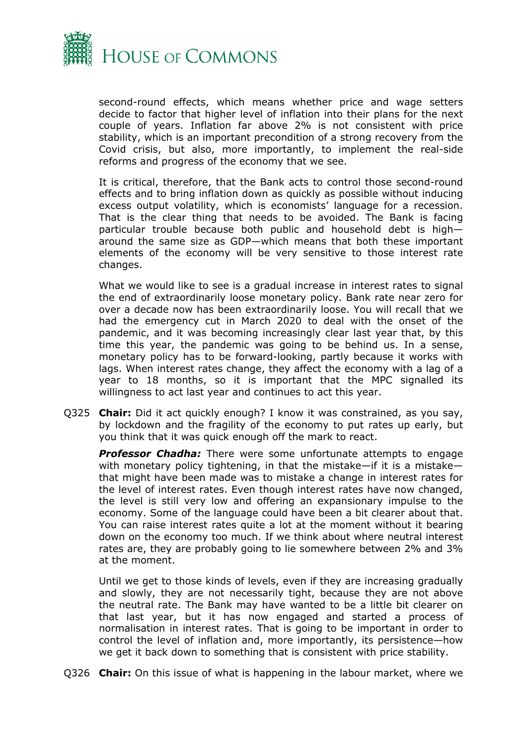second-round effects, which means whether price and wage setters decide to factor that higher level of inflation into their plans for the next couple of years. Inflation far above 2% is not consistent with price stability, which is an important precondition of a strong recovery from the Covid crisis, but also, more importantly, to implement the real-side reforms and progress of the economy that we see.

It is critical, therefore, that the Bank acts to control those second-round effects and to bring inflation down as quickly as possible without inducing excess output volatility, which is economists' language for a recession. That is the clear thing that needs to be avoided. The Bank is facing particular trouble because both public and household debt is high—around the same size as GDP—which means that both these important elements of the economy will be very sensitive to those interest rate changes.

What we would like to see is a gradual increase in interest rates to signal the end of extraordinarily loose monetary policy. Bank rate near zero for over a decade now has been extraordinarily loose. You will recall that we had the emergency cut in March 2020 to deal with the onset of the pandemic, and it was becoming increasingly clear last year that, by this time this year, the pandemic was going to be behind us. In a sense, monetary policy has to be forward-looking, partly because it works with lags. When interest rates change, they affect the economy with a lag of a year to 18 months, so it is important that the MPC signalled its willingness to act last year and continues to act this year.

Q325 **Chair:** Did it act quickly enough? I know it was constrained, as you say, by lockdown and the fragility of the economy to put rates up early, but you think that it was quick enough off the mark to react.

***Professor Chadha:*** There were some unfortunate attempts to engage with monetary policy tightening, in that the mistake—if it is a mistake—that might have been made was to mistake a change in interest rates for the level of interest rates. Even though interest rates have now changed, the level is still very low and offering an expansionary impulse to the economy. Some of the language could have been a bit clearer about that. You can raise interest rates quite a lot at the moment without it bearing down on the economy too much. If we think about where neutral interest rates are, they are probably going to lie somewhere between 2% and 3% at the moment.

Until we get to those kinds of levels, even if they are increasing gradually and slowly, they are not necessarily tight, because they are not above the neutral rate. The Bank may have wanted to be a little bit clearer on that last year, but it has now engaged and started a process of normalisation in interest rates. That is going to be important in order to control the level of inflation and, more importantly, its persistence—how we get it back down to something that is consistent with price stability.

Q326 **Chair:** On this issue of what is happening in the labour market, where we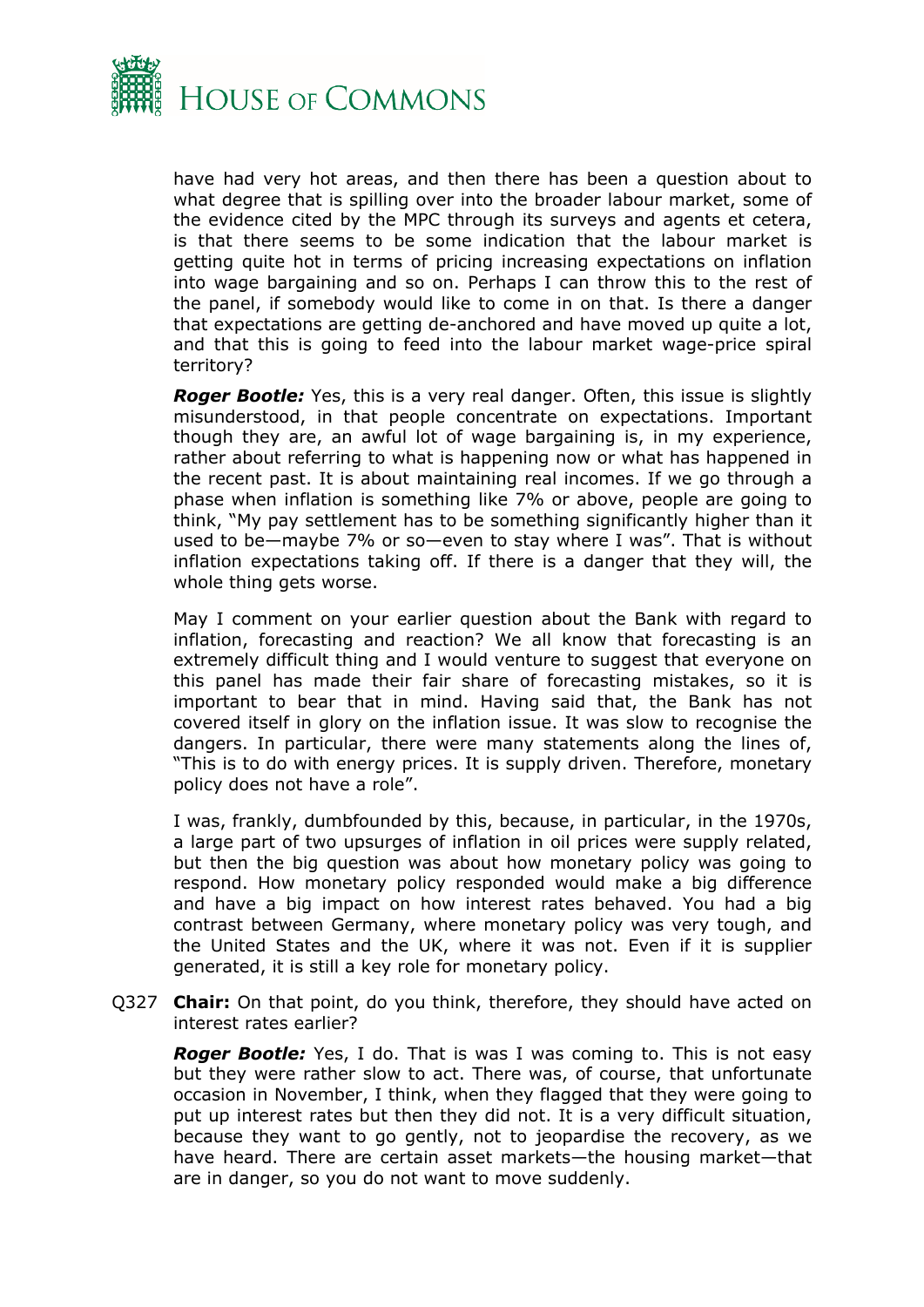have had very hot areas, and then there has been a question about to what degree that is spilling over into the broader labour market, some of the evidence cited by the MPC through its surveys and agents et cetera, is that there seems to be some indication that the labour market is getting quite hot in terms of pricing increasing expectations on inflation into wage bargaining and so on. Perhaps I can throw this to the rest of the panel, if somebody would like to come in on that. Is there a danger that expectations are getting de-anchored and have moved up quite a lot, and that this is going to feed into the labour market wage-price spiral territory?

***Roger Bootle:*** Yes, this is a very real danger. Often, this issue is slightly misunderstood, in that people concentrate on expectations. Important though they are, an awful lot of wage bargaining is, in my experience, rather about referring to what is happening now or what has happened in the recent past. It is about maintaining real incomes. If we go through a phase when inflation is something like 7% or above, people are going to think, "My pay settlement has to be something significantly higher than it used to be—maybe 7% or so—even to stay where I was". That is without inflation expectations taking off. If there is a danger that they will, the whole thing gets worse.

May I comment on your earlier question about the Bank with regard to inflation, forecasting and reaction? We all know that forecasting is an extremely difficult thing and I would venture to suggest that everyone on this panel has made their fair share of forecasting mistakes, so it is important to bear that in mind. Having said that, the Bank has not covered itself in glory on the inflation issue. It was slow to recognise the dangers. In particular, there were many statements along the lines of, "This is to do with energy prices. It is supply driven. Therefore, monetary policy does not have a role".

I was, frankly, dumbfounded by this, because, in particular, in the 1970s, a large part of two upsurges of inflation in oil prices were supply related, but then the big question was about how monetary policy was going to respond. How monetary policy responded would make a big difference and have a big impact on how interest rates behaved. You had a big contrast between Germany, where monetary policy was very tough, and the United States and the UK, where it was not. Even if it is supplier generated, it is still a key role for monetary policy.

Q327 **Chair:** On that point, do you think, therefore, they should have acted on interest rates earlier?

***Roger Bootle:*** Yes, I do. That is was I was coming to. This is not easy but they were rather slow to act. There was, of course, that unfortunate occasion in November, I think, when they flagged that they were going to put up interest rates but then they did not. It is a very difficult situation, because they want to go gently, not to jeopardise the recovery, as we have heard. There are certain asset markets—the housing market—that are in danger, so you do not want to move suddenly.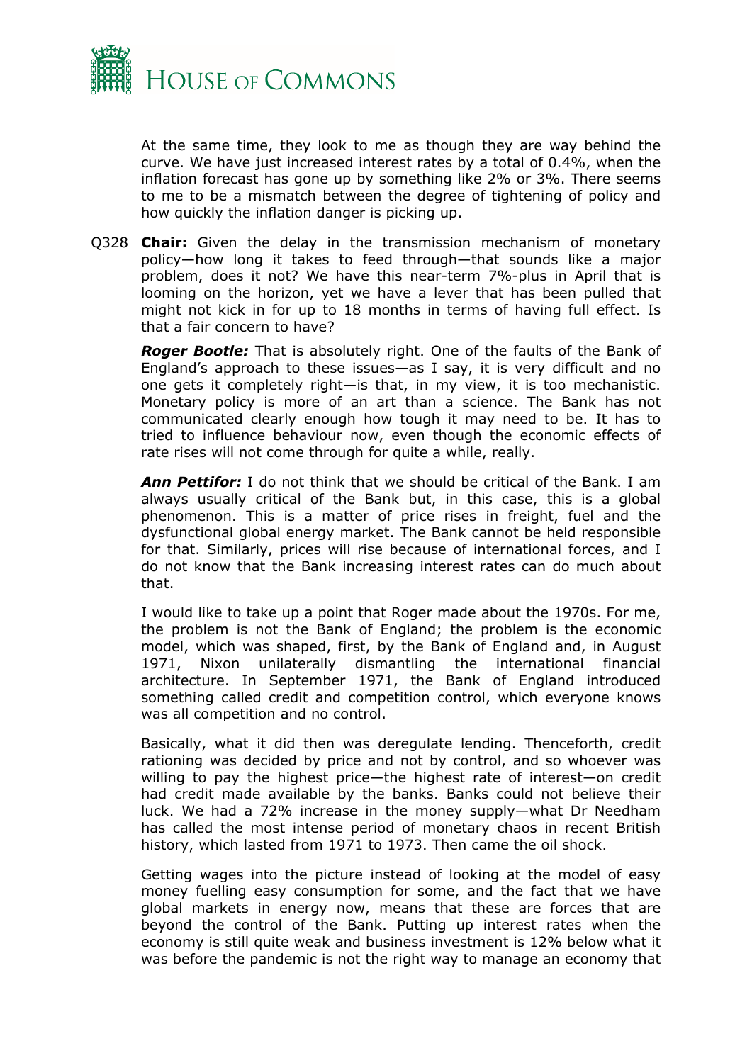At the same time, they look to me as though they are way behind the curve. We have just increased interest rates by a total of 0.4%, when the inflation forecast has gone up by something like 2% or 3%. There seems to me to be a mismatch between the degree of tightening of policy and how quickly the inflation danger is picking up.

Q328 **Chair:** Given the delay in the transmission mechanism of monetary policy—how long it takes to feed through—that sounds like a major problem, does it not? We have this near-term 7%-plus in April that is looming on the horizon, yet we have a lever that has been pulled that might not kick in for up to 18 months in terms of having full effect. Is that a fair concern to have?

***Roger Bootle:*** That is absolutely right. One of the faults of the Bank of England's approach to these issues—as I say, it is very difficult and no one gets it completely right—is that, in my view, it is too mechanistic. Monetary policy is more of an art than a science. The Bank has not communicated clearly enough how tough it may need to be. It has to tried to influence behaviour now, even though the economic effects of rate rises will not come through for quite a while, really.

***Ann Pettifor:*** I do not think that we should be critical of the Bank. I am always usually critical of the Bank but, in this case, this is a global phenomenon. This is a matter of price rises in freight, fuel and the dysfunctional global energy market. The Bank cannot be held responsible for that. Similarly, prices will rise because of international forces, and I do not know that the Bank increasing interest rates can do much about that.

I would like to take up a point that Roger made about the 1970s. For me, the problem is not the Bank of England; the problem is the economic model, which was shaped, first, by the Bank of England and, in August 1971, Nixon unilaterally dismantling the international financial architecture. In September 1971, the Bank of England introduced something called credit and competition control, which everyone knows was all competition and no control.

Basically, what it did then was deregulate lending. Thenceforth, credit rationing was decided by price and not by control, and so whoever was willing to pay the highest price—the highest rate of interest—on credit had credit made available by the banks. Banks could not believe their luck. We had a 72% increase in the money supply—what Dr Needham has called the most intense period of monetary chaos in recent British history, which lasted from 1971 to 1973. Then came the oil shock.

Getting wages into the picture instead of looking at the model of easy money fuelling easy consumption for some, and the fact that we have global markets in energy now, means that these are forces that are beyond the control of the Bank. Putting up interest rates when the economy is still quite weak and business investment is 12% below what it was before the pandemic is not the right way to manage an economy that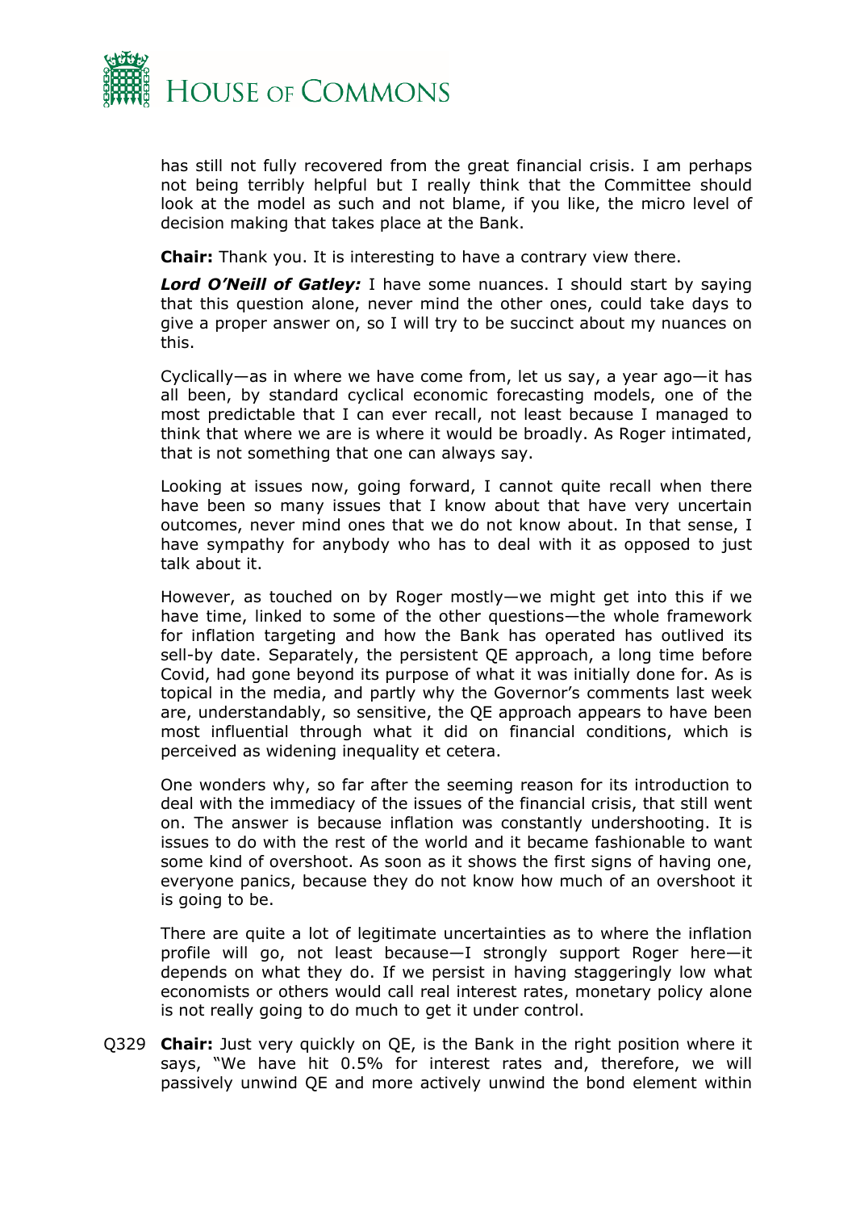has still not fully recovered from the great financial crisis. I am perhaps not being terribly helpful but I really think that the Committee should look at the model as such and not blame, if you like, the micro level of decision making that takes place at the Bank.

**Chair:** Thank you. It is interesting to have a contrary view there.

***Lord O'Neill of Gatley:*** I have some nuances. I should start by saying that this question alone, never mind the other ones, could take days to give a proper answer on, so I will try to be succinct about my nuances on this.

Cyclically—as in where we have come from, let us say, a year ago—it has all been, by standard cyclical economic forecasting models, one of the most predictable that I can ever recall, not least because I managed to think that where we are is where it would be broadly. As Roger intimated, that is not something that one can always say.

Looking at issues now, going forward, I cannot quite recall when there have been so many issues that I know about that have very uncertain outcomes, never mind ones that we do not know about. In that sense, I have sympathy for anybody who has to deal with it as opposed to just talk about it.

However, as touched on by Roger mostly—we might get into this if we have time, linked to some of the other questions—the whole framework for inflation targeting and how the Bank has operated has outlived its sell-by date. Separately, the persistent QE approach, a long time before Covid, had gone beyond its purpose of what it was initially done for. As is topical in the media, and partly why the Governor's comments last week are, understandably, so sensitive, the QE approach appears to have been most influential through what it did on financial conditions, which is perceived as widening inequality et cetera.

One wonders why, so far after the seeming reason for its introduction to deal with the immediacy of the issues of the financial crisis, that still went on. The answer is because inflation was constantly undershooting. It is issues to do with the rest of the world and it became fashionable to want some kind of overshoot. As soon as it shows the first signs of having one, everyone panics, because they do not know how much of an overshoot it is going to be.

There are quite a lot of legitimate uncertainties as to where the inflation profile will go, not least because—I strongly support Roger here—it depends on what they do. If we persist in having staggeringly low what economists or others would call real interest rates, monetary policy alone is not really going to do much to get it under control.

Q329 **Chair:** Just very quickly on QE, is the Bank in the right position where it says, "We have hit 0.5% for interest rates and, therefore, we will passively unwind QE and more actively unwind the bond element within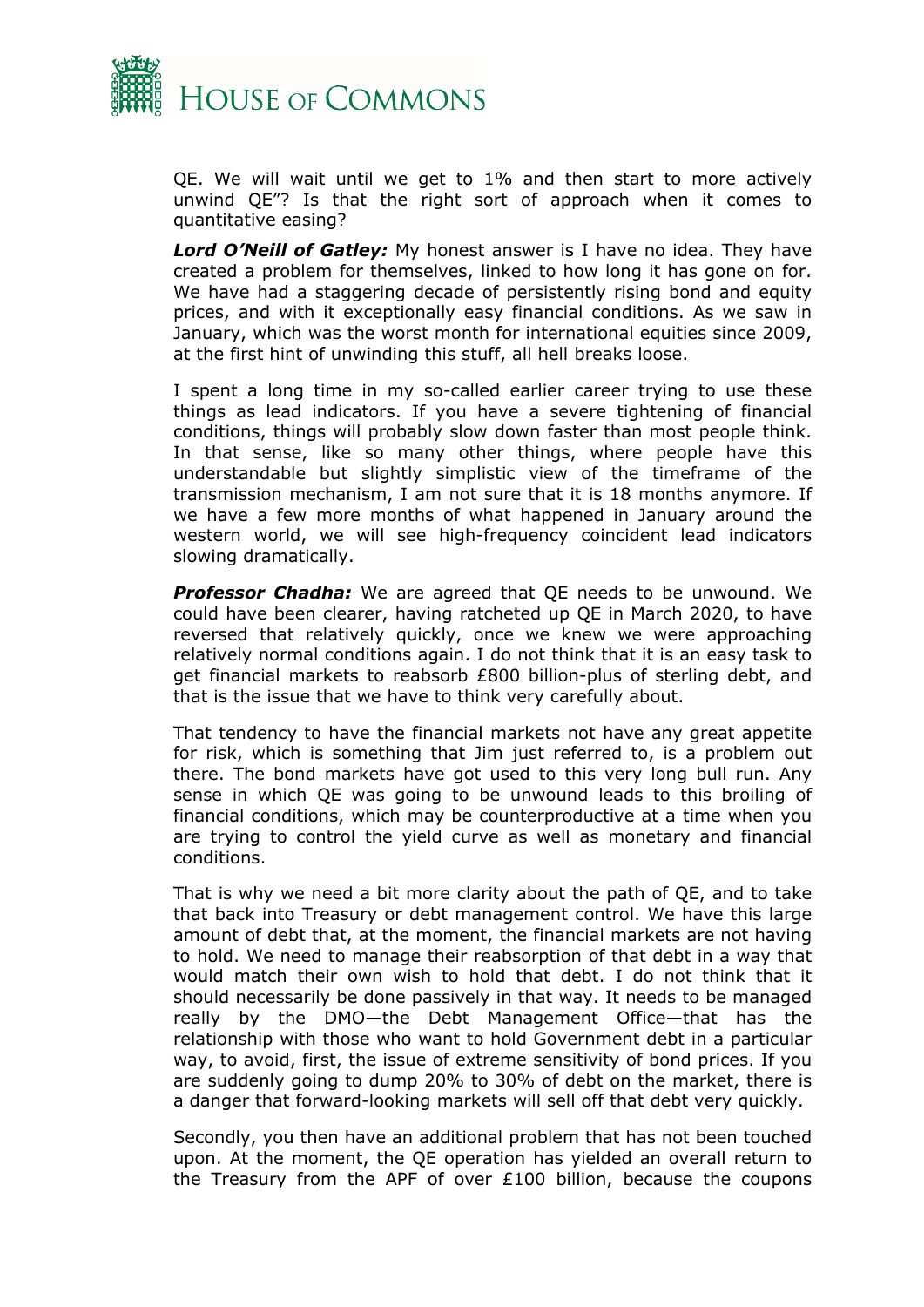QE. We will wait until we get to 1% and then start to more actively unwind QE"? Is that the right sort of approach when it comes to quantitative easing?

***Lord O'Neill of Gatley:*** My honest answer is I have no idea. They have created a problem for themselves, linked to how long it has gone on for. We have had a staggering decade of persistently rising bond and equity prices, and with it exceptionally easy financial conditions. As we saw in January, which was the worst month for international equities since 2009, at the first hint of unwinding this stuff, all hell breaks loose.

I spent a long time in my so-called earlier career trying to use these things as lead indicators. If you have a severe tightening of financial conditions, things will probably slow down faster than most people think. In that sense, like so many other things, where people have this understandable but slightly simplistic view of the timeframe of the transmission mechanism, I am not sure that it is 18 months anymore. If we have a few more months of what happened in January around the western world, we will see high-frequency coincident lead indicators slowing dramatically.

***Professor Chadha:*** We are agreed that QE needs to be unwound. We could have been clearer, having ratcheted up QE in March 2020, to have reversed that relatively quickly, once we knew we were approaching relatively normal conditions again. I do not think that it is an easy task to get financial markets to reabsorb £800 billion-plus of sterling debt, and that is the issue that we have to think very carefully about.

That tendency to have the financial markets not have any great appetite for risk, which is something that Jim just referred to, is a problem out there. The bond markets have got used to this very long bull run. Any sense in which QE was going to be unwound leads to this broiling of financial conditions, which may be counterproductive at a time when you are trying to control the yield curve as well as monetary and financial conditions.

That is why we need a bit more clarity about the path of QE, and to take that back into Treasury or debt management control. We have this large amount of debt that, at the moment, the financial markets are not having to hold. We need to manage their reabsorption of that debt in a way that would match their own wish to hold that debt. I do not think that it should necessarily be done passively in that way. It needs to be managed really by the DMO—the Debt Management Office—that has the relationship with those who want to hold Government debt in a particular way, to avoid, first, the issue of extreme sensitivity of bond prices. If you are suddenly going to dump 20% to 30% of debt on the market, there is a danger that forward-looking markets will sell off that debt very quickly.

Secondly, you then have an additional problem that has not been touched upon. At the moment, the QE operation has yielded an overall return to the Treasury from the APF of over £100 billion, because the coupons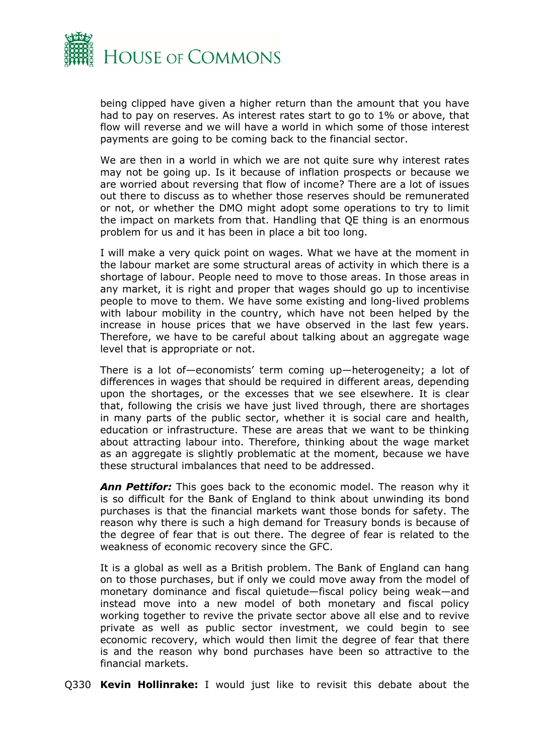being clipped have given a higher return than the amount that you have had to pay on reserves. As interest rates start to go to 1% or above, that flow will reverse and we will have a world in which some of those interest payments are going to be coming back to the financial sector.

We are then in a world in which we are not quite sure why interest rates may not be going up. Is it because of inflation prospects or because we are worried about reversing that flow of income? There are a lot of issues out there to discuss as to whether those reserves should be remunerated or not, or whether the DMO might adopt some operations to try to limit the impact on markets from that. Handling that QE thing is an enormous problem for us and it has been in place a bit too long.

I will make a very quick point on wages. What we have at the moment in the labour market are some structural areas of activity in which there is a shortage of labour. People need to move to those areas. In those areas in any market, it is right and proper that wages should go up to incentivise people to move to them. We have some existing and long-lived problems with labour mobility in the country, which have not been helped by the increase in house prices that we have observed in the last few years. Therefore, we have to be careful about talking about an aggregate wage level that is appropriate or not.

There is a lot of—economists' term coming up—heterogeneity; a lot of differences in wages that should be required in different areas, depending upon the shortages, or the excesses that we see elsewhere. It is clear that, following the crisis we have just lived through, there are shortages in many parts of the public sector, whether it is social care and health, education or infrastructure. These are areas that we want to be thinking about attracting labour into. Therefore, thinking about the wage market as an aggregate is slightly problematic at the moment, because we have these structural imbalances that need to be addressed.

***Ann Pettifor:*** This goes back to the economic model. The reason why it is so difficult for the Bank of England to think about unwinding its bond purchases is that the financial markets want those bonds for safety. The reason why there is such a high demand for Treasury bonds is because of the degree of fear that is out there. The degree of fear is related to the weakness of economic recovery since the GFC.

It is a global as well as a British problem. The Bank of England can hang on to those purchases, but if only we could move away from the model of monetary dominance and fiscal quietude—fiscal policy being weak—and instead move into a new model of both monetary and fiscal policy working together to revive the private sector above all else and to revive private as well as public sector investment, we could begin to see economic recovery, which would then limit the degree of fear that there is and the reason why bond purchases have been so attractive to the financial markets.

Q330 **Kevin Hollinrake:** I would just like to revisit this debate about the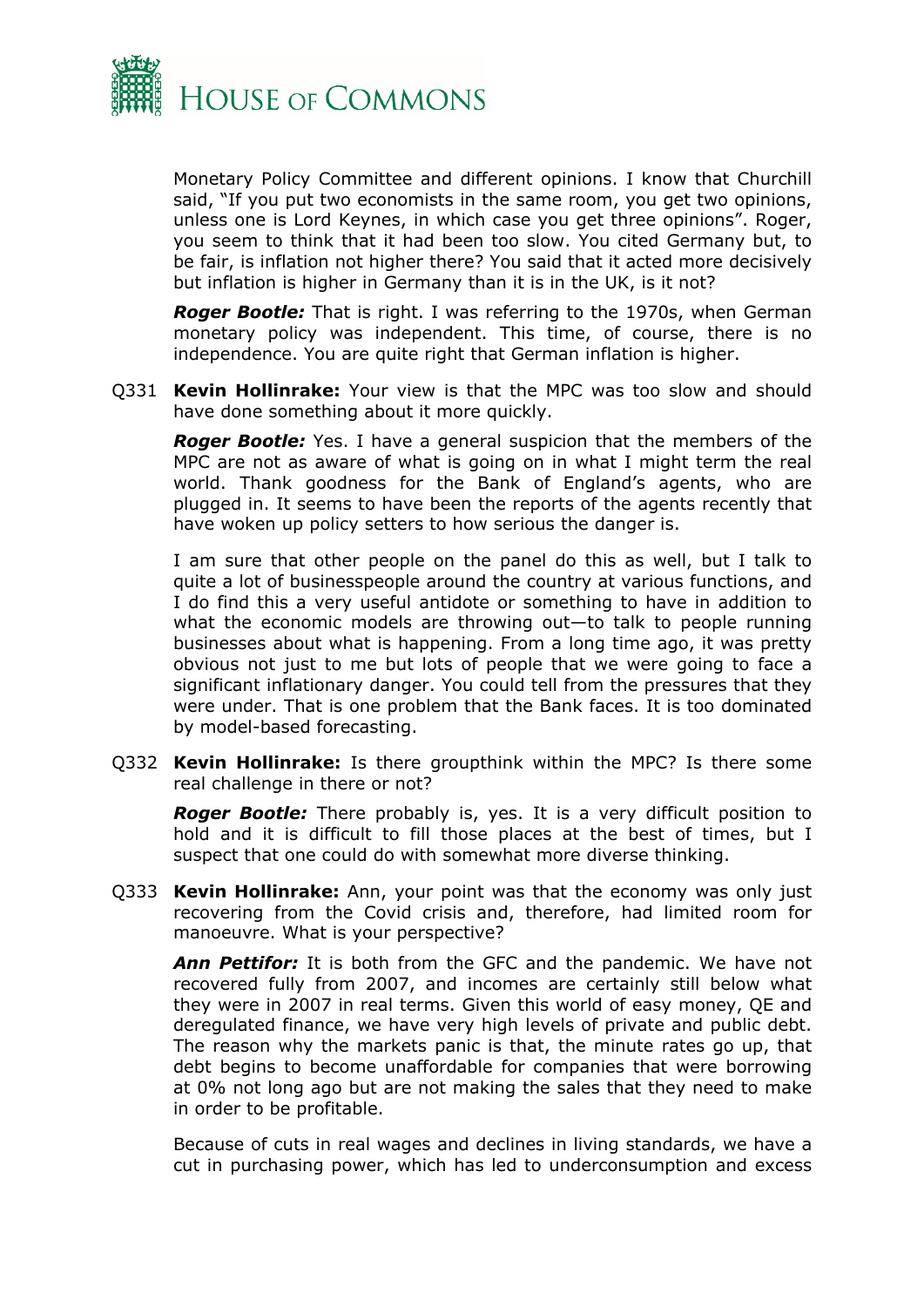Monetary Policy Committee and different opinions. I know that Churchill said, "If you put two economists in the same room, you get two opinions, unless one is Lord Keynes, in which case you get three opinions". Roger, you seem to think that it had been too slow. You cited Germany but, to be fair, is inflation not higher there? You said that it acted more decisively but inflation is higher in Germany than it is in the UK, is it not?

***Roger Bootle:*** That is right. I was referring to the 1970s, when German monetary policy was independent. This time, of course, there is no independence. You are quite right that German inflation is higher.

Q331 **Kevin Hollinrake:** Your view is that the MPC was too slow and should have done something about it more quickly.

***Roger Bootle:*** Yes. I have a general suspicion that the members of the MPC are not as aware of what is going on in what I might term the real world. Thank goodness for the Bank of England's agents, who are plugged in. It seems to have been the reports of the agents recently that have woken up policy setters to how serious the danger is.

I am sure that other people on the panel do this as well, but I talk to quite a lot of businesspeople around the country at various functions, and I do find this a very useful antidote or something to have in addition to what the economic models are throwing out—to talk to people running businesses about what is happening. From a long time ago, it was pretty obvious not just to me but lots of people that we were going to face a significant inflationary danger. You could tell from the pressures that they were under. That is one problem that the Bank faces. It is too dominated by model-based forecasting.

Q332 **Kevin Hollinrake:** Is there groupthink within the MPC? Is there some real challenge in there or not?

***Roger Bootle:*** There probably is, yes. It is a very difficult position to hold and it is difficult to fill those places at the best of times, but I suspect that one could do with somewhat more diverse thinking.

Q333 **Kevin Hollinrake:** Ann, your point was that the economy was only just recovering from the Covid crisis and, therefore, had limited room for manoeuvre. What is your perspective?

***Ann Pettifor:*** It is both from the GFC and the pandemic. We have not recovered fully from 2007, and incomes are certainly still below what they were in 2007 in real terms. Given this world of easy money, QE and deregulated finance, we have very high levels of private and public debt. The reason why the markets panic is that, the minute rates go up, that debt begins to become unaffordable for companies that were borrowing at 0% not long ago but are not making the sales that they need to make in order to be profitable.

Because of cuts in real wages and declines in living standards, we have a cut in purchasing power, which has led to underconsumption and excess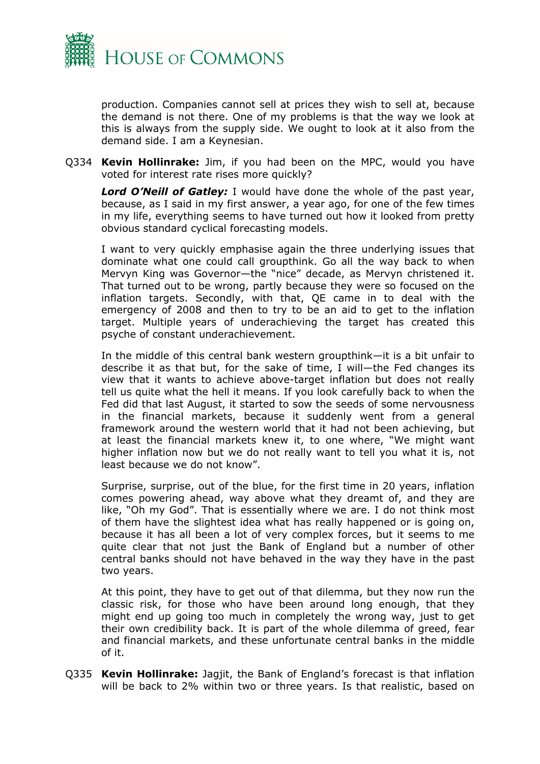production. Companies cannot sell at prices they wish to sell at, because the demand is not there. One of my problems is that the way we look at this is always from the supply side. We ought to look at it also from the demand side. I am a Keynesian.

Q334 **Kevin Hollinrake:** Jim, if you had been on the MPC, would you have voted for interest rate rises more quickly?

***Lord O'Neill of Gatley:*** I would have done the whole of the past year, because, as I said in my first answer, a year ago, for one of the few times in my life, everything seems to have turned out how it looked from pretty obvious standard cyclical forecasting models.

I want to very quickly emphasise again the three underlying issues that dominate what one could call groupthink. Go all the way back to when Mervyn King was Governor—the "nice" decade, as Mervyn christened it. That turned out to be wrong, partly because they were so focused on the inflation targets. Secondly, with that, QE came in to deal with the emergency of 2008 and then to try to be an aid to get to the inflation target. Multiple years of underachieving the target has created this psyche of constant underachievement.

In the middle of this central bank western groupthink—it is a bit unfair to describe it as that but, for the sake of time, I will—the Fed changes its view that it wants to achieve above-target inflation but does not really tell us quite what the hell it means. If you look carefully back to when the Fed did that last August, it started to sow the seeds of some nervousness in the financial markets, because it suddenly went from a general framework around the western world that it had not been achieving, but at least the financial markets knew it, to one where, "We might want higher inflation now but we do not really want to tell you what it is, not least because we do not know".

Surprise, surprise, out of the blue, for the first time in 20 years, inflation comes powering ahead, way above what they dreamt of, and they are like, "Oh my God". That is essentially where we are. I do not think most of them have the slightest idea what has really happened or is going on, because it has all been a lot of very complex forces, but it seems to me quite clear that not just the Bank of England but a number of other central banks should not have behaved in the way they have in the past two years.

At this point, they have to get out of that dilemma, but they now run the classic risk, for those who have been around long enough, that they might end up going too much in completely the wrong way, just to get their own credibility back. It is part of the whole dilemma of greed, fear and financial markets, and these unfortunate central banks in the middle of it.

Q335 **Kevin Hollinrake:** Jagjit, the Bank of England's forecast is that inflation will be back to 2% within two or three years. Is that realistic, based on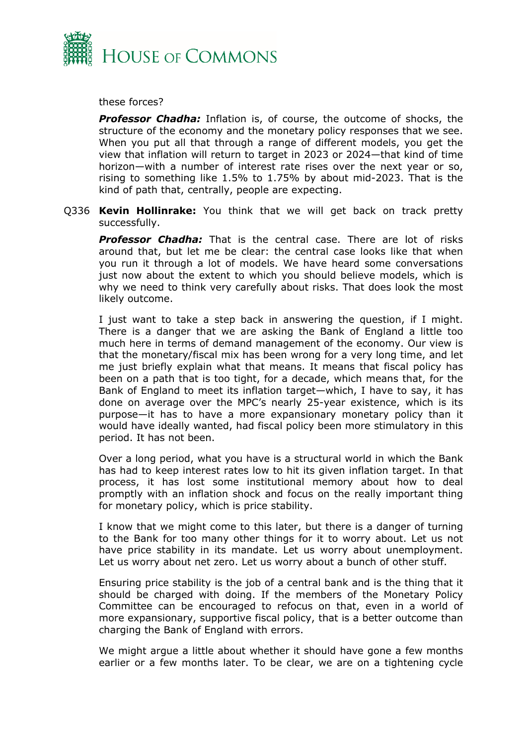these forces?

***Professor Chadha:*** Inflation is, of course, the outcome of shocks, the structure of the economy and the monetary policy responses that we see. When you put all that through a range of different models, you get the view that inflation will return to target in 2023 or 2024—that kind of time horizon—with a number of interest rate rises over the next year or so, rising to something like 1.5% to 1.75% by about mid-2023. That is the kind of path that, centrally, people are expecting.

Q336 **Kevin Hollinrake:** You think that we will get back on track pretty successfully.

***Professor Chadha:*** That is the central case. There are lot of risks around that, but let me be clear: the central case looks like that when you run it through a lot of models. We have heard some conversations just now about the extent to which you should believe models, which is why we need to think very carefully about risks. That does look the most likely outcome.

I just want to take a step back in answering the question, if I might. There is a danger that we are asking the Bank of England a little too much here in terms of demand management of the economy. Our view is that the monetary/fiscal mix has been wrong for a very long time, and let me just briefly explain what that means. It means that fiscal policy has been on a path that is too tight, for a decade, which means that, for the Bank of England to meet its inflation target—which, I have to say, it has done on average over the MPC's nearly 25-year existence, which is its purpose—it has to have a more expansionary monetary policy than it would have ideally wanted, had fiscal policy been more stimulatory in this period. It has not been.

Over a long period, what you have is a structural world in which the Bank has had to keep interest rates low to hit its given inflation target. In that process, it has lost some institutional memory about how to deal promptly with an inflation shock and focus on the really important thing for monetary policy, which is price stability.

I know that we might come to this later, but there is a danger of turning to the Bank for too many other things for it to worry about. Let us not have price stability in its mandate. Let us worry about unemployment. Let us worry about net zero. Let us worry about a bunch of other stuff.

Ensuring price stability is the job of a central bank and is the thing that it should be charged with doing. If the members of the Monetary Policy Committee can be encouraged to refocus on that, even in a world of more expansionary, supportive fiscal policy, that is a better outcome than charging the Bank of England with errors.

We might argue a little about whether it should have gone a few months earlier or a few months later. To be clear, we are on a tightening cycle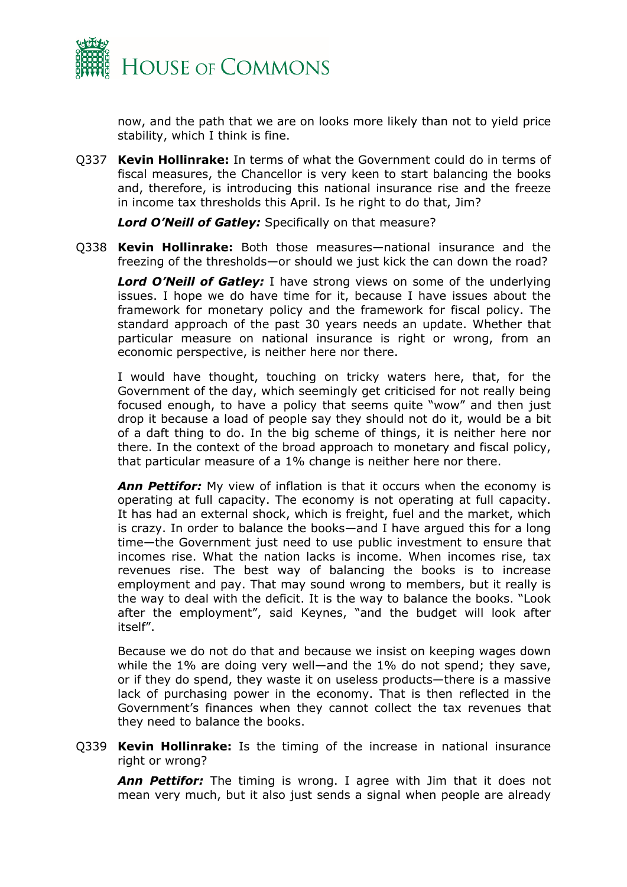now, and the path that we are on looks more likely than not to yield price stability, which I think is fine.

Q337 **Kevin Hollinrake:** In terms of what the Government could do in terms of fiscal measures, the Chancellor is very keen to start balancing the books and, therefore, is introducing this national insurance rise and the freeze in income tax thresholds this April. Is he right to do that, Jim?

***Lord O'Neill of Gatley:*** Specifically on that measure?

Q338 **Kevin Hollinrake:** Both those measures—national insurance and the freezing of the thresholds—or should we just kick the can down the road?

***Lord O'Neill of Gatley:*** I have strong views on some of the underlying issues. I hope we do have time for it, because I have issues about the framework for monetary policy and the framework for fiscal policy. The standard approach of the past 30 years needs an update. Whether that particular measure on national insurance is right or wrong, from an economic perspective, is neither here nor there.

I would have thought, touching on tricky waters here, that, for the Government of the day, which seemingly get criticised for not really being focused enough, to have a policy that seems quite "wow" and then just drop it because a load of people say they should not do it, would be a bit of a daft thing to do. In the big scheme of things, it is neither here nor there. In the context of the broad approach to monetary and fiscal policy, that particular measure of a 1% change is neither here nor there.

***Ann Pettifor:*** My view of inflation is that it occurs when the economy is operating at full capacity. The economy is not operating at full capacity. It has had an external shock, which is freight, fuel and the market, which is crazy. In order to balance the books—and I have argued this for a long time—the Government just need to use public investment to ensure that incomes rise. What the nation lacks is income. When incomes rise, tax revenues rise. The best way of balancing the books is to increase employment and pay. That may sound wrong to members, but it really is the way to deal with the deficit. It is the way to balance the books. "Look after the employment", said Keynes, "and the budget will look after itself".

Because we do not do that and because we insist on keeping wages down while the 1% are doing very well—and the 1% do not spend; they save, or if they do spend, they waste it on useless products—there is a massive lack of purchasing power in the economy. That is then reflected in the Government's finances when they cannot collect the tax revenues that they need to balance the books.

Q339 **Kevin Hollinrake:** Is the timing of the increase in national insurance right or wrong?

***Ann Pettifor:*** The timing is wrong. I agree with Jim that it does not mean very much, but it also just sends a signal when people are already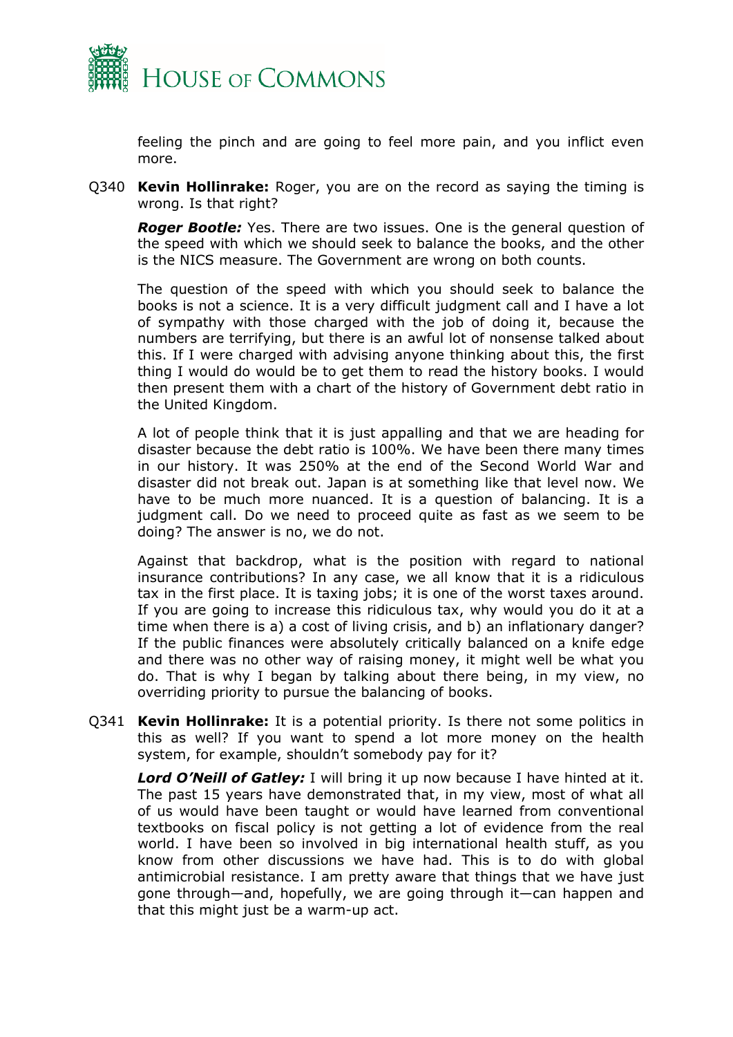feeling the pinch and are going to feel more pain, and you inflict even more.

Q340 **Kevin Hollinrake:** Roger, you are on the record as saying the timing is wrong. Is that right?

***Roger Bootle:*** Yes. There are two issues. One is the general question of the speed with which we should seek to balance the books, and the other is the NICS measure. The Government are wrong on both counts.

The question of the speed with which you should seek to balance the books is not a science. It is a very difficult judgment call and I have a lot of sympathy with those charged with the job of doing it, because the numbers are terrifying, but there is an awful lot of nonsense talked about this. If I were charged with advising anyone thinking about this, the first thing I would do would be to get them to read the history books. I would then present them with a chart of the history of Government debt ratio in the United Kingdom.

A lot of people think that it is just appalling and that we are heading for disaster because the debt ratio is 100%. We have been there many times in our history. It was 250% at the end of the Second World War and disaster did not break out. Japan is at something like that level now. We have to be much more nuanced. It is a question of balancing. It is a judgment call. Do we need to proceed quite as fast as we seem to be doing? The answer is no, we do not.

Against that backdrop, what is the position with regard to national insurance contributions? In any case, we all know that it is a ridiculous tax in the first place. It is taxing jobs; it is one of the worst taxes around. If you are going to increase this ridiculous tax, why would you do it at a time when there is a) a cost of living crisis, and b) an inflationary danger? If the public finances were absolutely critically balanced on a knife edge and there was no other way of raising money, it might well be what you do. That is why I began by talking about there being, in my view, no overriding priority to pursue the balancing of books.

Q341 **Kevin Hollinrake:** It is a potential priority. Is there not some politics in this as well? If you want to spend a lot more money on the health system, for example, shouldn't somebody pay for it?

***Lord O'Neill of Gatley:*** I will bring it up now because I have hinted at it. The past 15 years have demonstrated that, in my view, most of what all of us would have been taught or would have learned from conventional textbooks on fiscal policy is not getting a lot of evidence from the real world. I have been so involved in big international health stuff, as you know from other discussions we have had. This is to do with global antimicrobial resistance. I am pretty aware that things that we have just gone through—and, hopefully, we are going through it—can happen and that this might just be a warm-up act.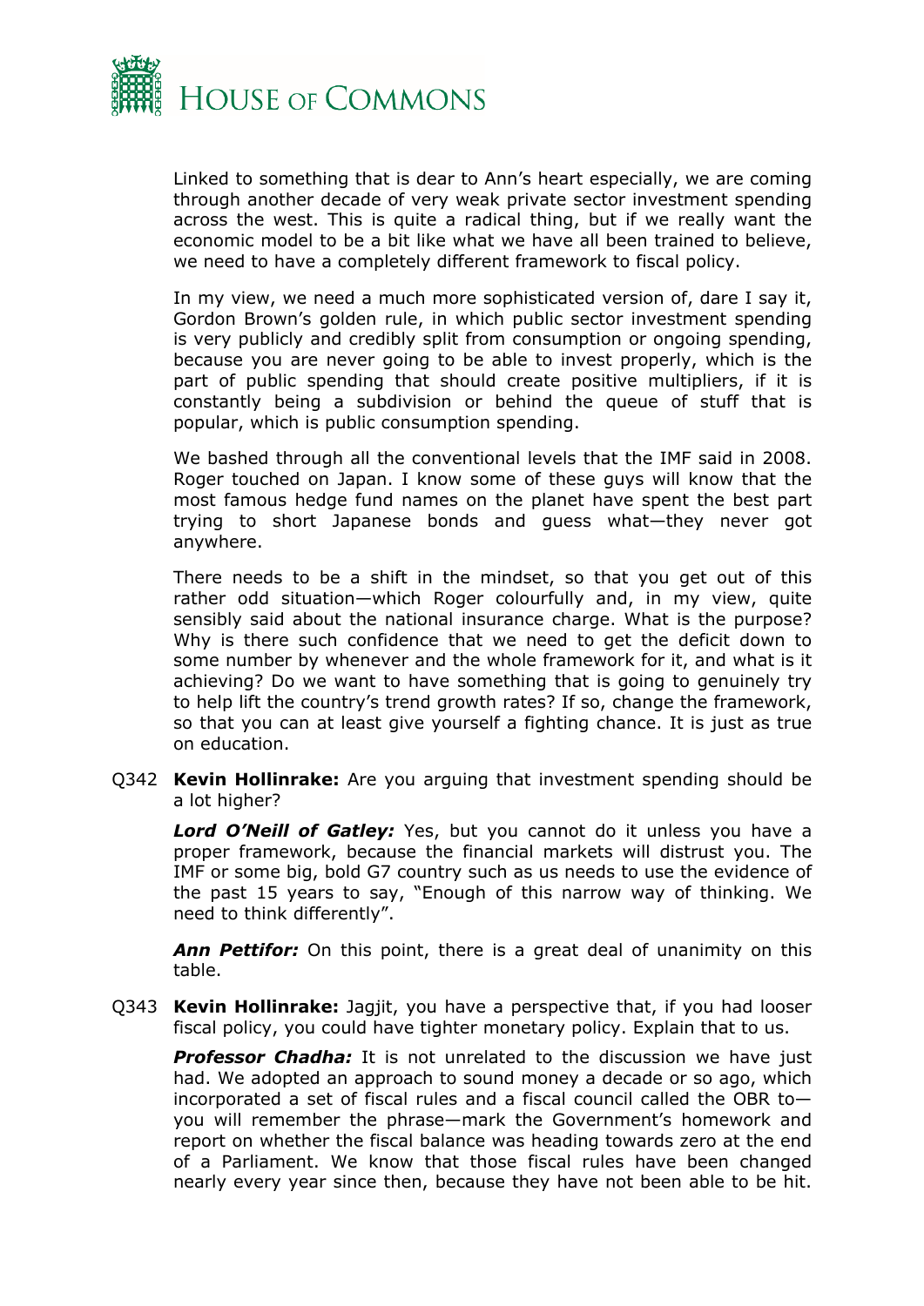Linked to something that is dear to Ann's heart especially, we are coming through another decade of very weak private sector investment spending across the west. This is quite a radical thing, but if we really want the economic model to be a bit like what we have all been trained to believe, we need to have a completely different framework to fiscal policy.

In my view, we need a much more sophisticated version of, dare I say it, Gordon Brown's golden rule, in which public sector investment spending is very publicly and credibly split from consumption or ongoing spending, because you are never going to be able to invest properly, which is the part of public spending that should create positive multipliers, if it is constantly being a subdivision or behind the queue of stuff that is popular, which is public consumption spending.

We bashed through all the conventional levels that the IMF said in 2008. Roger touched on Japan. I know some of these guys will know that the most famous hedge fund names on the planet have spent the best part trying to short Japanese bonds and guess what—they never got anywhere.

There needs to be a shift in the mindset, so that you get out of this rather odd situation—which Roger colourfully and, in my view, quite sensibly said about the national insurance charge. What is the purpose? Why is there such confidence that we need to get the deficit down to some number by whenever and the whole framework for it, and what is it achieving? Do we want to have something that is going to genuinely try to help lift the country's trend growth rates? If so, change the framework, so that you can at least give yourself a fighting chance. It is just as true on education.

Q342 **Kevin Hollinrake:** Are you arguing that investment spending should be a lot higher?

***Lord O'Neill of Gatley:*** Yes, but you cannot do it unless you have a proper framework, because the financial markets will distrust you. The IMF or some big, bold G7 country such as us needs to use the evidence of the past 15 years to say, "Enough of this narrow way of thinking. We need to think differently".

***Ann Pettifor:*** On this point, there is a great deal of unanimity on this table.

Q343 **Kevin Hollinrake:** Jagjit, you have a perspective that, if you had looser fiscal policy, you could have tighter monetary policy. Explain that to us.

***Professor Chadha:*** It is not unrelated to the discussion we have just had. We adopted an approach to sound money a decade or so ago, which incorporated a set of fiscal rules and a fiscal council called the OBR to—you will remember the phrase—mark the Government's homework and report on whether the fiscal balance was heading towards zero at the end of a Parliament. We know that those fiscal rules have been changed nearly every year since then, because they have not been able to be hit.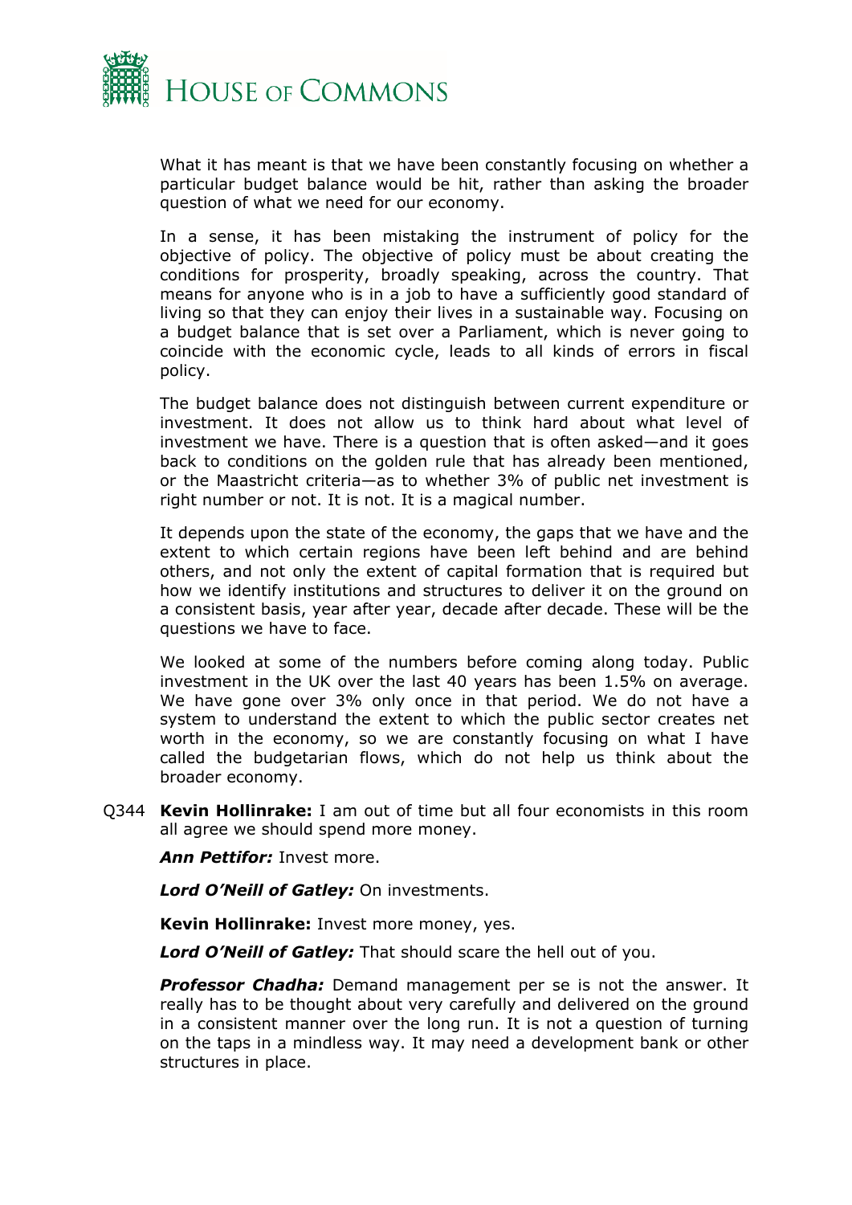What it has meant is that we have been constantly focusing on whether a particular budget balance would be hit, rather than asking the broader question of what we need for our economy.

In a sense, it has been mistaking the instrument of policy for the objective of policy. The objective of policy must be about creating the conditions for prosperity, broadly speaking, across the country. That means for anyone who is in a job to have a sufficiently good standard of living so that they can enjoy their lives in a sustainable way. Focusing on a budget balance that is set over a Parliament, which is never going to coincide with the economic cycle, leads to all kinds of errors in fiscal policy.

The budget balance does not distinguish between current expenditure or investment. It does not allow us to think hard about what level of investment we have. There is a question that is often asked—and it goes back to conditions on the golden rule that has already been mentioned, or the Maastricht criteria—as to whether 3% of public net investment is right number or not. It is not. It is a magical number.

It depends upon the state of the economy, the gaps that we have and the extent to which certain regions have been left behind and are behind others, and not only the extent of capital formation that is required but how we identify institutions and structures to deliver it on the ground on a consistent basis, year after year, decade after decade. These will be the questions we have to face.

We looked at some of the numbers before coming along today. Public investment in the UK over the last 40 years has been 1.5% on average. We have gone over 3% only once in that period. We do not have a system to understand the extent to which the public sector creates net worth in the economy, so we are constantly focusing on what I have called the budgetarian flows, which do not help us think about the broader economy.

Q344 **Kevin Hollinrake:** I am out of time but all four economists in this room all agree we should spend more money.

***Ann Pettifor:*** Invest more.

***Lord O'Neill of Gatley:*** On investments.

**Kevin Hollinrake:** Invest more money, yes.

***Lord O'Neill of Gatley:*** That should scare the hell out of you.

***Professor Chadha:*** Demand management per se is not the answer. It really has to be thought about very carefully and delivered on the ground in a consistent manner over the long run. It is not a question of turning on the taps in a mindless way. It may need a development bank or other structures in place.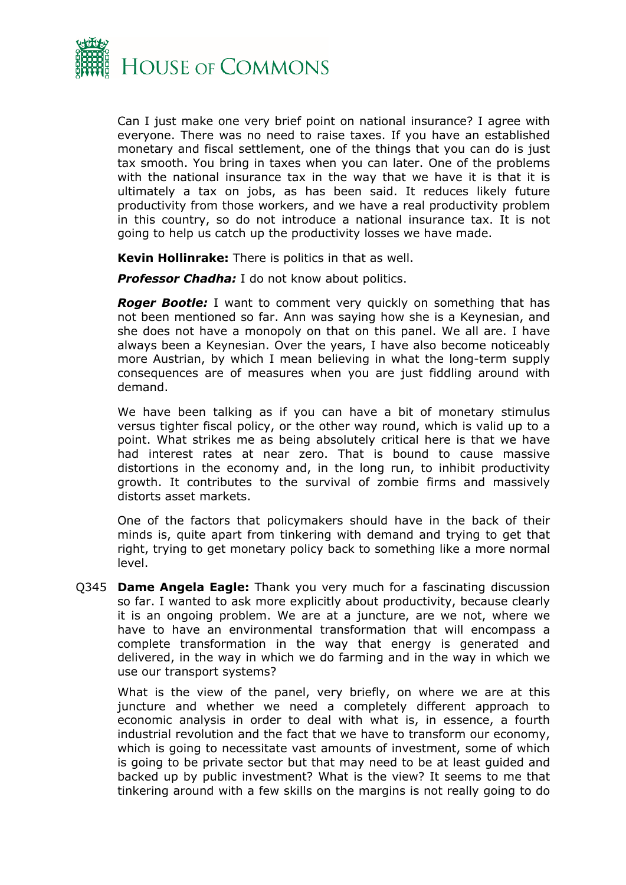Can I just make one very brief point on national insurance? I agree with everyone. There was no need to raise taxes. If you have an established monetary and fiscal settlement, one of the things that you can do is just tax smooth. You bring in taxes when you can later. One of the problems with the national insurance tax in the way that we have it is that it is ultimately a tax on jobs, as has been said. It reduces likely future productivity from those workers, and we have a real productivity problem in this country, so do not introduce a national insurance tax. It is not going to help us catch up the productivity losses we have made.

**Kevin Hollinrake:** There is politics in that as well.

***Professor Chadha:*** I do not know about politics.

***Roger Bootle:*** I want to comment very quickly on something that has not been mentioned so far. Ann was saying how she is a Keynesian, and she does not have a monopoly on that on this panel. We all are. I have always been a Keynesian. Over the years, I have also become noticeably more Austrian, by which I mean believing in what the long-term supply consequences are of measures when you are just fiddling around with demand.

We have been talking as if you can have a bit of monetary stimulus versus tighter fiscal policy, or the other way round, which is valid up to a point. What strikes me as being absolutely critical here is that we have had interest rates at near zero. That is bound to cause massive distortions in the economy and, in the long run, to inhibit productivity growth. It contributes to the survival of zombie firms and massively distorts asset markets.

One of the factors that policymakers should have in the back of their minds is, quite apart from tinkering with demand and trying to get that right, trying to get monetary policy back to something like a more normal level.

Q345 **Dame Angela Eagle:** Thank you very much for a fascinating discussion so far. I wanted to ask more explicitly about productivity, because clearly it is an ongoing problem. We are at a juncture, are we not, where we have to have an environmental transformation that will encompass a complete transformation in the way that energy is generated and delivered, in the way in which we do farming and in the way in which we use our transport systems?

What is the view of the panel, very briefly, on where we are at this juncture and whether we need a completely different approach to economic analysis in order to deal with what is, in essence, a fourth industrial revolution and the fact that we have to transform our economy, which is going to necessitate vast amounts of investment, some of which is going to be private sector but that may need to be at least guided and backed up by public investment? What is the view? It seems to me that tinkering around with a few skills on the margins is not really going to do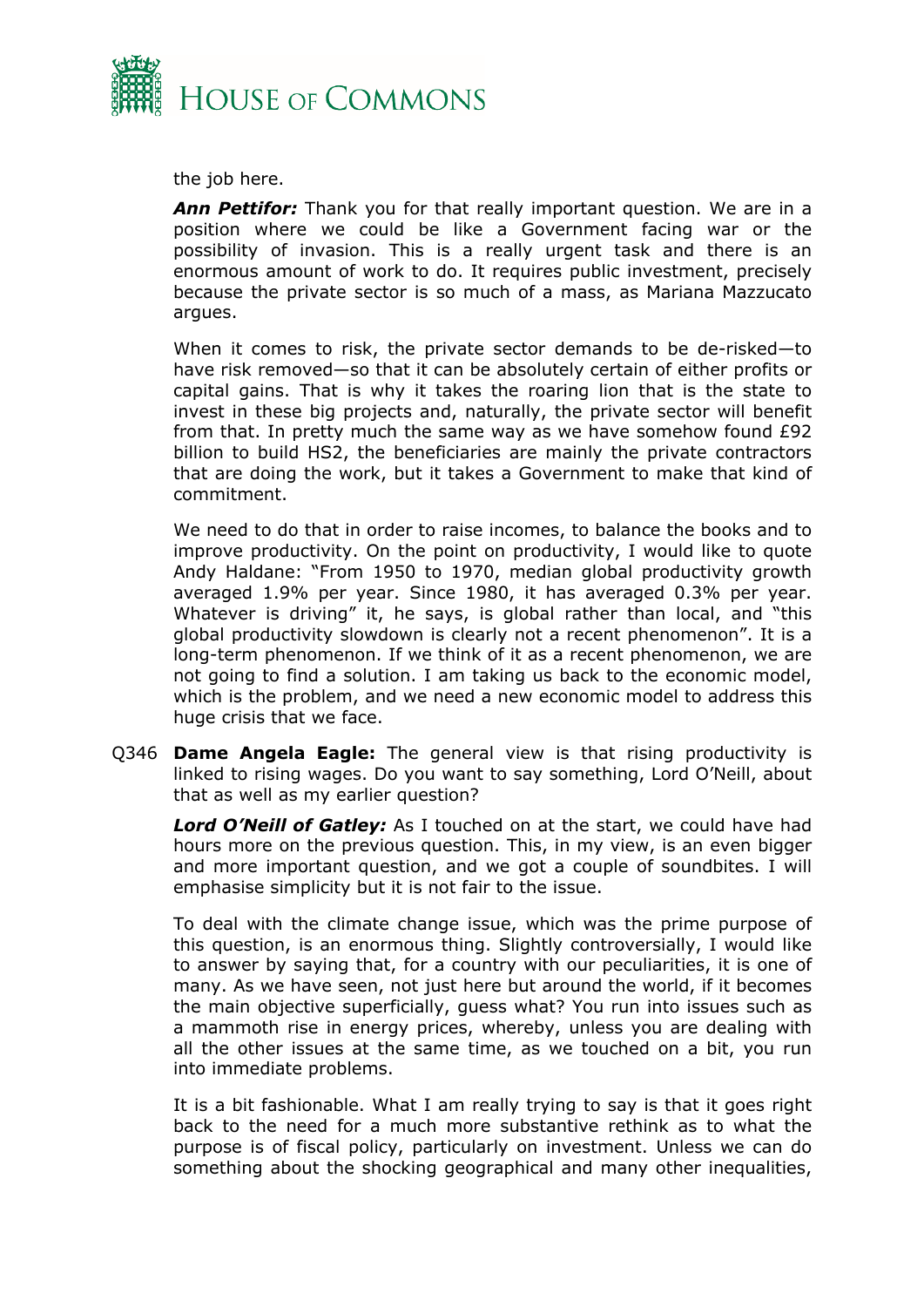the job here.

***Ann Pettifor:*** Thank you for that really important question. We are in a position where we could be like a Government facing war or the possibility of invasion. This is a really urgent task and there is an enormous amount of work to do. It requires public investment, precisely because the private sector is so much of a mass, as Mariana Mazzucato argues.

When it comes to risk, the private sector demands to be de-risked—to have risk removed—so that it can be absolutely certain of either profits or capital gains. That is why it takes the roaring lion that is the state to invest in these big projects and, naturally, the private sector will benefit from that. In pretty much the same way as we have somehow found £92 billion to build HS2, the beneficiaries are mainly the private contractors that are doing the work, but it takes a Government to make that kind of commitment.

We need to do that in order to raise incomes, to balance the books and to improve productivity. On the point on productivity, I would like to quote Andy Haldane: "From 1950 to 1970, median global productivity growth averaged 1.9% per year. Since 1980, it has averaged 0.3% per year. Whatever is driving" it, he says, is global rather than local, and "this global productivity slowdown is clearly not a recent phenomenon". It is a long-term phenomenon. If we think of it as a recent phenomenon, we are not going to find a solution. I am taking us back to the economic model, which is the problem, and we need a new economic model to address this huge crisis that we face.

Q346 **Dame Angela Eagle:** The general view is that rising productivity is linked to rising wages. Do you want to say something, Lord O'Neill, about that as well as my earlier question?

***Lord O'Neill of Gatley:*** As I touched on at the start, we could have had hours more on the previous question. This, in my view, is an even bigger and more important question, and we got a couple of soundbites. I will emphasise simplicity but it is not fair to the issue.

To deal with the climate change issue, which was the prime purpose of this question, is an enormous thing. Slightly controversially, I would like to answer by saying that, for a country with our peculiarities, it is one of many. As we have seen, not just here but around the world, if it becomes the main objective superficially, guess what? You run into issues such as a mammoth rise in energy prices, whereby, unless you are dealing with all the other issues at the same time, as we touched on a bit, you run into immediate problems.

It is a bit fashionable. What I am really trying to say is that it goes right back to the need for a much more substantive rethink as to what the purpose is of fiscal policy, particularly on investment. Unless we can do something about the shocking geographical and many other inequalities,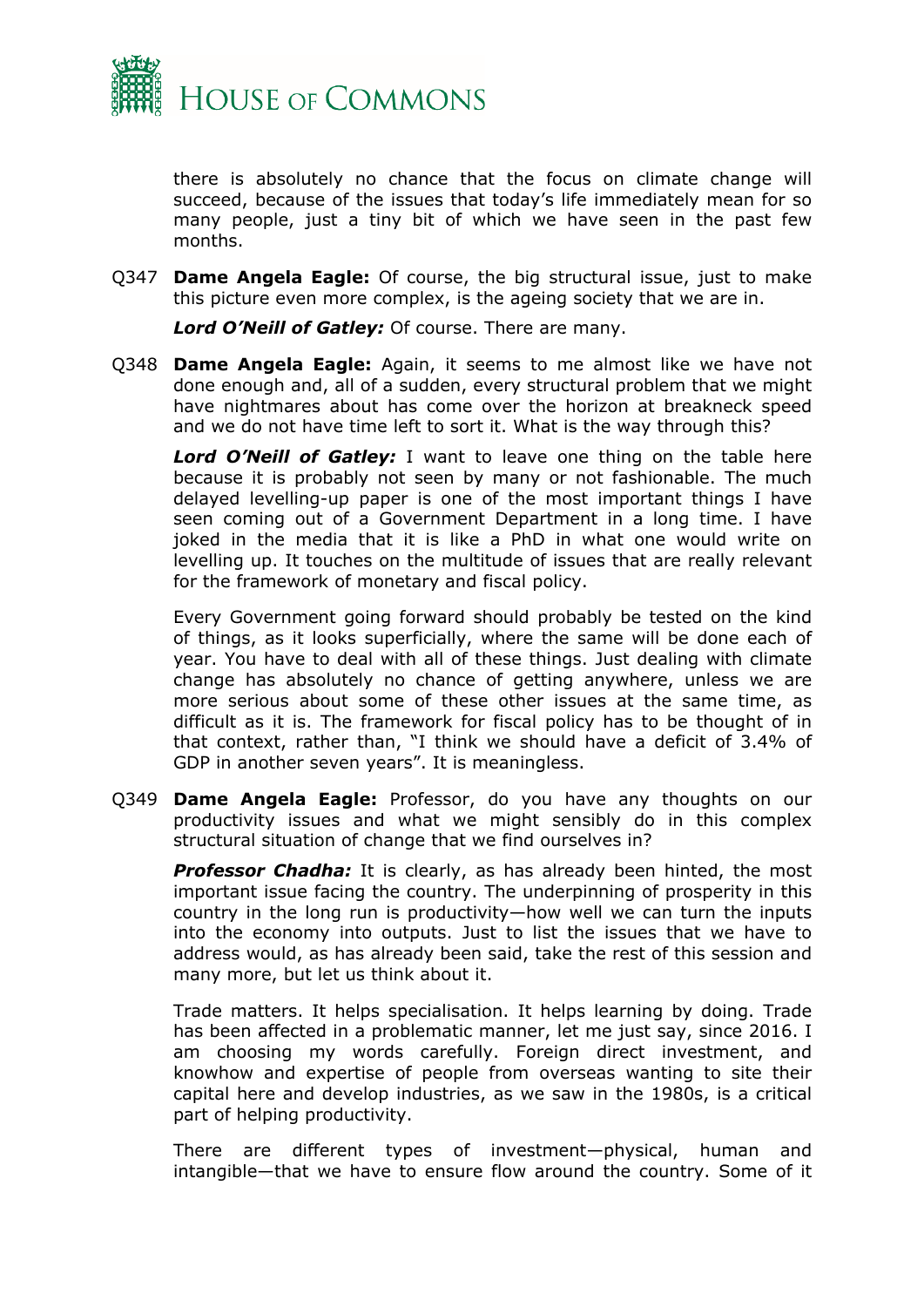there is absolutely no chance that the focus on climate change will succeed, because of the issues that today's life immediately mean for so many people, just a tiny bit of which we have seen in the past few months.

Q347 **Dame Angela Eagle:** Of course, the big structural issue, just to make this picture even more complex, is the ageing society that we are in.

***Lord O'Neill of Gatley:*** Of course. There are many.

Q348 **Dame Angela Eagle:** Again, it seems to me almost like we have not done enough and, all of a sudden, every structural problem that we might have nightmares about has come over the horizon at breakneck speed and we do not have time left to sort it. What is the way through this?

***Lord O'Neill of Gatley:*** I want to leave one thing on the table here because it is probably not seen by many or not fashionable. The much delayed levelling-up paper is one of the most important things I have seen coming out of a Government Department in a long time. I have joked in the media that it is like a PhD in what one would write on levelling up. It touches on the multitude of issues that are really relevant for the framework of monetary and fiscal policy.

Every Government going forward should probably be tested on the kind of things, as it looks superficially, where the same will be done each of year. You have to deal with all of these things. Just dealing with climate change has absolutely no chance of getting anywhere, unless we are more serious about some of these other issues at the same time, as difficult as it is. The framework for fiscal policy has to be thought of in that context, rather than, "I think we should have a deficit of 3.4% of GDP in another seven years". It is meaningless.

Q349 **Dame Angela Eagle:** Professor, do you have any thoughts on our productivity issues and what we might sensibly do in this complex structural situation of change that we find ourselves in?

***Professor Chadha:*** It is clearly, as has already been hinted, the most important issue facing the country. The underpinning of prosperity in this country in the long run is productivity—how well we can turn the inputs into the economy into outputs. Just to list the issues that we have to address would, as has already been said, take the rest of this session and many more, but let us think about it.

Trade matters. It helps specialisation. It helps learning by doing. Trade has been affected in a problematic manner, let me just say, since 2016. I am choosing my words carefully. Foreign direct investment, and knowhow and expertise of people from overseas wanting to site their capital here and develop industries, as we saw in the 1980s, is a critical part of helping productivity.

There are different types of investment—physical, human and intangible—that we have to ensure flow around the country. Some of it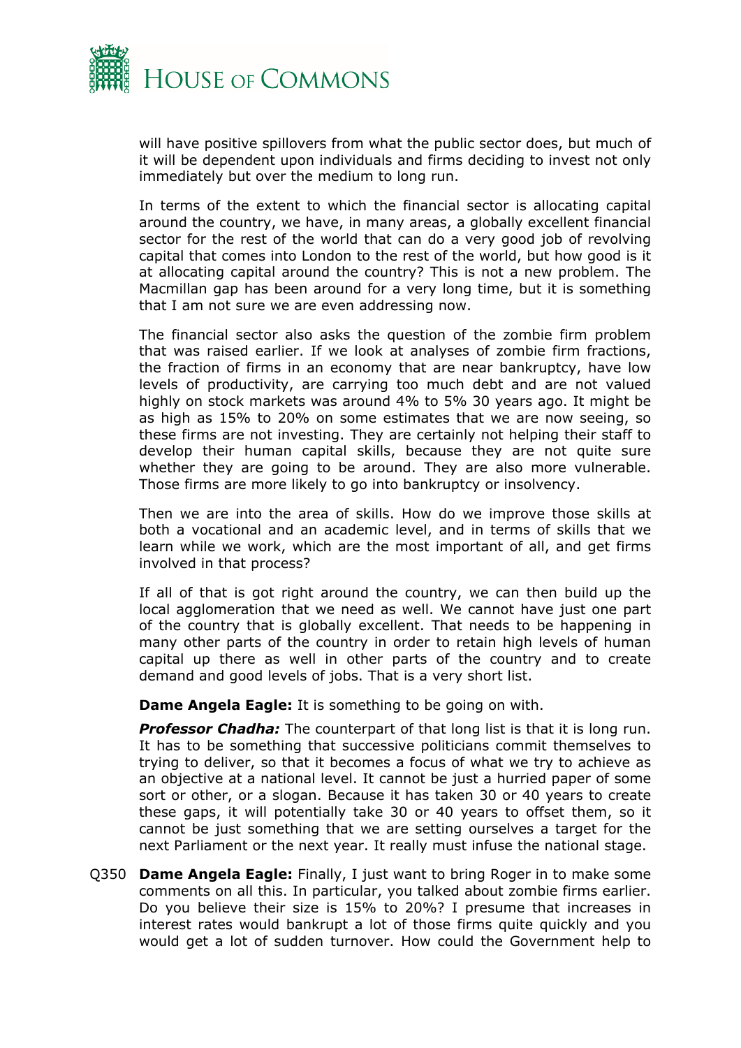will have positive spillovers from what the public sector does, but much of it will be dependent upon individuals and firms deciding to invest not only immediately but over the medium to long run.

In terms of the extent to which the financial sector is allocating capital around the country, we have, in many areas, a globally excellent financial sector for the rest of the world that can do a very good job of revolving capital that comes into London to the rest of the world, but how good is it at allocating capital around the country? This is not a new problem. The Macmillan gap has been around for a very long time, but it is something that I am not sure we are even addressing now.

The financial sector also asks the question of the zombie firm problem that was raised earlier. If we look at analyses of zombie firm fractions, the fraction of firms in an economy that are near bankruptcy, have low levels of productivity, are carrying too much debt and are not valued highly on stock markets was around 4% to 5% 30 years ago. It might be as high as 15% to 20% on some estimates that we are now seeing, so these firms are not investing. They are certainly not helping their staff to develop their human capital skills, because they are not quite sure whether they are going to be around. They are also more vulnerable. Those firms are more likely to go into bankruptcy or insolvency.

Then we are into the area of skills. How do we improve those skills at both a vocational and an academic level, and in terms of skills that we learn while we work, which are the most important of all, and get firms involved in that process?

If all of that is got right around the country, we can then build up the local agglomeration that we need as well. We cannot have just one part of the country that is globally excellent. That needs to be happening in many other parts of the country in order to retain high levels of human capital up there as well in other parts of the country and to create demand and good levels of jobs. That is a very short list.

**Dame Angela Eagle:** It is something to be going on with.

***Professor Chadha:*** The counterpart of that long list is that it is long run. It has to be something that successive politicians commit themselves to trying to deliver, so that it becomes a focus of what we try to achieve as an objective at a national level. It cannot be just a hurried paper of some sort or other, or a slogan. Because it has taken 30 or 40 years to create these gaps, it will potentially take 30 or 40 years to offset them, so it cannot be just something that we are setting ourselves a target for the next Parliament or the next year. It really must infuse the national stage.

Q350 **Dame Angela Eagle:** Finally, I just want to bring Roger in to make some comments on all this. In particular, you talked about zombie firms earlier. Do you believe their size is 15% to 20%? I presume that increases in interest rates would bankrupt a lot of those firms quite quickly and you would get a lot of sudden turnover. How could the Government help to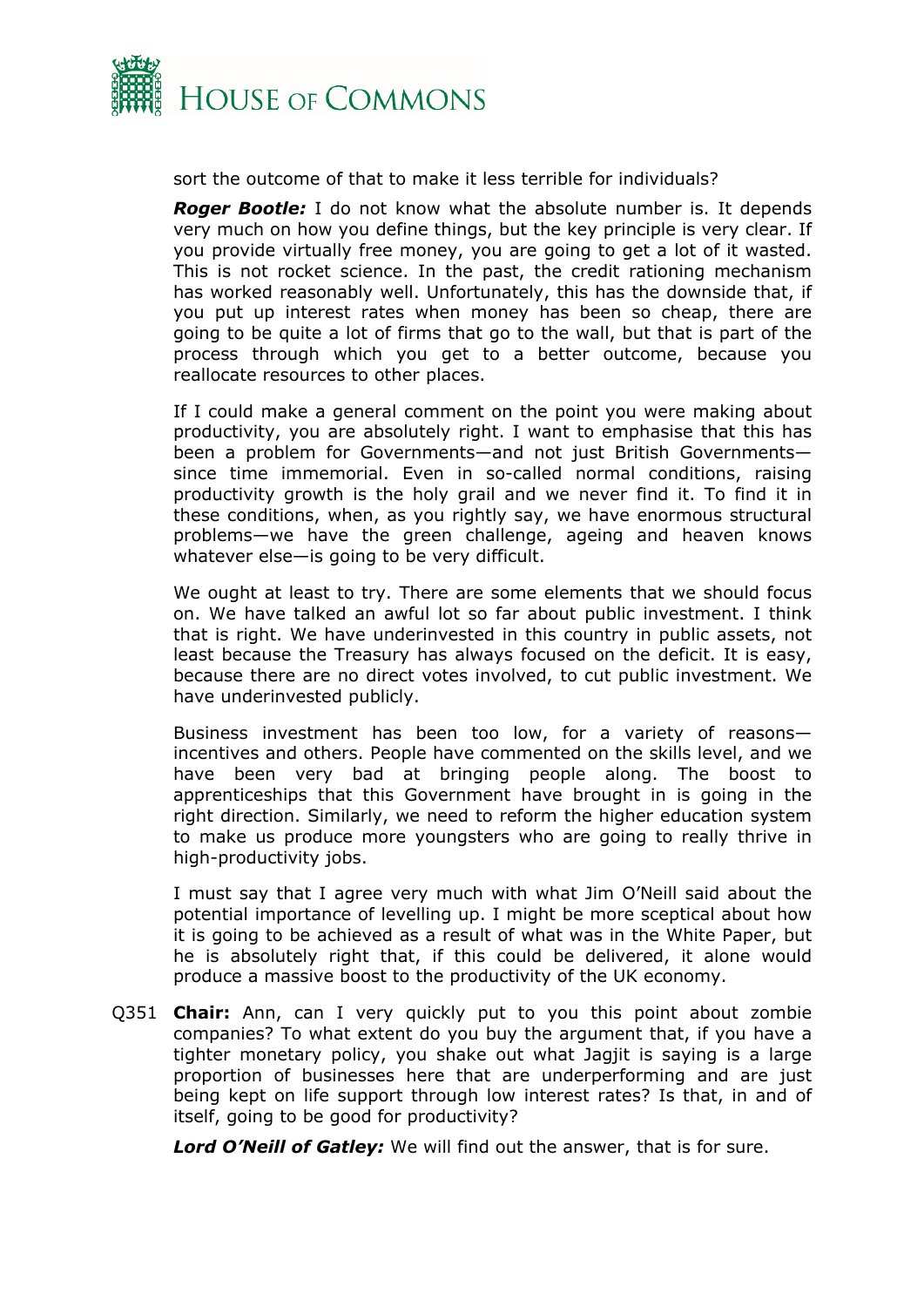sort the outcome of that to make it less terrible for individuals?

***Roger Bootle:*** I do not know what the absolute number is. It depends very much on how you define things, but the key principle is very clear. If you provide virtually free money, you are going to get a lot of it wasted. This is not rocket science. In the past, the credit rationing mechanism has worked reasonably well. Unfortunately, this has the downside that, if you put up interest rates when money has been so cheap, there are going to be quite a lot of firms that go to the wall, but that is part of the process through which you get to a better outcome, because you reallocate resources to other places.

If I could make a general comment on the point you were making about productivity, you are absolutely right. I want to emphasise that this has been a problem for Governments—and not just British Governments—since time immemorial. Even in so-called normal conditions, raising productivity growth is the holy grail and we never find it. To find it in these conditions, when, as you rightly say, we have enormous structural problems—we have the green challenge, ageing and heaven knows whatever else—is going to be very difficult.

We ought at least to try. There are some elements that we should focus on. We have talked an awful lot so far about public investment. I think that is right. We have underinvested in this country in public assets, not least because the Treasury has always focused on the deficit. It is easy, because there are no direct votes involved, to cut public investment. We have underinvested publicly.

Business investment has been too low, for a variety of reasons—incentives and others. People have commented on the skills level, and we have been very bad at bringing people along. The boost to apprenticeships that this Government have brought in is going in the right direction. Similarly, we need to reform the higher education system to make us produce more youngsters who are going to really thrive in high-productivity jobs.

I must say that I agree very much with what Jim O'Neill said about the potential importance of levelling up. I might be more sceptical about how it is going to be achieved as a result of what was in the White Paper, but he is absolutely right that, if this could be delivered, it alone would produce a massive boost to the productivity of the UK economy.

Q351 **Chair:** Ann, can I very quickly put to you this point about zombie companies? To what extent do you buy the argument that, if you have a tighter monetary policy, you shake out what Jagjit is saying is a large proportion of businesses here that are underperforming and are just being kept on life support through low interest rates? Is that, in and of itself, going to be good for productivity?

***Lord O'Neill of Gatley:*** We will find out the answer, that is for sure.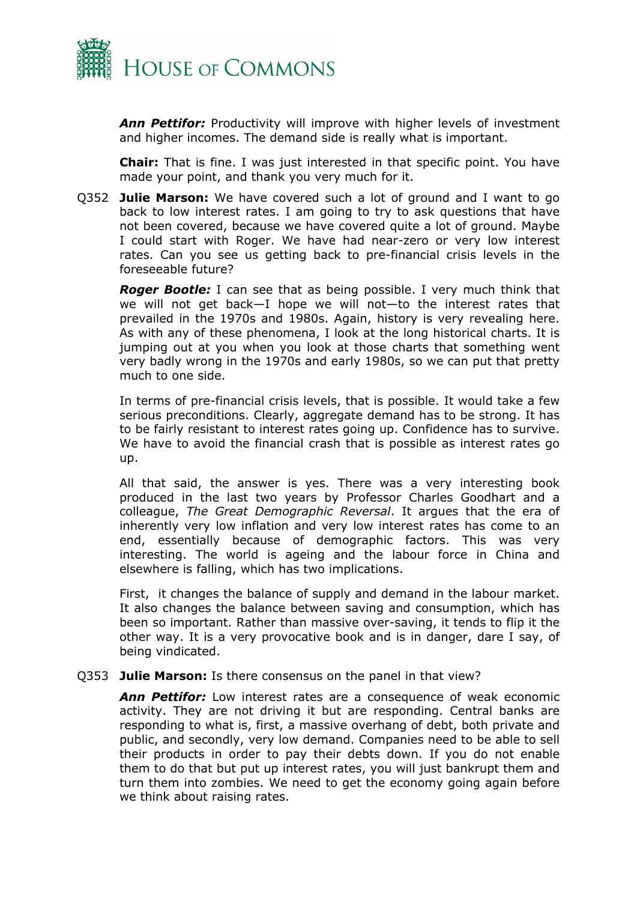***Ann Pettifor:*** Productivity will improve with higher levels of investment and higher incomes. The demand side is really what is important.

**Chair:** That is fine. I was just interested in that specific point. You have made your point, and thank you very much for it.

Q352 **Julie Marson:** We have covered such a lot of ground and I want to go back to low interest rates. I am going to try to ask questions that have not been covered, because we have covered quite a lot of ground. Maybe I could start with Roger. We have had near-zero or very low interest rates. Can you see us getting back to pre-financial crisis levels in the foreseeable future?

***Roger Bootle:*** I can see that as being possible. I very much think that we will not get back—I hope we will not—to the interest rates that prevailed in the 1970s and 1980s. Again, history is very revealing here. As with any of these phenomena, I look at the long historical charts. It is jumping out at you when you look at those charts that something went very badly wrong in the 1970s and early 1980s, so we can put that pretty much to one side.

In terms of pre-financial crisis levels, that is possible. It would take a few serious preconditions. Clearly, aggregate demand has to be strong. It has to be fairly resistant to interest rates going up. Confidence has to survive. We have to avoid the financial crash that is possible as interest rates go up.

All that said, the answer is yes. There was a very interesting book produced in the last two years by Professor Charles Goodhart and a colleague, *The Great Demographic Reversal*. It argues that the era of inherently very low inflation and very low interest rates has come to an end, essentially because of demographic factors. This was very interesting. The world is ageing and the labour force in China and elsewhere is falling, which has two implications.

First, it changes the balance of supply and demand in the labour market. It also changes the balance between saving and consumption, which has been so important. Rather than massive over-saving, it tends to flip it the other way. It is a very provocative book and is in danger, dare I say, of being vindicated.

Q353 **Julie Marson:** Is there consensus on the panel in that view?

***Ann Pettifor:*** Low interest rates are a consequence of weak economic activity. They are not driving it but are responding. Central banks are responding to what is, first, a massive overhang of debt, both private and public, and secondly, very low demand. Companies need to be able to sell their products in order to pay their debts down. If you do not enable them to do that but put up interest rates, you will just bankrupt them and turn them into zombies. We need to get the economy going again before we think about raising rates.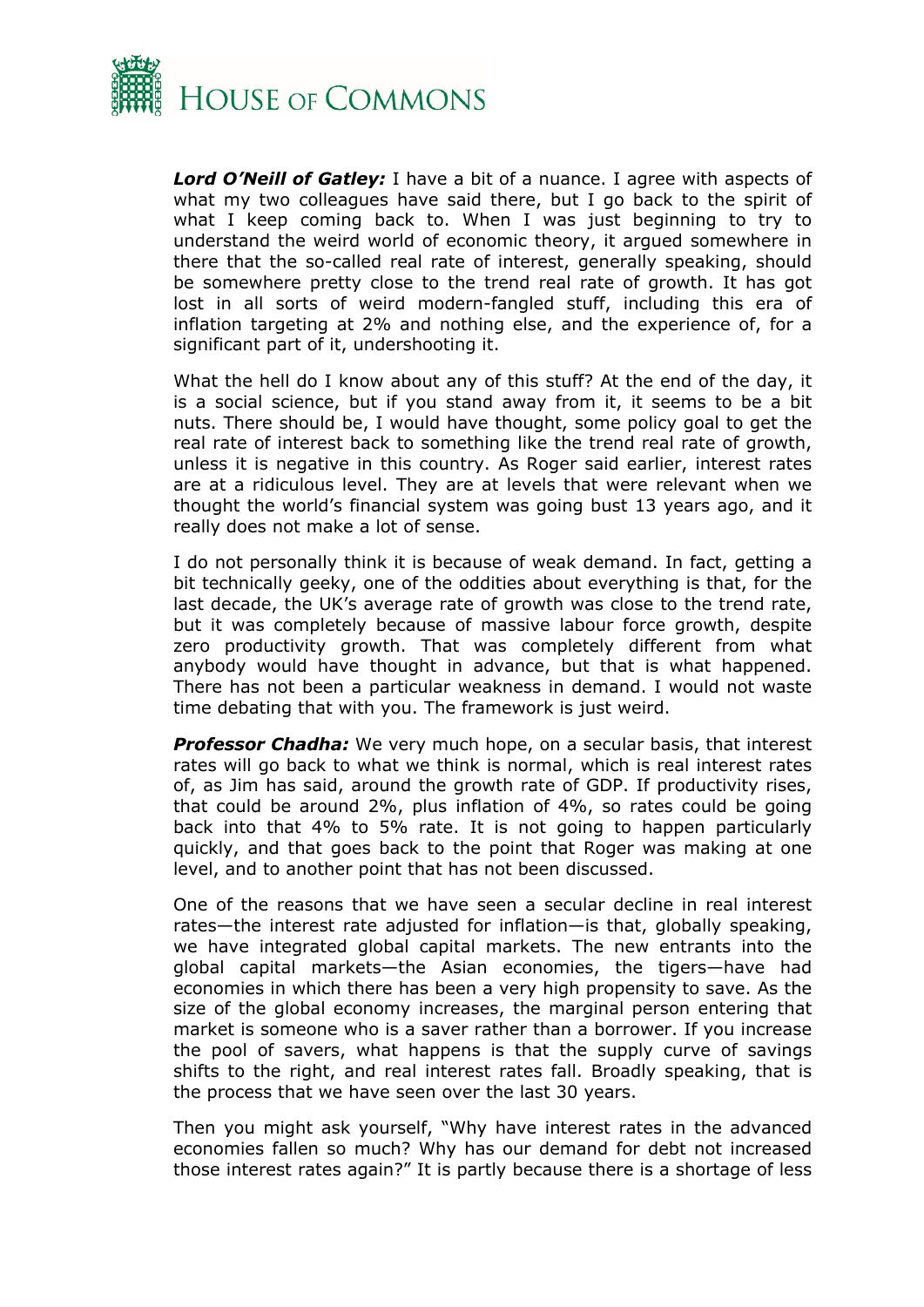***Lord O'Neill of Gatley:*** I have a bit of a nuance. I agree with aspects of what my two colleagues have said there, but I go back to the spirit of what I keep coming back to. When I was just beginning to try to understand the weird world of economic theory, it argued somewhere in there that the so-called real rate of interest, generally speaking, should be somewhere pretty close to the trend real rate of growth. It has got lost in all sorts of weird modern-fangled stuff, including this era of inflation targeting at 2% and nothing else, and the experience of, for a significant part of it, undershooting it.

What the hell do I know about any of this stuff? At the end of the day, it is a social science, but if you stand away from it, it seems to be a bit nuts. There should be, I would have thought, some policy goal to get the real rate of interest back to something like the trend real rate of growth, unless it is negative in this country. As Roger said earlier, interest rates are at a ridiculous level. They are at levels that were relevant when we thought the world's financial system was going bust 13 years ago, and it really does not make a lot of sense.

I do not personally think it is because of weak demand. In fact, getting a bit technically geeky, one of the oddities about everything is that, for the last decade, the UK's average rate of growth was close to the trend rate, but it was completely because of massive labour force growth, despite zero productivity growth. That was completely different from what anybody would have thought in advance, but that is what happened. There has not been a particular weakness in demand. I would not waste time debating that with you. The framework is just weird.

***Professor Chadha:*** We very much hope, on a secular basis, that interest rates will go back to what we think is normal, which is real interest rates of, as Jim has said, around the growth rate of GDP. If productivity rises, that could be around 2%, plus inflation of 4%, so rates could be going back into that 4% to 5% rate. It is not going to happen particularly quickly, and that goes back to the point that Roger was making at one level, and to another point that has not been discussed.

One of the reasons that we have seen a secular decline in real interest rates—the interest rate adjusted for inflation—is that, globally speaking, we have integrated global capital markets. The new entrants into the global capital markets—the Asian economies, the tigers—have had economies in which there has been a very high propensity to save. As the size of the global economy increases, the marginal person entering that market is someone who is a saver rather than a borrower. If you increase the pool of savers, what happens is that the supply curve of savings shifts to the right, and real interest rates fall. Broadly speaking, that is the process that we have seen over the last 30 years.

Then you might ask yourself, "Why have interest rates in the advanced economies fallen so much? Why has our demand for debt not increased those interest rates again?" It is partly because there is a shortage of less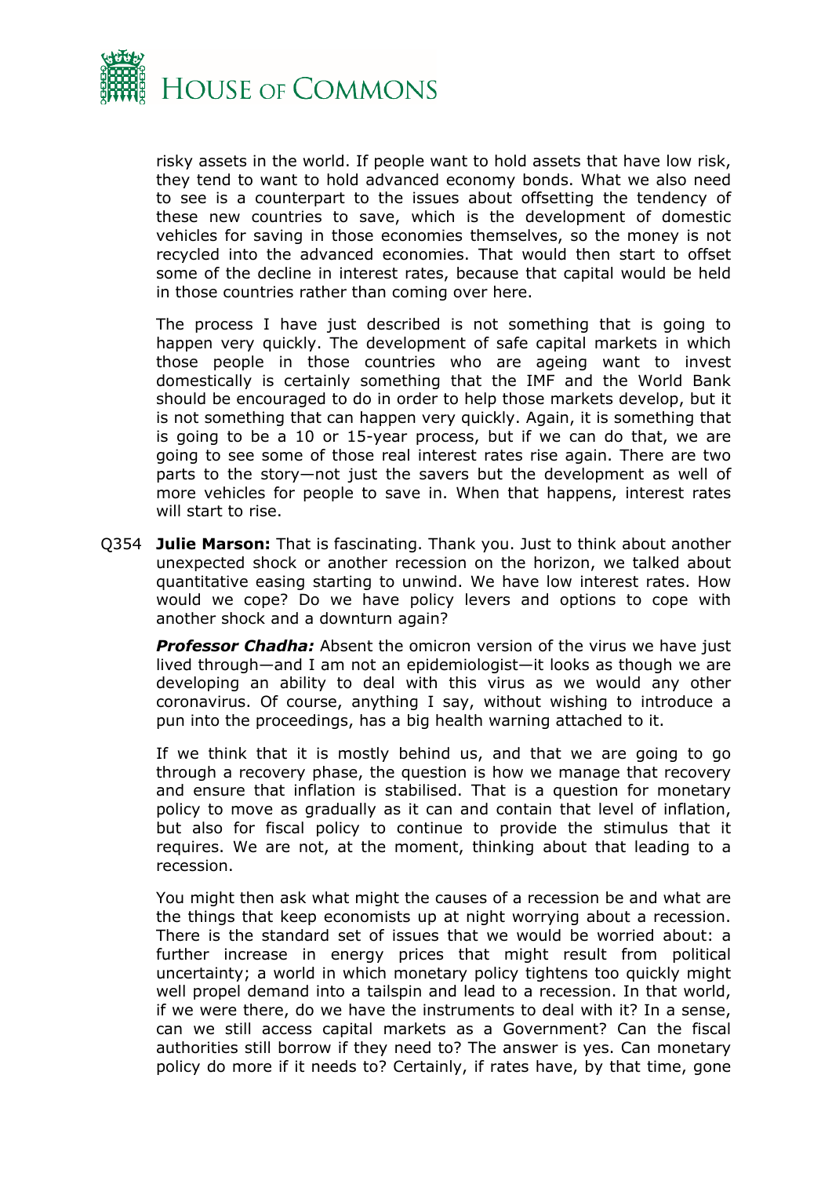risky assets in the world. If people want to hold assets that have low risk, they tend to want to hold advanced economy bonds. What we also need to see is a counterpart to the issues about offsetting the tendency of these new countries to save, which is the development of domestic vehicles for saving in those economies themselves, so the money is not recycled into the advanced economies. That would then start to offset some of the decline in interest rates, because that capital would be held in those countries rather than coming over here.

The process I have just described is not something that is going to happen very quickly. The development of safe capital markets in which those people in those countries who are ageing want to invest domestically is certainly something that the IMF and the World Bank should be encouraged to do in order to help those markets develop, but it is not something that can happen very quickly. Again, it is something that is going to be a 10 or 15-year process, but if we can do that, we are going to see some of those real interest rates rise again. There are two parts to the story—not just the savers but the development as well of more vehicles for people to save in. When that happens, interest rates will start to rise.

Q354 **Julie Marson:** That is fascinating. Thank you. Just to think about another unexpected shock or another recession on the horizon, we talked about quantitative easing starting to unwind. We have low interest rates. How would we cope? Do we have policy levers and options to cope with another shock and a downturn again?

***Professor Chadha:*** Absent the omicron version of the virus we have just lived through—and I am not an epidemiologist—it looks as though we are developing an ability to deal with this virus as we would any other coronavirus. Of course, anything I say, without wishing to introduce a pun into the proceedings, has a big health warning attached to it.

If we think that it is mostly behind us, and that we are going to go through a recovery phase, the question is how we manage that recovery and ensure that inflation is stabilised. That is a question for monetary policy to move as gradually as it can and contain that level of inflation, but also for fiscal policy to continue to provide the stimulus that it requires. We are not, at the moment, thinking about that leading to a recession.

You might then ask what might the causes of a recession be and what are the things that keep economists up at night worrying about a recession. There is the standard set of issues that we would be worried about: a further increase in energy prices that might result from political uncertainty; a world in which monetary policy tightens too quickly might well propel demand into a tailspin and lead to a recession. In that world, if we were there, do we have the instruments to deal with it? In a sense, can we still access capital markets as a Government? Can the fiscal authorities still borrow if they need to? The answer is yes. Can monetary policy do more if it needs to? Certainly, if rates have, by that time, gone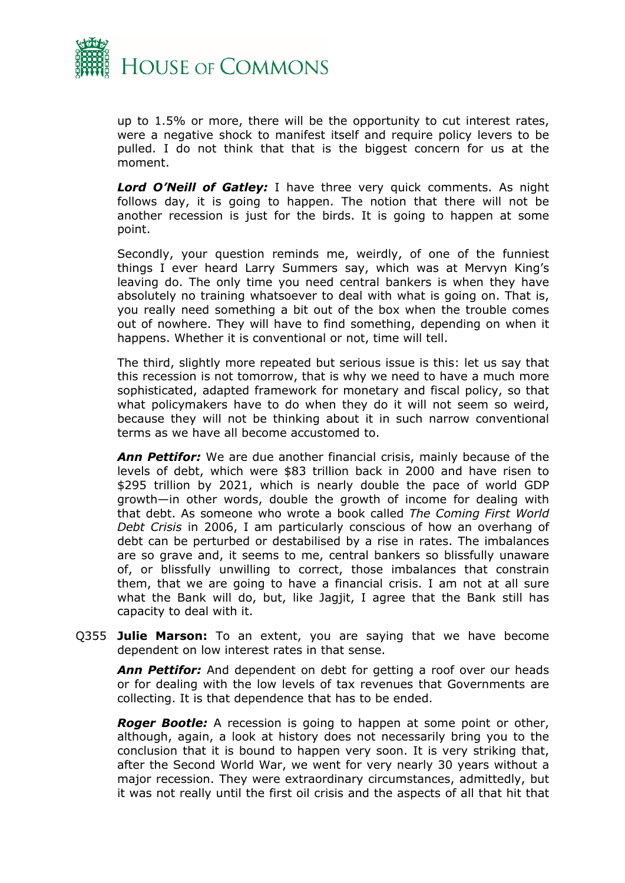up to 1.5% or more, there will be the opportunity to cut interest rates, were a negative shock to manifest itself and require policy levers to be pulled. I do not think that that is the biggest concern for us at the moment.

***Lord O'Neill of Gatley:*** I have three very quick comments. As night follows day, it is going to happen. The notion that there will not be another recession is just for the birds. It is going to happen at some point.

Secondly, your question reminds me, weirdly, of one of the funniest things I ever heard Larry Summers say, which was at Mervyn King's leaving do. The only time you need central bankers is when they have absolutely no training whatsoever to deal with what is going on. That is, you really need something a bit out of the box when the trouble comes out of nowhere. They will have to find something, depending on when it happens. Whether it is conventional or not, time will tell.

The third, slightly more repeated but serious issue is this: let us say that this recession is not tomorrow, that is why we need to have a much more sophisticated, adapted framework for monetary and fiscal policy, so that what policymakers have to do when they do it will not seem so weird, because they will not be thinking about it in such narrow conventional terms as we have all become accustomed to.

***Ann Pettifor:*** We are due another financial crisis, mainly because of the levels of debt, which were $83 trillion back in 2000 and have risen to $295 trillion by 2021, which is nearly double the pace of world GDP growth—in other words, double the growth of income for dealing with that debt. As someone who wrote a book called *The Coming First World Debt Crisis* in 2006, I am particularly conscious of how an overhang of debt can be perturbed or destabilised by a rise in rates. The imbalances are so grave and, it seems to me, central bankers so blissfully unaware of, or blissfully unwilling to correct, those imbalances that constrain them, that we are going to have a financial crisis. I am not at all sure what the Bank will do, but, like Jagjit, I agree that the Bank still has capacity to deal with it.

Q355 **Julie Marson:** To an extent, you are saying that we have become dependent on low interest rates in that sense.

***Ann Pettifor:*** And dependent on debt for getting a roof over our heads or for dealing with the low levels of tax revenues that Governments are collecting. It is that dependence that has to be ended.

***Roger Bootle:*** A recession is going to happen at some point or other, although, again, a look at history does not necessarily bring you to the conclusion that it is bound to happen very soon. It is very striking that, after the Second World War, we went for very nearly 30 years without a major recession. They were extraordinary circumstances, admittedly, but it was not really until the first oil crisis and the aspects of all that hit that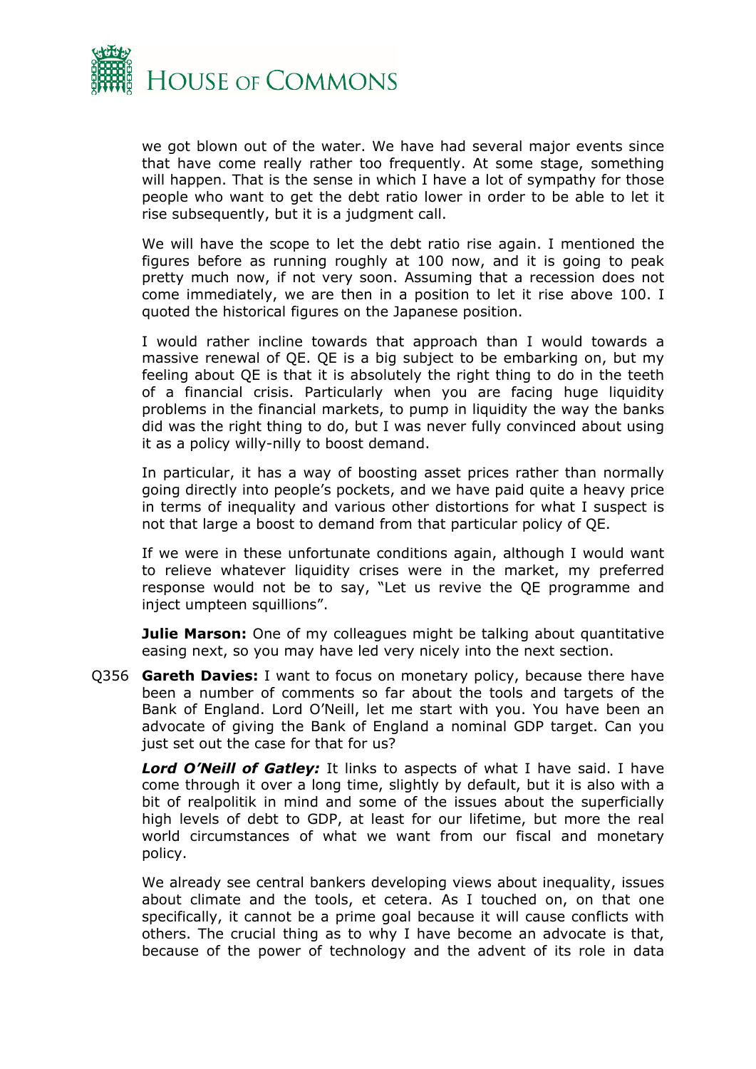we got blown out of the water. We have had several major events since that have come really rather too frequently. At some stage, something will happen. That is the sense in which I have a lot of sympathy for those people who want to get the debt ratio lower in order to be able to let it rise subsequently, but it is a judgment call.

We will have the scope to let the debt ratio rise again. I mentioned the figures before as running roughly at 100 now, and it is going to peak pretty much now, if not very soon. Assuming that a recession does not come immediately, we are then in a position to let it rise above 100. I quoted the historical figures on the Japanese position.

I would rather incline towards that approach than I would towards a massive renewal of QE. QE is a big subject to be embarking on, but my feeling about QE is that it is absolutely the right thing to do in the teeth of a financial crisis. Particularly when you are facing huge liquidity problems in the financial markets, to pump in liquidity the way the banks did was the right thing to do, but I was never fully convinced about using it as a policy willy-nilly to boost demand.

In particular, it has a way of boosting asset prices rather than normally going directly into people's pockets, and we have paid quite a heavy price in terms of inequality and various other distortions for what I suspect is not that large a boost to demand from that particular policy of QE.

If we were in these unfortunate conditions again, although I would want to relieve whatever liquidity crises were in the market, my preferred response would not be to say, "Let us revive the QE programme and inject umpteen squillions".

**Julie Marson:** One of my colleagues might be talking about quantitative easing next, so you may have led very nicely into the next section.

Q356 **Gareth Davies:** I want to focus on monetary policy, because there have been a number of comments so far about the tools and targets of the Bank of England. Lord O'Neill, let me start with you. You have been an advocate of giving the Bank of England a nominal GDP target. Can you just set out the case for that for us?

***Lord O'Neill of Gatley:*** It links to aspects of what I have said. I have come through it over a long time, slightly by default, but it is also with a bit of realpolitik in mind and some of the issues about the superficially high levels of debt to GDP, at least for our lifetime, but more the real world circumstances of what we want from our fiscal and monetary policy.

We already see central bankers developing views about inequality, issues about climate and the tools, et cetera. As I touched on, on that one specifically, it cannot be a prime goal because it will cause conflicts with others. The crucial thing as to why I have become an advocate is that, because of the power of technology and the advent of its role in data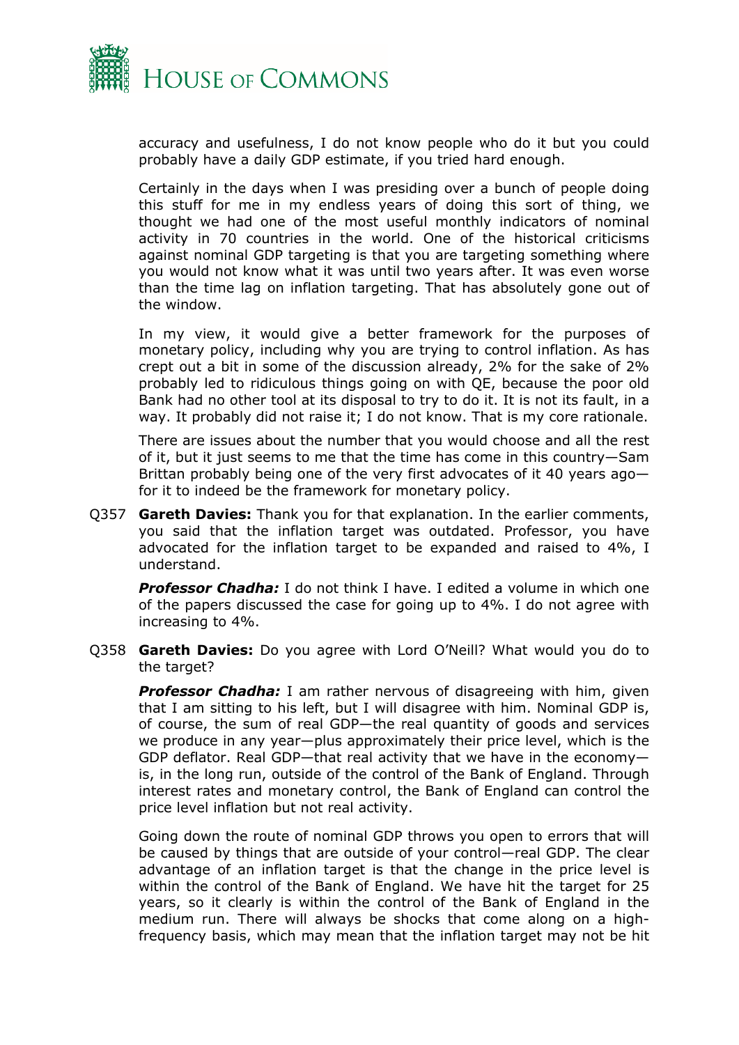accuracy and usefulness, I do not know people who do it but you could probably have a daily GDP estimate, if you tried hard enough.

Certainly in the days when I was presiding over a bunch of people doing this stuff for me in my endless years of doing this sort of thing, we thought we had one of the most useful monthly indicators of nominal activity in 70 countries in the world. One of the historical criticisms against nominal GDP targeting is that you are targeting something where you would not know what it was until two years after. It was even worse than the time lag on inflation targeting. That has absolutely gone out of the window.

In my view, it would give a better framework for the purposes of monetary policy, including why you are trying to control inflation. As has crept out a bit in some of the discussion already, 2% for the sake of 2% probably led to ridiculous things going on with QE, because the poor old Bank had no other tool at its disposal to try to do it. It is not its fault, in a way. It probably did not raise it; I do not know. That is my core rationale.

There are issues about the number that you would choose and all the rest of it, but it just seems to me that the time has come in this country—Sam Brittan probably being one of the very first advocates of it 40 years ago—for it to indeed be the framework for monetary policy.

Q357 **Gareth Davies:** Thank you for that explanation. In the earlier comments, you said that the inflation target was outdated. Professor, you have advocated for the inflation target to be expanded and raised to 4%, I understand.

***Professor Chadha:*** I do not think I have. I edited a volume in which one of the papers discussed the case for going up to 4%. I do not agree with increasing to 4%.

Q358 **Gareth Davies:** Do you agree with Lord O'Neill? What would you do to the target?

***Professor Chadha:*** I am rather nervous of disagreeing with him, given that I am sitting to his left, but I will disagree with him. Nominal GDP is, of course, the sum of real GDP—the real quantity of goods and services we produce in any year—plus approximately their price level, which is the GDP deflator. Real GDP—that real activity that we have in the economy—is, in the long run, outside of the control of the Bank of England. Through interest rates and monetary control, the Bank of England can control the price level inflation but not real activity.

Going down the route of nominal GDP throws you open to errors that will be caused by things that are outside of your control—real GDP. The clear advantage of an inflation target is that the change in the price level is within the control of the Bank of England. We have hit the target for 25 years, so it clearly is within the control of the Bank of England in the medium run. There will always be shocks that come along on a high-frequency basis, which may mean that the inflation target may not be hit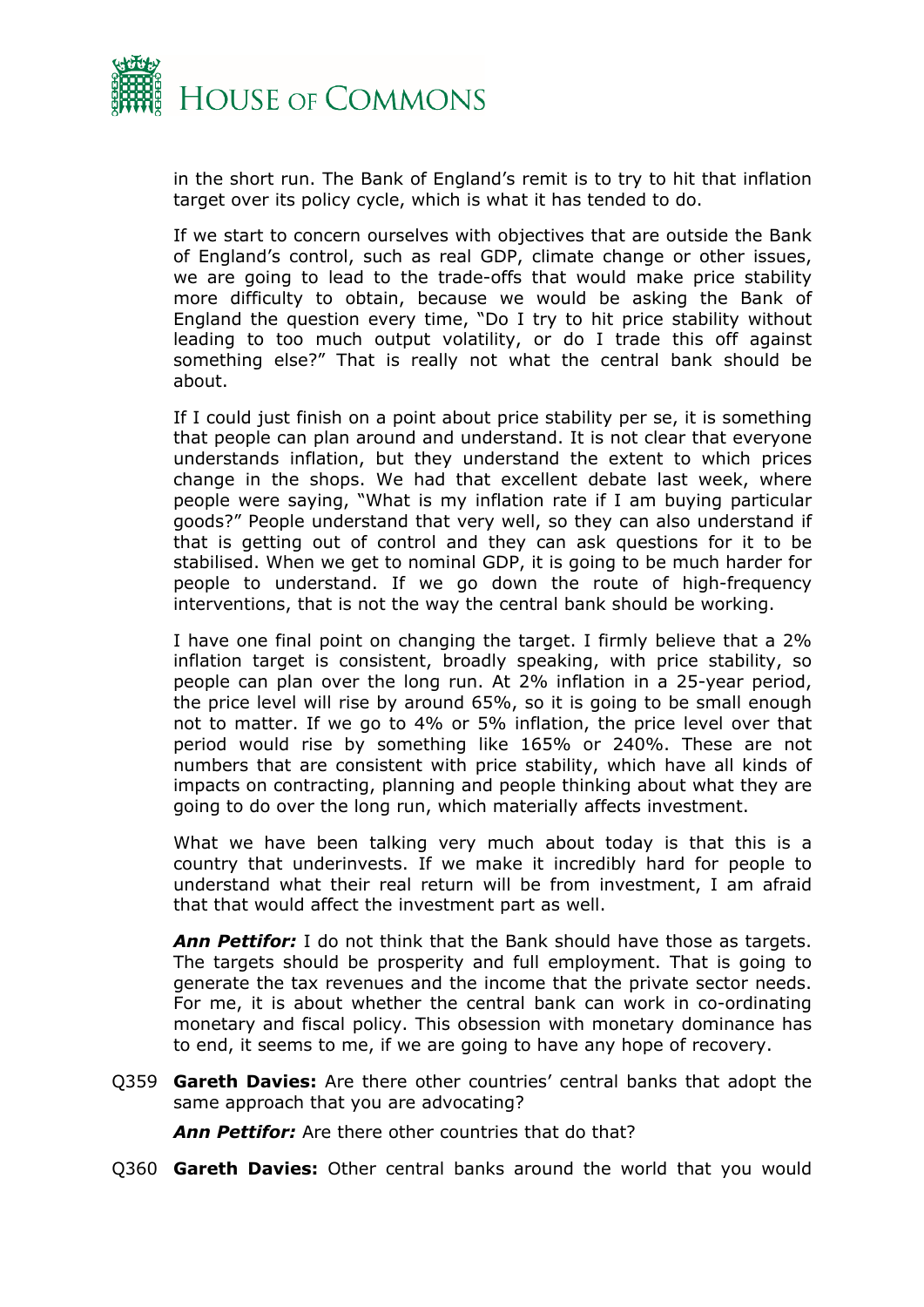in the short run. The Bank of England's remit is to try to hit that inflation target over its policy cycle, which is what it has tended to do.

If we start to concern ourselves with objectives that are outside the Bank of England's control, such as real GDP, climate change or other issues, we are going to lead to the trade-offs that would make price stability more difficulty to obtain, because we would be asking the Bank of England the question every time, "Do I try to hit price stability without leading to too much output volatility, or do I trade this off against something else?" That is really not what the central bank should be about.

If I could just finish on a point about price stability per se, it is something that people can plan around and understand. It is not clear that everyone understands inflation, but they understand the extent to which prices change in the shops. We had that excellent debate last week, where people were saying, "What is my inflation rate if I am buying particular goods?" People understand that very well, so they can also understand if that is getting out of control and they can ask questions for it to be stabilised. When we get to nominal GDP, it is going to be much harder for people to understand. If we go down the route of high-frequency interventions, that is not the way the central bank should be working.

I have one final point on changing the target. I firmly believe that a 2% inflation target is consistent, broadly speaking, with price stability, so people can plan over the long run. At 2% inflation in a 25-year period, the price level will rise by around 65%, so it is going to be small enough not to matter. If we go to 4% or 5% inflation, the price level over that period would rise by something like 165% or 240%. These are not numbers that are consistent with price stability, which have all kinds of impacts on contracting, planning and people thinking about what they are going to do over the long run, which materially affects investment.

What we have been talking very much about today is that this is a country that underinvests. If we make it incredibly hard for people to understand what their real return will be from investment, I am afraid that that would affect the investment part as well.

***Ann Pettifor:*** I do not think that the Bank should have those as targets. The targets should be prosperity and full employment. That is going to generate the tax revenues and the income that the private sector needs. For me, it is about whether the central bank can work in co-ordinating monetary and fiscal policy. This obsession with monetary dominance has to end, it seems to me, if we are going to have any hope of recovery.

Q359 **Gareth Davies:** Are there other countries' central banks that adopt the same approach that you are advocating?

***Ann Pettifor:*** Are there other countries that do that?

Q360 **Gareth Davies:** Other central banks around the world that you would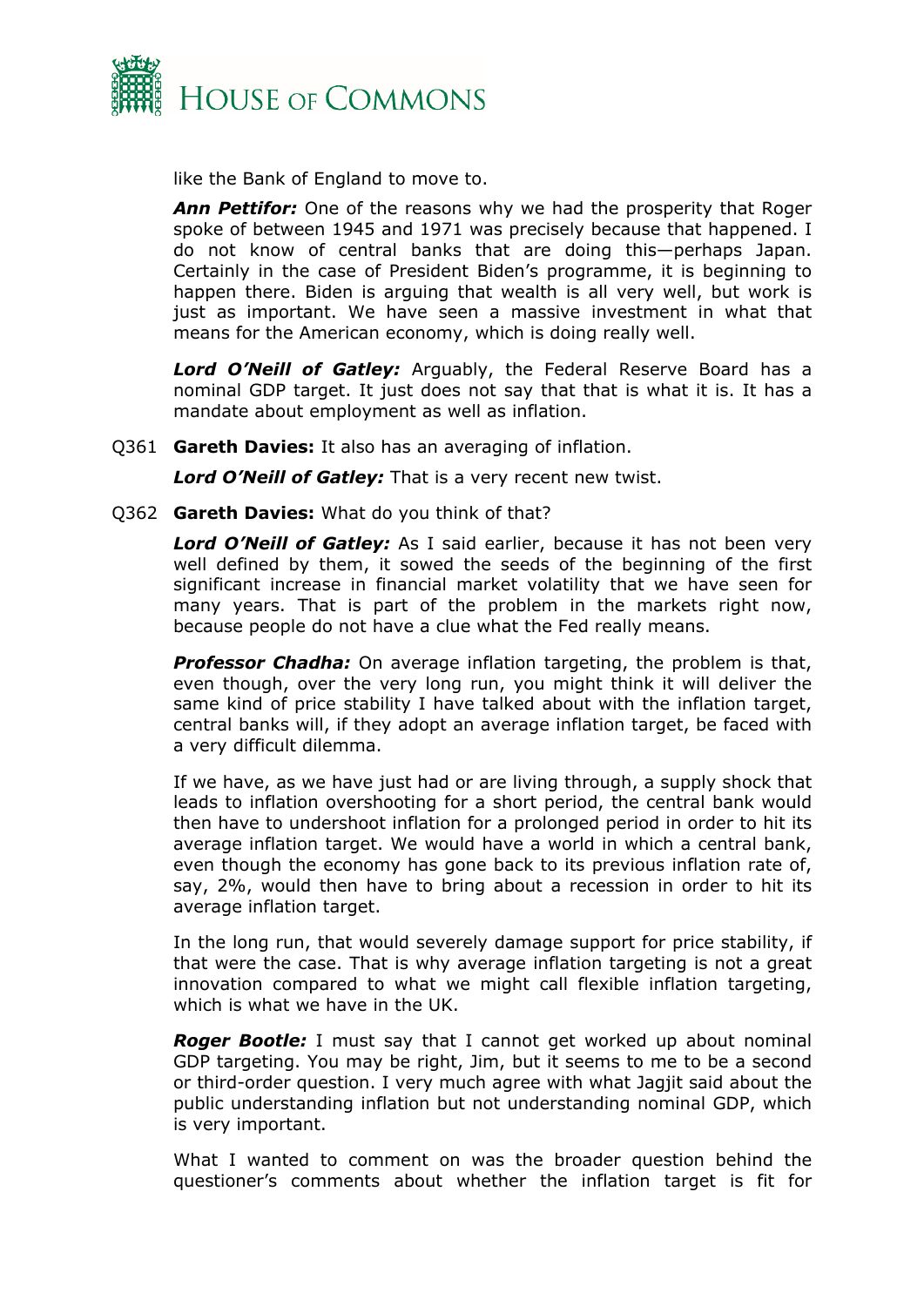like the Bank of England to move to.

***Ann Pettifor:*** One of the reasons why we had the prosperity that Roger spoke of between 1945 and 1971 was precisely because that happened. I do not know of central banks that are doing this—perhaps Japan. Certainly in the case of President Biden's programme, it is beginning to happen there. Biden is arguing that wealth is all very well, but work is just as important. We have seen a massive investment in what that means for the American economy, which is doing really well.

***Lord O'Neill of Gatley:*** Arguably, the Federal Reserve Board has a nominal GDP target. It just does not say that that is what it is. It has a mandate about employment as well as inflation.

Q361 **Gareth Davies:** It also has an averaging of inflation.

***Lord O'Neill of Gatley:*** That is a very recent new twist.

Q362 **Gareth Davies:** What do you think of that?

***Lord O'Neill of Gatley:*** As I said earlier, because it has not been very well defined by them, it sowed the seeds of the beginning of the first significant increase in financial market volatility that we have seen for many years. That is part of the problem in the markets right now, because people do not have a clue what the Fed really means.

***Professor Chadha:*** On average inflation targeting, the problem is that, even though, over the very long run, you might think it will deliver the same kind of price stability I have talked about with the inflation target, central banks will, if they adopt an average inflation target, be faced with a very difficult dilemma.

If we have, as we have just had or are living through, a supply shock that leads to inflation overshooting for a short period, the central bank would then have to undershoot inflation for a prolonged period in order to hit its average inflation target. We would have a world in which a central bank, even though the economy has gone back to its previous inflation rate of, say, 2%, would then have to bring about a recession in order to hit its average inflation target.

In the long run, that would severely damage support for price stability, if that were the case. That is why average inflation targeting is not a great innovation compared to what we might call flexible inflation targeting, which is what we have in the UK.

***Roger Bootle:*** I must say that I cannot get worked up about nominal GDP targeting. You may be right, Jim, but it seems to me to be a second or third-order question. I very much agree with what Jagjit said about the public understanding inflation but not understanding nominal GDP, which is very important.

What I wanted to comment on was the broader question behind the questioner's comments about whether the inflation target is fit for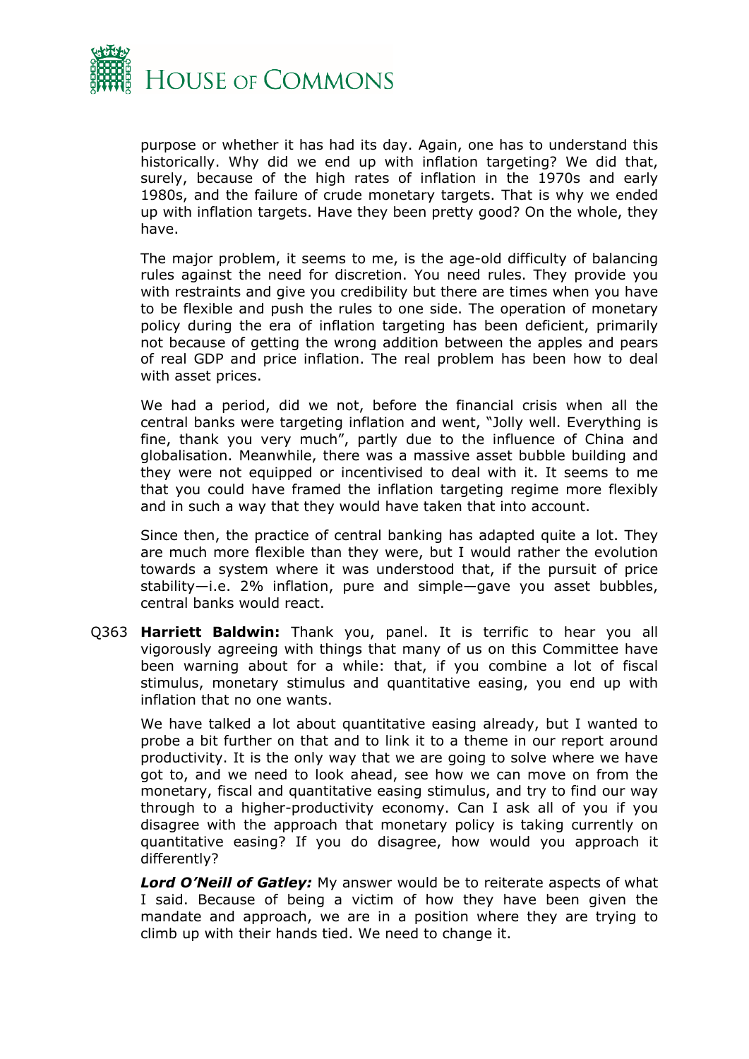purpose or whether it has had its day. Again, one has to understand this historically. Why did we end up with inflation targeting? We did that, surely, because of the high rates of inflation in the 1970s and early 1980s, and the failure of crude monetary targets. That is why we ended up with inflation targets. Have they been pretty good? On the whole, they have.

The major problem, it seems to me, is the age-old difficulty of balancing rules against the need for discretion. You need rules. They provide you with restraints and give you credibility but there are times when you have to be flexible and push the rules to one side. The operation of monetary policy during the era of inflation targeting has been deficient, primarily not because of getting the wrong addition between the apples and pears of real GDP and price inflation. The real problem has been how to deal with asset prices.

We had a period, did we not, before the financial crisis when all the central banks were targeting inflation and went, "Jolly well. Everything is fine, thank you very much", partly due to the influence of China and globalisation. Meanwhile, there was a massive asset bubble building and they were not equipped or incentivised to deal with it. It seems to me that you could have framed the inflation targeting regime more flexibly and in such a way that they would have taken that into account.

Since then, the practice of central banking has adapted quite a lot. They are much more flexible than they were, but I would rather the evolution towards a system where it was understood that, if the pursuit of price stability—i.e. 2% inflation, pure and simple—gave you asset bubbles, central banks would react.

Q363 **Harriett Baldwin:** Thank you, panel. It is terrific to hear you all vigorously agreeing with things that many of us on this Committee have been warning about for a while: that, if you combine a lot of fiscal stimulus, monetary stimulus and quantitative easing, you end up with inflation that no one wants.

We have talked a lot about quantitative easing already, but I wanted to probe a bit further on that and to link it to a theme in our report around productivity. It is the only way that we are going to solve where we have got to, and we need to look ahead, see how we can move on from the monetary, fiscal and quantitative easing stimulus, and try to find our way through to a higher-productivity economy. Can I ask all of you if you disagree with the approach that monetary policy is taking currently on quantitative easing? If you do disagree, how would you approach it differently?

***Lord O'Neill of Gatley:*** My answer would be to reiterate aspects of what I said. Because of being a victim of how they have been given the mandate and approach, we are in a position where they are trying to climb up with their hands tied. We need to change it.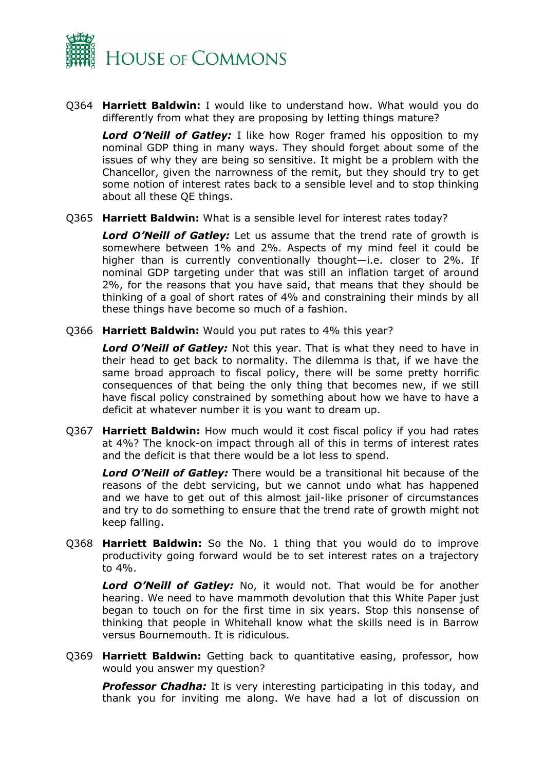Q364 **Harriett Baldwin:** I would like to understand how. What would you do differently from what they are proposing by letting things mature?

***Lord O'Neill of Gatley:*** I like how Roger framed his opposition to my nominal GDP thing in many ways. They should forget about some of the issues of why they are being so sensitive. It might be a problem with the Chancellor, given the narrowness of the remit, but they should try to get some notion of interest rates back to a sensible level and to stop thinking about all these QE things.

Q365 **Harriett Baldwin:** What is a sensible level for interest rates today?

***Lord O'Neill of Gatley:*** Let us assume that the trend rate of growth is somewhere between 1% and 2%. Aspects of my mind feel it could be higher than is currently conventionally thought—i.e. closer to 2%. If nominal GDP targeting under that was still an inflation target of around 2%, for the reasons that you have said, that means that they should be thinking of a goal of short rates of 4% and constraining their minds by all these things have become so much of a fashion.

Q366 **Harriett Baldwin:** Would you put rates to 4% this year?

***Lord O'Neill of Gatley:*** Not this year. That is what they need to have in their head to get back to normality. The dilemma is that, if we have the same broad approach to fiscal policy, there will be some pretty horrific consequences of that being the only thing that becomes new, if we still have fiscal policy constrained by something about how we have to have a deficit at whatever number it is you want to dream up.

Q367 **Harriett Baldwin:** How much would it cost fiscal policy if you had rates at 4%? The knock-on impact through all of this in terms of interest rates and the deficit is that there would be a lot less to spend.

***Lord O'Neill of Gatley:*** There would be a transitional hit because of the reasons of the debt servicing, but we cannot undo what has happened and we have to get out of this almost jail-like prisoner of circumstances and try to do something to ensure that the trend rate of growth might not keep falling.

Q368 **Harriett Baldwin:** So the No. 1 thing that you would do to improve productivity going forward would be to set interest rates on a trajectory to 4%.

***Lord O'Neill of Gatley:*** No, it would not. That would be for another hearing. We need to have mammoth devolution that this White Paper just began to touch on for the first time in six years. Stop this nonsense of thinking that people in Whitehall know what the skills need is in Barrow versus Bournemouth. It is ridiculous.

Q369 **Harriett Baldwin:** Getting back to quantitative easing, professor, how would you answer my question?

***Professor Chadha:*** It is very interesting participating in this today, and thank you for inviting me along. We have had a lot of discussion on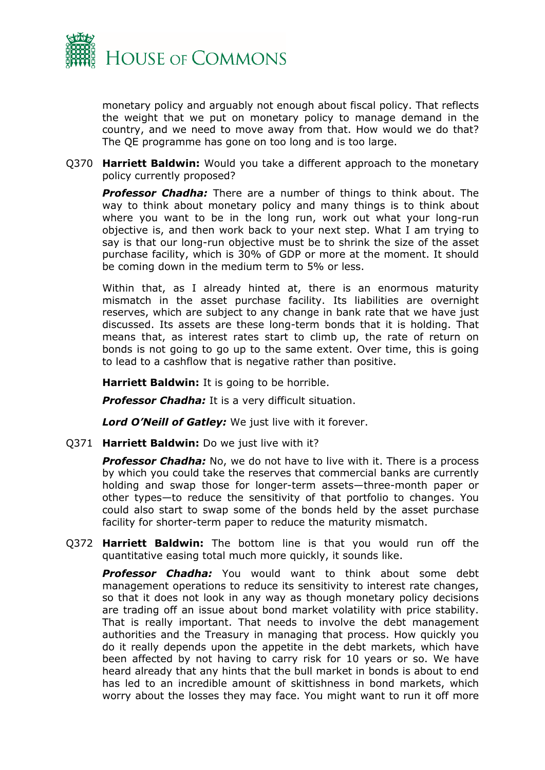monetary policy and arguably not enough about fiscal policy. That reflects the weight that we put on monetary policy to manage demand in the country, and we need to move away from that. How would we do that? The QE programme has gone on too long and is too large.

Q370 **Harriett Baldwin:** Would you take a different approach to the monetary policy currently proposed?

***Professor Chadha:*** There are a number of things to think about. The way to think about monetary policy and many things is to think about where you want to be in the long run, work out what your long-run objective is, and then work back to your next step. What I am trying to say is that our long-run objective must be to shrink the size of the asset purchase facility, which is 30% of GDP or more at the moment. It should be coming down in the medium term to 5% or less.

Within that, as I already hinted at, there is an enormous maturity mismatch in the asset purchase facility. Its liabilities are overnight reserves, which are subject to any change in bank rate that we have just discussed. Its assets are these long-term bonds that it is holding. That means that, as interest rates start to climb up, the rate of return on bonds is not going to go up to the same extent. Over time, this is going to lead to a cashflow that is negative rather than positive.

**Harriett Baldwin:** It is going to be horrible.

***Professor Chadha:*** It is a very difficult situation.

***Lord O'Neill of Gatley:*** We just live with it forever.

Q371 **Harriett Baldwin:** Do we just live with it?

***Professor Chadha:*** No, we do not have to live with it. There is a process by which you could take the reserves that commercial banks are currently holding and swap those for longer-term assets—three-month paper or other types—to reduce the sensitivity of that portfolio to changes. You could also start to swap some of the bonds held by the asset purchase facility for shorter-term paper to reduce the maturity mismatch.

Q372 **Harriett Baldwin:** The bottom line is that you would run off the quantitative easing total much more quickly, it sounds like.

***Professor Chadha:*** You would want to think about some debt management operations to reduce its sensitivity to interest rate changes, so that it does not look in any way as though monetary policy decisions are trading off an issue about bond market volatility with price stability. That is really important. That needs to involve the debt management authorities and the Treasury in managing that process. How quickly you do it really depends upon the appetite in the debt markets, which have been affected by not having to carry risk for 10 years or so. We have heard already that any hints that the bull market in bonds is about to end has led to an incredible amount of skittishness in bond markets, which worry about the losses they may face. You might want to run it off more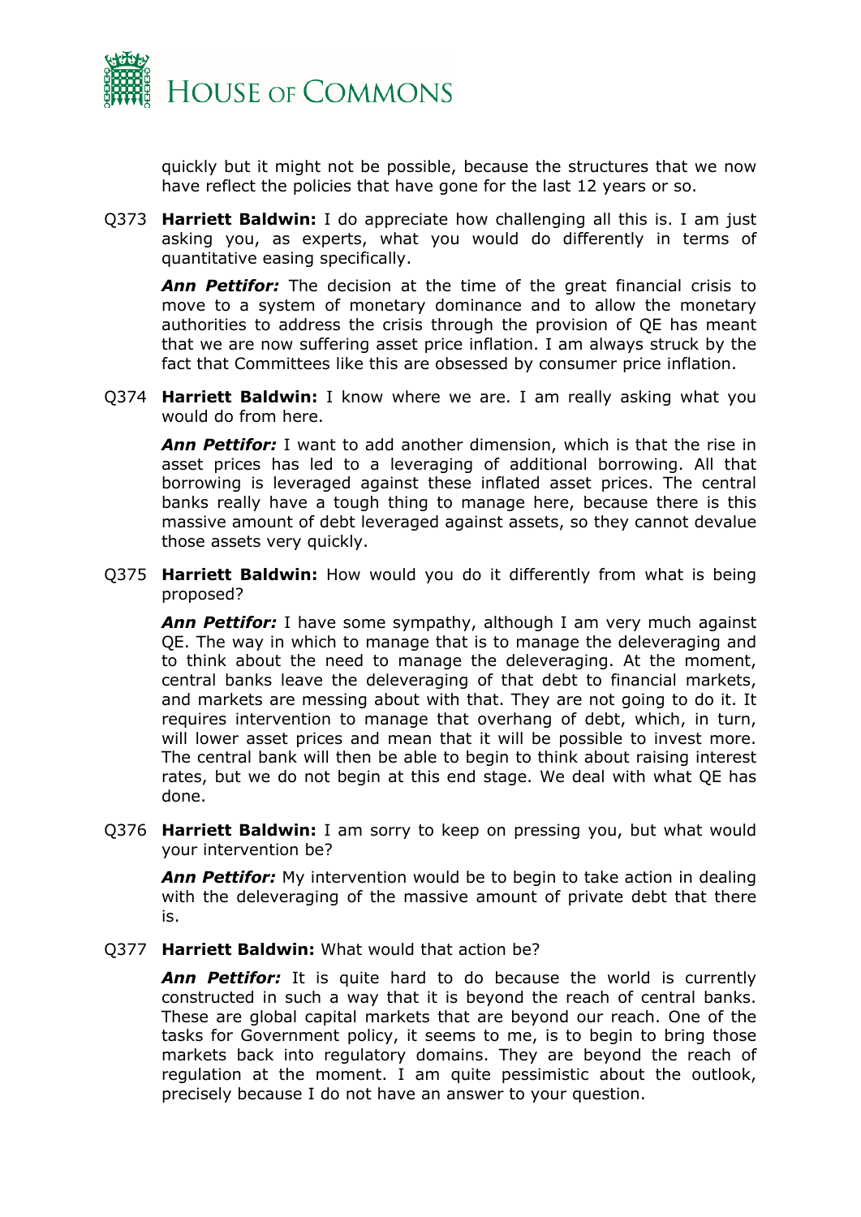quickly but it might not be possible, because the structures that we now have reflect the policies that have gone for the last 12 years or so.

Q373 **Harriett Baldwin:** I do appreciate how challenging all this is. I am just asking you, as experts, what you would do differently in terms of quantitative easing specifically.

***Ann Pettifor:*** The decision at the time of the great financial crisis to move to a system of monetary dominance and to allow the monetary authorities to address the crisis through the provision of QE has meant that we are now suffering asset price inflation. I am always struck by the fact that Committees like this are obsessed by consumer price inflation.

Q374 **Harriett Baldwin:** I know where we are. I am really asking what you would do from here.

***Ann Pettifor:*** I want to add another dimension, which is that the rise in asset prices has led to a leveraging of additional borrowing. All that borrowing is leveraged against these inflated asset prices. The central banks really have a tough thing to manage here, because there is this massive amount of debt leveraged against assets, so they cannot devalue those assets very quickly.

Q375 **Harriett Baldwin:** How would you do it differently from what is being proposed?

***Ann Pettifor:*** I have some sympathy, although I am very much against QE. The way in which to manage that is to manage the deleveraging and to think about the need to manage the deleveraging. At the moment, central banks leave the deleveraging of that debt to financial markets, and markets are messing about with that. They are not going to do it. It requires intervention to manage that overhang of debt, which, in turn, will lower asset prices and mean that it will be possible to invest more. The central bank will then be able to begin to think about raising interest rates, but we do not begin at this end stage. We deal with what QE has done.

Q376 **Harriett Baldwin:** I am sorry to keep on pressing you, but what would your intervention be?

***Ann Pettifor:*** My intervention would be to begin to take action in dealing with the deleveraging of the massive amount of private debt that there is.

Q377 **Harriett Baldwin:** What would that action be?

***Ann Pettifor:*** It is quite hard to do because the world is currently constructed in such a way that it is beyond the reach of central banks. These are global capital markets that are beyond our reach. One of the tasks for Government policy, it seems to me, is to begin to bring those markets back into regulatory domains. They are beyond the reach of regulation at the moment. I am quite pessimistic about the outlook, precisely because I do not have an answer to your question.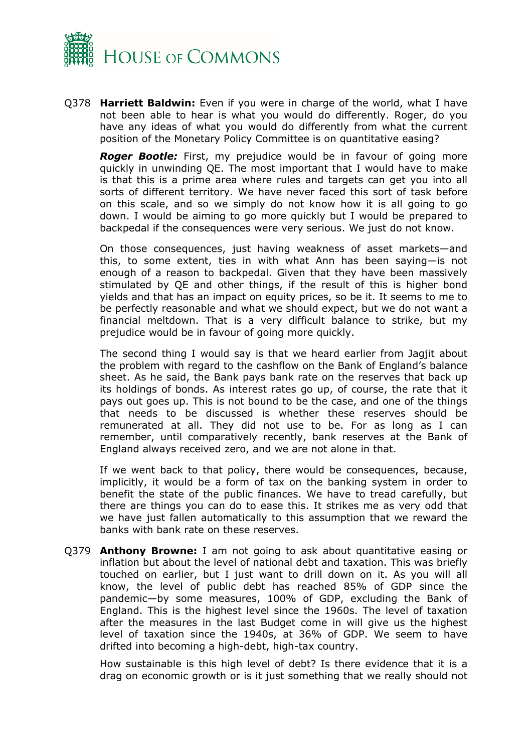Q378 **Harriett Baldwin:** Even if you were in charge of the world, what I have not been able to hear is what you would do differently. Roger, do you have any ideas of what you would do differently from what the current position of the Monetary Policy Committee is on quantitative easing?

***Roger Bootle:*** First, my prejudice would be in favour of going more quickly in unwinding QE. The most important that I would have to make is that this is a prime area where rules and targets can get you into all sorts of different territory. We have never faced this sort of task before on this scale, and so we simply do not know how it is all going to go down. I would be aiming to go more quickly but I would be prepared to backpedal if the consequences were very serious. We just do not know.

On those consequences, just having weakness of asset markets—and this, to some extent, ties in with what Ann has been saying—is not enough of a reason to backpedal. Given that they have been massively stimulated by QE and other things, if the result of this is higher bond yields and that has an impact on equity prices, so be it. It seems to me to be perfectly reasonable and what we should expect, but we do not want a financial meltdown. That is a very difficult balance to strike, but my prejudice would be in favour of going more quickly.

The second thing I would say is that we heard earlier from Jagjit about the problem with regard to the cashflow on the Bank of England's balance sheet. As he said, the Bank pays bank rate on the reserves that back up its holdings of bonds. As interest rates go up, of course, the rate that it pays out goes up. This is not bound to be the case, and one of the things that needs to be discussed is whether these reserves should be remunerated at all. They did not use to be. For as long as I can remember, until comparatively recently, bank reserves at the Bank of England always received zero, and we are not alone in that.

If we went back to that policy, there would be consequences, because, implicitly, it would be a form of tax on the banking system in order to benefit the state of the public finances. We have to tread carefully, but there are things you can do to ease this. It strikes me as very odd that we have just fallen automatically to this assumption that we reward the banks with bank rate on these reserves.

Q379 **Anthony Browne:** I am not going to ask about quantitative easing or inflation but about the level of national debt and taxation. This was briefly touched on earlier, but I just want to drill down on it. As you will all know, the level of public debt has reached 85% of GDP since the pandemic—by some measures, 100% of GDP, excluding the Bank of England. This is the highest level since the 1960s. The level of taxation after the measures in the last Budget come in will give us the highest level of taxation since the 1940s, at 36% of GDP. We seem to have drifted into becoming a high-debt, high-tax country.

How sustainable is this high level of debt? Is there evidence that it is a drag on economic growth or is it just something that we really should not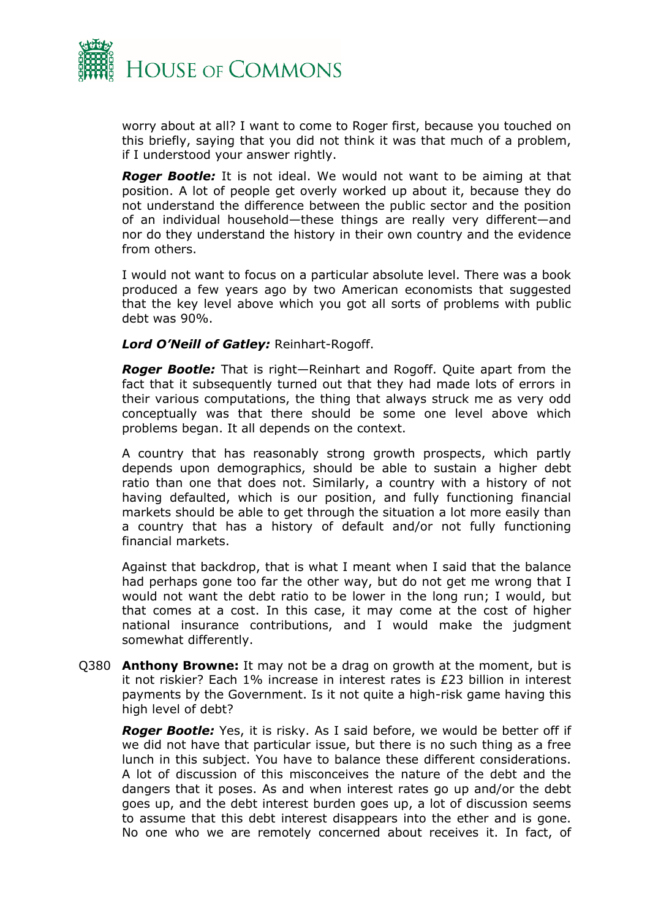worry about at all? I want to come to Roger first, because you touched on this briefly, saying that you did not think it was that much of a problem, if I understood your answer rightly.

***Roger Bootle:*** It is not ideal. We would not want to be aiming at that position. A lot of people get overly worked up about it, because they do not understand the difference between the public sector and the position of an individual household—these things are really very different—and nor do they understand the history in their own country and the evidence from others.

I would not want to focus on a particular absolute level. There was a book produced a few years ago by two American economists that suggested that the key level above which you got all sorts of problems with public debt was 90%.

***Lord O'Neill of Gatley:*** Reinhart-Rogoff.

***Roger Bootle:*** That is right—Reinhart and Rogoff. Quite apart from the fact that it subsequently turned out that they had made lots of errors in their various computations, the thing that always struck me as very odd conceptually was that there should be some one level above which problems began. It all depends on the context.

A country that has reasonably strong growth prospects, which partly depends upon demographics, should be able to sustain a higher debt ratio than one that does not. Similarly, a country with a history of not having defaulted, which is our position, and fully functioning financial markets should be able to get through the situation a lot more easily than a country that has a history of default and/or not fully functioning financial markets.

Against that backdrop, that is what I meant when I said that the balance had perhaps gone too far the other way, but do not get me wrong that I would not want the debt ratio to be lower in the long run; I would, but that comes at a cost. In this case, it may come at the cost of higher national insurance contributions, and I would make the judgment somewhat differently.

Q380 **Anthony Browne:** It may not be a drag on growth at the moment, but is it not riskier? Each 1% increase in interest rates is £23 billion in interest payments by the Government. Is it not quite a high-risk game having this high level of debt?

***Roger Bootle:*** Yes, it is risky. As I said before, we would be better off if we did not have that particular issue, but there is no such thing as a free lunch in this subject. You have to balance these different considerations. A lot of discussion of this misconceives the nature of the debt and the dangers that it poses. As and when interest rates go up and/or the debt goes up, and the debt interest burden goes up, a lot of discussion seems to assume that this debt interest disappears into the ether and is gone. No one who we are remotely concerned about receives it. In fact, of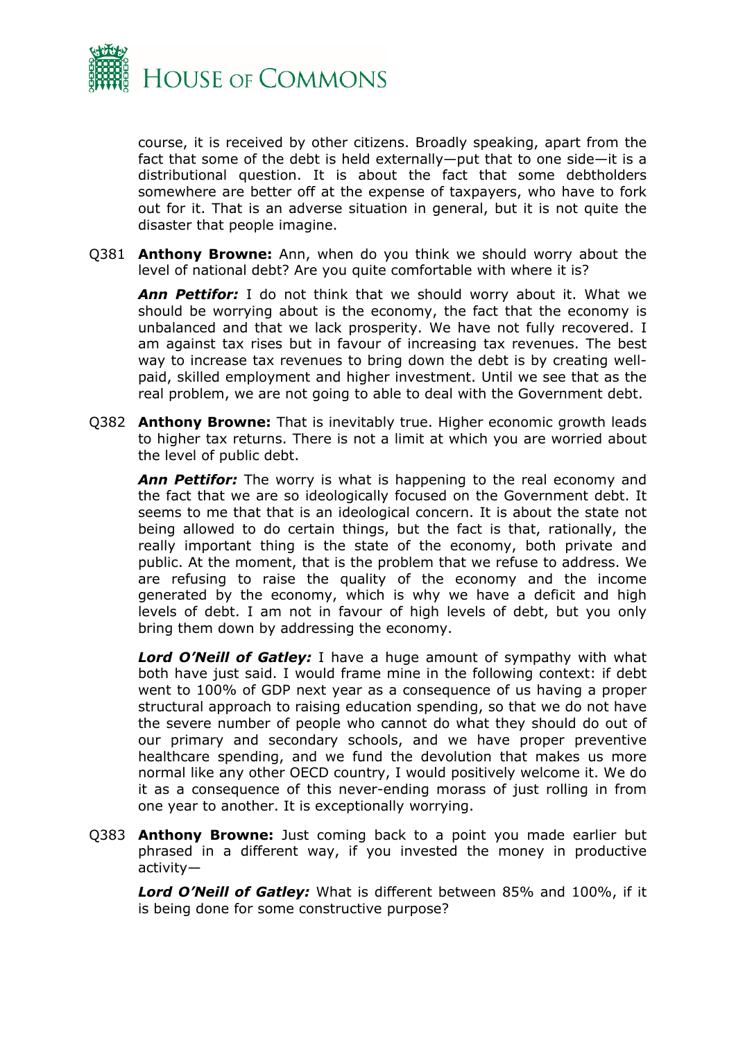course, it is received by other citizens. Broadly speaking, apart from the fact that some of the debt is held externally—put that to one side—it is a distributional question. It is about the fact that some debtholders somewhere are better off at the expense of taxpayers, who have to fork out for it. That is an adverse situation in general, but it is not quite the disaster that people imagine.

Q381 **Anthony Browne:** Ann, when do you think we should worry about the level of national debt? Are you quite comfortable with where it is?

***Ann Pettifor:*** I do not think that we should worry about it. What we should be worrying about is the economy, the fact that the economy is unbalanced and that we lack prosperity. We have not fully recovered. I am against tax rises but in favour of increasing tax revenues. The best way to increase tax revenues to bring down the debt is by creating well-paid, skilled employment and higher investment. Until we see that as the real problem, we are not going to able to deal with the Government debt.

Q382 **Anthony Browne:** That is inevitably true. Higher economic growth leads to higher tax returns. There is not a limit at which you are worried about the level of public debt.

***Ann Pettifor:*** The worry is what is happening to the real economy and the fact that we are so ideologically focused on the Government debt. It seems to me that that is an ideological concern. It is about the state not being allowed to do certain things, but the fact is that, rationally, the really important thing is the state of the economy, both private and public. At the moment, that is the problem that we refuse to address. We are refusing to raise the quality of the economy and the income generated by the economy, which is why we have a deficit and high levels of debt. I am not in favour of high levels of debt, but you only bring them down by addressing the economy.

***Lord O'Neill of Gatley:*** I have a huge amount of sympathy with what both have just said. I would frame mine in the following context: if debt went to 100% of GDP next year as a consequence of us having a proper structural approach to raising education spending, so that we do not have the severe number of people who cannot do what they should do out of our primary and secondary schools, and we have proper preventive healthcare spending, and we fund the devolution that makes us more normal like any other OECD country, I would positively welcome it. We do it as a consequence of this never-ending morass of just rolling in from one year to another. It is exceptionally worrying.

Q383 **Anthony Browne:** Just coming back to a point you made earlier but phrased in a different way, if you invested the money in productive activity—

***Lord O'Neill of Gatley:*** What is different between 85% and 100%, if it is being done for some constructive purpose?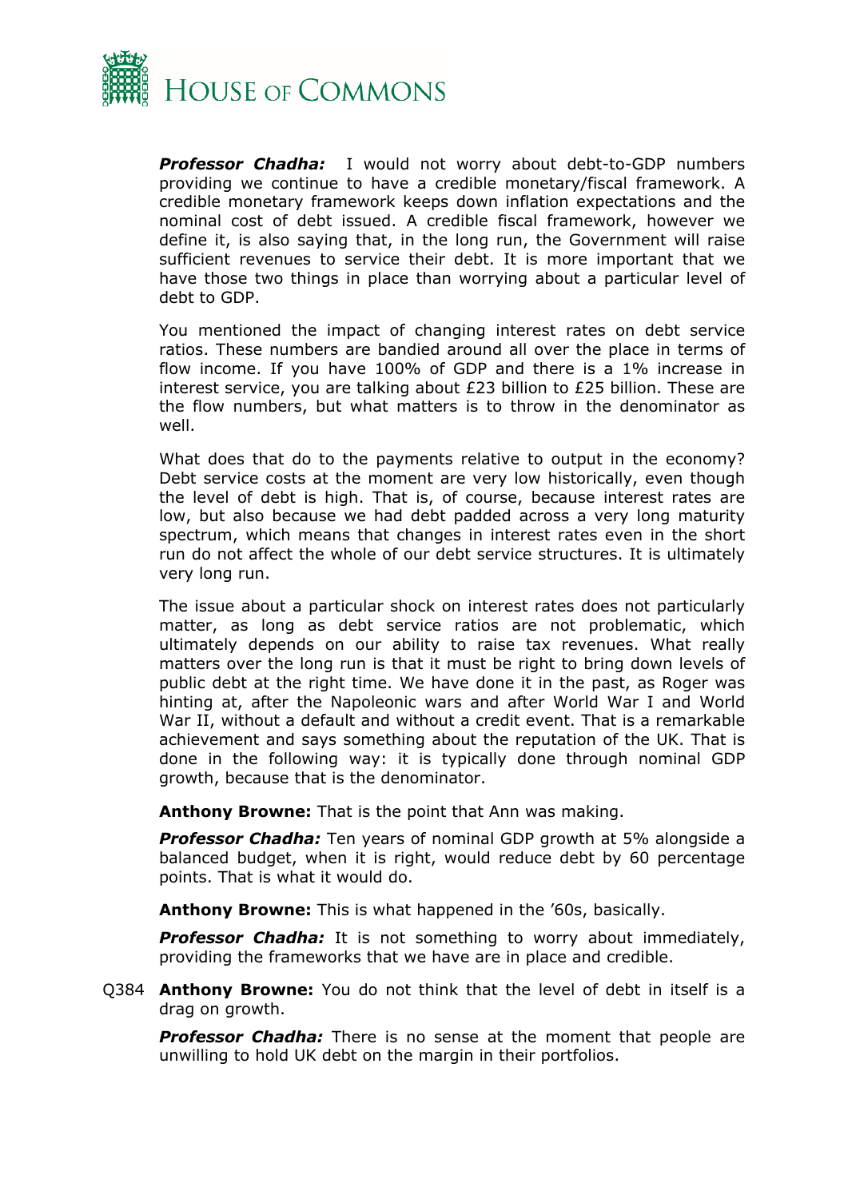***Professor Chadha:*** I would not worry about debt-to-GDP numbers providing we continue to have a credible monetary/fiscal framework. A credible monetary framework keeps down inflation expectations and the nominal cost of debt issued. A credible fiscal framework, however we define it, is also saying that, in the long run, the Government will raise sufficient revenues to service their debt. It is more important that we have those two things in place than worrying about a particular level of debt to GDP.

You mentioned the impact of changing interest rates on debt service ratios. These numbers are bandied around all over the place in terms of flow income. If you have 100% of GDP and there is a 1% increase in interest service, you are talking about £23 billion to £25 billion. These are the flow numbers, but what matters is to throw in the denominator as well.

What does that do to the payments relative to output in the economy? Debt service costs at the moment are very low historically, even though the level of debt is high. That is, of course, because interest rates are low, but also because we had debt padded across a very long maturity spectrum, which means that changes in interest rates even in the short run do not affect the whole of our debt service structures. It is ultimately very long run.

The issue about a particular shock on interest rates does not particularly matter, as long as debt service ratios are not problematic, which ultimately depends on our ability to raise tax revenues. What really matters over the long run is that it must be right to bring down levels of public debt at the right time. We have done it in the past, as Roger was hinting at, after the Napoleonic wars and after World War I and World War II, without a default and without a credit event. That is a remarkable achievement and says something about the reputation of the UK. That is done in the following way: it is typically done through nominal GDP growth, because that is the denominator.

**Anthony Browne:** That is the point that Ann was making.

***Professor Chadha:*** Ten years of nominal GDP growth at 5% alongside a balanced budget, when it is right, would reduce debt by 60 percentage points. That is what it would do.

**Anthony Browne:** This is what happened in the '60s, basically.

***Professor Chadha:*** It is not something to worry about immediately, providing the frameworks that we have are in place and credible.

Q384 **Anthony Browne:** You do not think that the level of debt in itself is a drag on growth.

***Professor Chadha:*** There is no sense at the moment that people are unwilling to hold UK debt on the margin in their portfolios.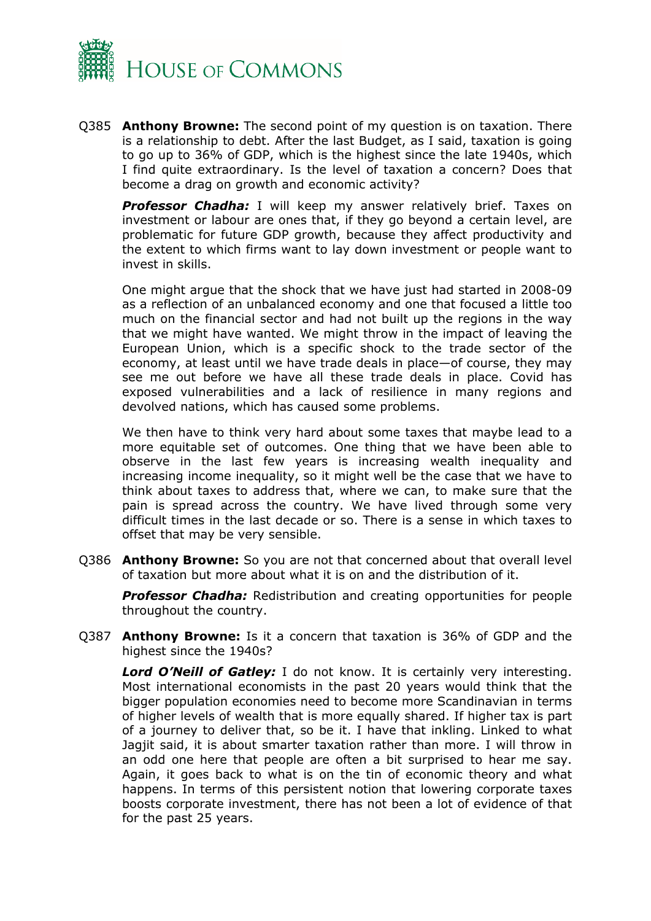Q385 **Anthony Browne:** The second point of my question is on taxation. There is a relationship to debt. After the last Budget, as I said, taxation is going to go up to 36% of GDP, which is the highest since the late 1940s, which I find quite extraordinary. Is the level of taxation a concern? Does that become a drag on growth and economic activity?

***Professor Chadha:*** I will keep my answer relatively brief. Taxes on investment or labour are ones that, if they go beyond a certain level, are problematic for future GDP growth, because they affect productivity and the extent to which firms want to lay down investment or people want to invest in skills.

One might argue that the shock that we have just had started in 2008-09 as a reflection of an unbalanced economy and one that focused a little too much on the financial sector and had not built up the regions in the way that we might have wanted. We might throw in the impact of leaving the European Union, which is a specific shock to the trade sector of the economy, at least until we have trade deals in place—of course, they may see me out before we have all these trade deals in place. Covid has exposed vulnerabilities and a lack of resilience in many regions and devolved nations, which has caused some problems.

We then have to think very hard about some taxes that maybe lead to a more equitable set of outcomes. One thing that we have been able to observe in the last few years is increasing wealth inequality and increasing income inequality, so it might well be the case that we have to think about taxes to address that, where we can, to make sure that the pain is spread across the country. We have lived through some very difficult times in the last decade or so. There is a sense in which taxes to offset that may be very sensible.

Q386 **Anthony Browne:** So you are not that concerned about that overall level of taxation but more about what it is on and the distribution of it.

***Professor Chadha:*** Redistribution and creating opportunities for people throughout the country.

Q387 **Anthony Browne:** Is it a concern that taxation is 36% of GDP and the highest since the 1940s?

***Lord O'Neill of Gatley:*** I do not know. It is certainly very interesting. Most international economists in the past 20 years would think that the bigger population economies need to become more Scandinavian in terms of higher levels of wealth that is more equally shared. If higher tax is part of a journey to deliver that, so be it. I have that inkling. Linked to what Jagjit said, it is about smarter taxation rather than more. I will throw in an odd one here that people are often a bit surprised to hear me say. Again, it goes back to what is on the tin of economic theory and what happens. In terms of this persistent notion that lowering corporate taxes boosts corporate investment, there has not been a lot of evidence of that for the past 25 years.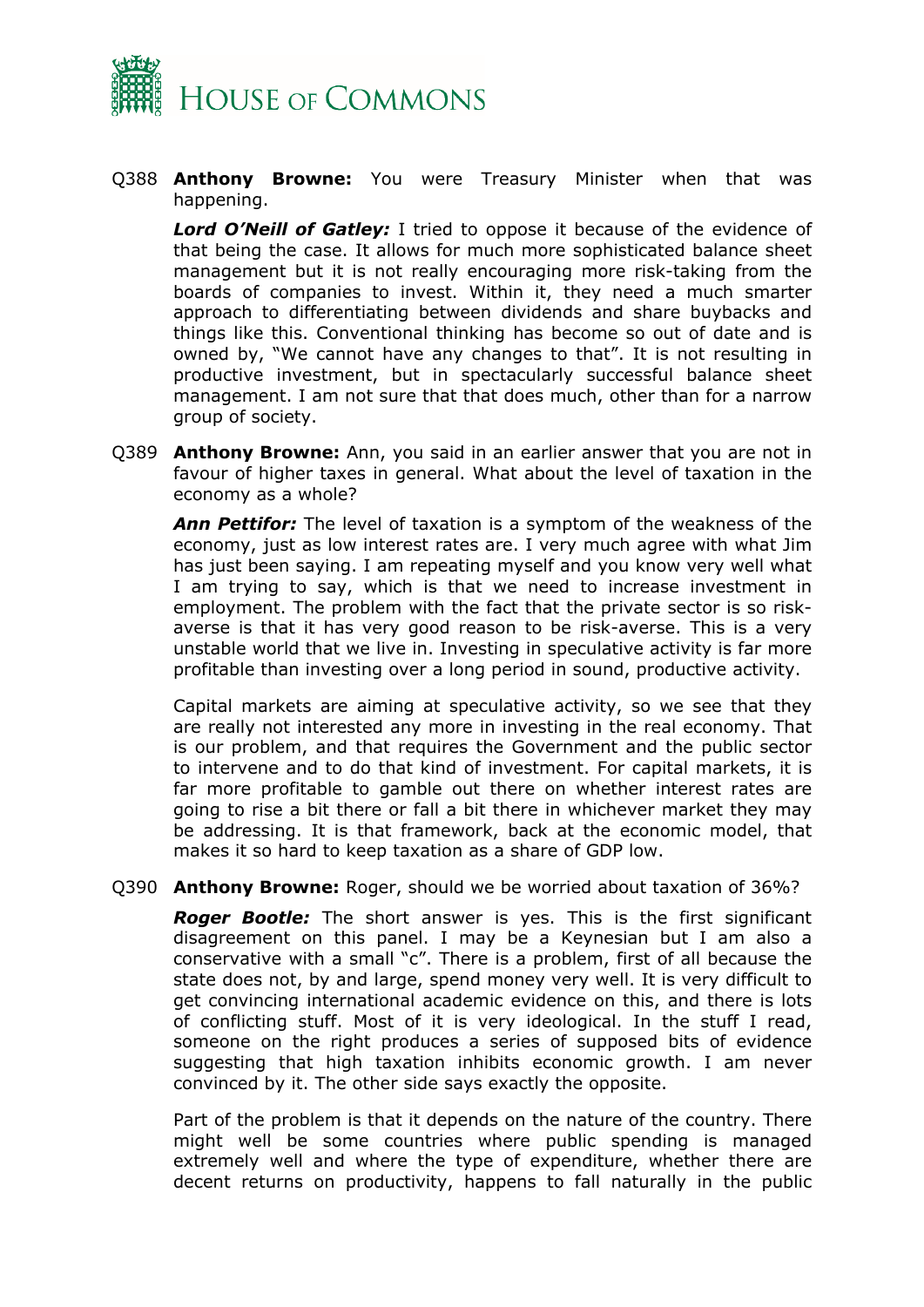Q388 **Anthony Browne:** You were Treasury Minister when that was happening.

***Lord O'Neill of Gatley:*** I tried to oppose it because of the evidence of that being the case. It allows for much more sophisticated balance sheet management but it is not really encouraging more risk-taking from the boards of companies to invest. Within it, they need a much smarter approach to differentiating between dividends and share buybacks and things like this. Conventional thinking has become so out of date and is owned by, "We cannot have any changes to that". It is not resulting in productive investment, but in spectacularly successful balance sheet management. I am not sure that that does much, other than for a narrow group of society.

Q389 **Anthony Browne:** Ann, you said in an earlier answer that you are not in favour of higher taxes in general. What about the level of taxation in the economy as a whole?

***Ann Pettifor:*** The level of taxation is a symptom of the weakness of the economy, just as low interest rates are. I very much agree with what Jim has just been saying. I am repeating myself and you know very well what I am trying to say, which is that we need to increase investment in employment. The problem with the fact that the private sector is so risk-averse is that it has very good reason to be risk-averse. This is a very unstable world that we live in. Investing in speculative activity is far more profitable than investing over a long period in sound, productive activity.

Capital markets are aiming at speculative activity, so we see that they are really not interested any more in investing in the real economy. That is our problem, and that requires the Government and the public sector to intervene and to do that kind of investment. For capital markets, it is far more profitable to gamble out there on whether interest rates are going to rise a bit there or fall a bit there in whichever market they may be addressing. It is that framework, back at the economic model, that makes it so hard to keep taxation as a share of GDP low.

Q390 **Anthony Browne:** Roger, should we be worried about taxation of 36%?

***Roger Bootle:*** The short answer is yes. This is the first significant disagreement on this panel. I may be a Keynesian but I am also a conservative with a small "c". There is a problem, first of all because the state does not, by and large, spend money very well. It is very difficult to get convincing international academic evidence on this, and there is lots of conflicting stuff. Most of it is very ideological. In the stuff I read, someone on the right produces a series of supposed bits of evidence suggesting that high taxation inhibits economic growth. I am never convinced by it. The other side says exactly the opposite.

Part of the problem is that it depends on the nature of the country. There might well be some countries where public spending is managed extremely well and where the type of expenditure, whether there are decent returns on productivity, happens to fall naturally in the public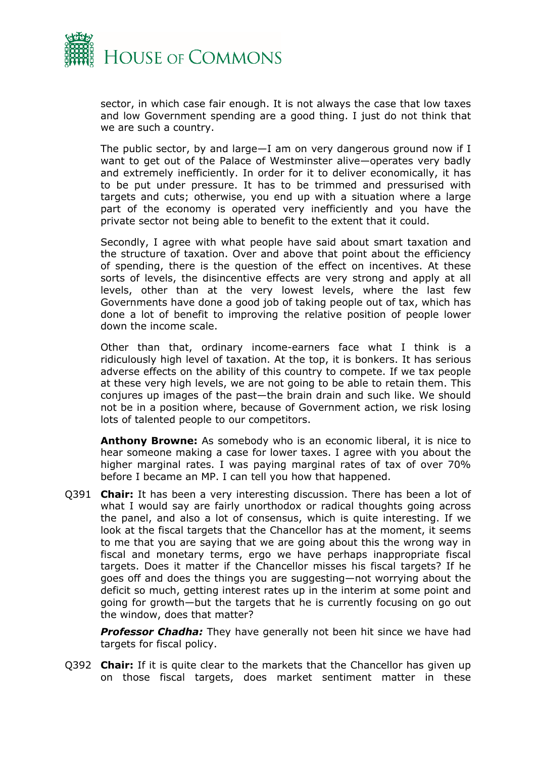sector, in which case fair enough. It is not always the case that low taxes and low Government spending are a good thing. I just do not think that we are such a country.

The public sector, by and large—I am on very dangerous ground now if I want to get out of the Palace of Westminster alive—operates very badly and extremely inefficiently. In order for it to deliver economically, it has to be put under pressure. It has to be trimmed and pressurised with targets and cuts; otherwise, you end up with a situation where a large part of the economy is operated very inefficiently and you have the private sector not being able to benefit to the extent that it could.

Secondly, I agree with what people have said about smart taxation and the structure of taxation. Over and above that point about the efficiency of spending, there is the question of the effect on incentives. At these sorts of levels, the disincentive effects are very strong and apply at all levels, other than at the very lowest levels, where the last few Governments have done a good job of taking people out of tax, which has done a lot of benefit to improving the relative position of people lower down the income scale.

Other than that, ordinary income-earners face what I think is a ridiculously high level of taxation. At the top, it is bonkers. It has serious adverse effects on the ability of this country to compete. If we tax people at these very high levels, we are not going to be able to retain them. This conjures up images of the past—the brain drain and such like. We should not be in a position where, because of Government action, we risk losing lots of talented people to our competitors.

**Anthony Browne:** As somebody who is an economic liberal, it is nice to hear someone making a case for lower taxes. I agree with you about the higher marginal rates. I was paying marginal rates of tax of over 70% before I became an MP. I can tell you how that happened.

Q391 **Chair:** It has been a very interesting discussion. There has been a lot of what I would say are fairly unorthodox or radical thoughts going across the panel, and also a lot of consensus, which is quite interesting. If we look at the fiscal targets that the Chancellor has at the moment, it seems to me that you are saying that we are going about this the wrong way in fiscal and monetary terms, ergo we have perhaps inappropriate fiscal targets. Does it matter if the Chancellor misses his fiscal targets? If he goes off and does the things you are suggesting—not worrying about the deficit so much, getting interest rates up in the interim at some point and going for growth—but the targets that he is currently focusing on go out the window, does that matter?

***Professor Chadha:*** They have generally not been hit since we have had targets for fiscal policy.

Q392 **Chair:** If it is quite clear to the markets that the Chancellor has given up on those fiscal targets, does market sentiment matter in these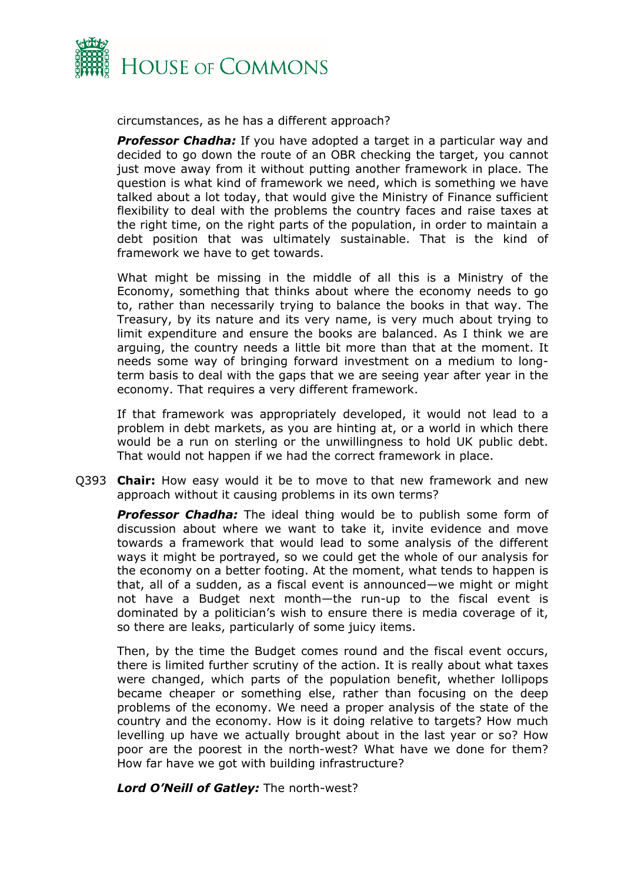circumstances, as he has a different approach?

***Professor Chadha:*** If you have adopted a target in a particular way and decided to go down the route of an OBR checking the target, you cannot just move away from it without putting another framework in place. The question is what kind of framework we need, which is something we have talked about a lot today, that would give the Ministry of Finance sufficient flexibility to deal with the problems the country faces and raise taxes at the right time, on the right parts of the population, in order to maintain a debt position that was ultimately sustainable. That is the kind of framework we have to get towards.

What might be missing in the middle of all this is a Ministry of the Economy, something that thinks about where the economy needs to go to, rather than necessarily trying to balance the books in that way. The Treasury, by its nature and its very name, is very much about trying to limit expenditure and ensure the books are balanced. As I think we are arguing, the country needs a little bit more than that at the moment. It needs some way of bringing forward investment on a medium to long-term basis to deal with the gaps that we are seeing year after year in the economy. That requires a very different framework.

If that framework was appropriately developed, it would not lead to a problem in debt markets, as you are hinting at, or a world in which there would be a run on sterling or the unwillingness to hold UK public debt. That would not happen if we had the correct framework in place.

Q393 **Chair:** How easy would it be to move to that new framework and new approach without it causing problems in its own terms?

***Professor Chadha:*** The ideal thing would be to publish some form of discussion about where we want to take it, invite evidence and move towards a framework that would lead to some analysis of the different ways it might be portrayed, so we could get the whole of our analysis for the economy on a better footing. At the moment, what tends to happen is that, all of a sudden, as a fiscal event is announced—we might or might not have a Budget next month—the run-up to the fiscal event is dominated by a politician's wish to ensure there is media coverage of it, so there are leaks, particularly of some juicy items.

Then, by the time the Budget comes round and the fiscal event occurs, there is limited further scrutiny of the action. It is really about what taxes were changed, which parts of the population benefit, whether lollipops became cheaper or something else, rather than focusing on the deep problems of the economy. We need a proper analysis of the state of the country and the economy. How is it doing relative to targets? How much levelling up have we actually brought about in the last year or so? How poor are the poorest in the north-west? What have we done for them? How far have we got with building infrastructure?

***Lord O'Neill of Gatley:*** The north-west?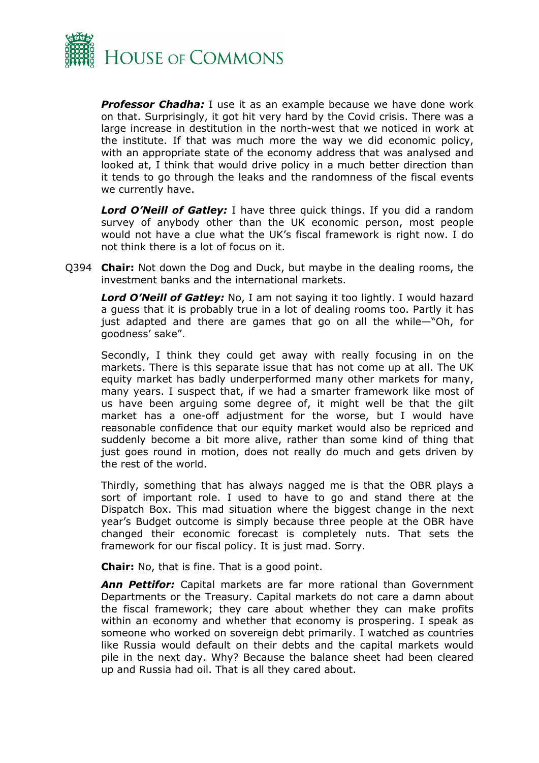***Professor Chadha:*** I use it as an example because we have done work on that. Surprisingly, it got hit very hard by the Covid crisis. There was a large increase in destitution in the north-west that we noticed in work at the institute. If that was much more the way we did economic policy, with an appropriate state of the economy address that was analysed and looked at, I think that would drive policy in a much better direction than it tends to go through the leaks and the randomness of the fiscal events we currently have.

***Lord O'Neill of Gatley:*** I have three quick things. If you did a random survey of anybody other than the UK economic person, most people would not have a clue what the UK's fiscal framework is right now. I do not think there is a lot of focus on it.

Q394 **Chair:** Not down the Dog and Duck, but maybe in the dealing rooms, the investment banks and the international markets.

***Lord O'Neill of Gatley:*** No, I am not saying it too lightly. I would hazard a guess that it is probably true in a lot of dealing rooms too. Partly it has just adapted and there are games that go on all the while—"Oh, for goodness' sake".

Secondly, I think they could get away with really focusing in on the markets. There is this separate issue that has not come up at all. The UK equity market has badly underperformed many other markets for many, many years. I suspect that, if we had a smarter framework like most of us have been arguing some degree of, it might well be that the gilt market has a one-off adjustment for the worse, but I would have reasonable confidence that our equity market would also be repriced and suddenly become a bit more alive, rather than some kind of thing that just goes round in motion, does not really do much and gets driven by the rest of the world.

Thirdly, something that has always nagged me is that the OBR plays a sort of important role. I used to have to go and stand there at the Dispatch Box. This mad situation where the biggest change in the next year's Budget outcome is simply because three people at the OBR have changed their economic forecast is completely nuts. That sets the framework for our fiscal policy. It is just mad. Sorry.

**Chair:** No, that is fine. That is a good point.

***Ann Pettifor:*** Capital markets are far more rational than Government Departments or the Treasury. Capital markets do not care a damn about the fiscal framework; they care about whether they can make profits within an economy and whether that economy is prospering. I speak as someone who worked on sovereign debt primarily. I watched as countries like Russia would default on their debts and the capital markets would pile in the next day. Why? Because the balance sheet had been cleared up and Russia had oil. That is all they cared about.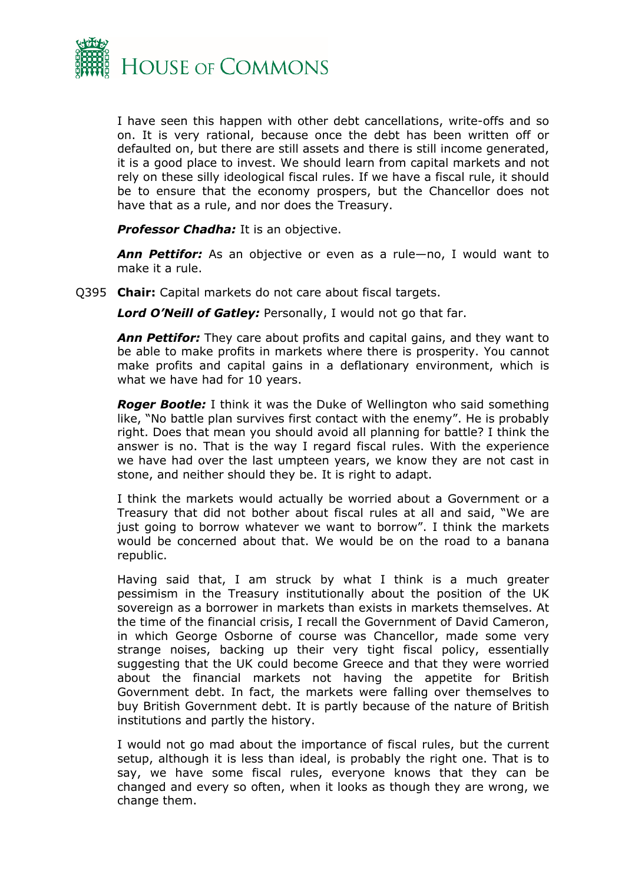I have seen this happen with other debt cancellations, write-offs and so on. It is very rational, because once the debt has been written off or defaulted on, but there are still assets and there is still income generated, it is a good place to invest. We should learn from capital markets and not rely on these silly ideological fiscal rules. If we have a fiscal rule, it should be to ensure that the economy prospers, but the Chancellor does not have that as a rule, and nor does the Treasury.

***Professor Chadha:*** It is an objective.

***Ann Pettifor:*** As an objective or even as a rule—no, I would want to make it a rule.

Q395 **Chair:** Capital markets do not care about fiscal targets.

***Lord O'Neill of Gatley:*** Personally, I would not go that far.

***Ann Pettifor:*** They care about profits and capital gains, and they want to be able to make profits in markets where there is prosperity. You cannot make profits and capital gains in a deflationary environment, which is what we have had for 10 years.

***Roger Bootle:*** I think it was the Duke of Wellington who said something like, "No battle plan survives first contact with the enemy". He is probably right. Does that mean you should avoid all planning for battle? I think the answer is no. That is the way I regard fiscal rules. With the experience we have had over the last umpteen years, we know they are not cast in stone, and neither should they be. It is right to adapt.

I think the markets would actually be worried about a Government or a Treasury that did not bother about fiscal rules at all and said, "We are just going to borrow whatever we want to borrow". I think the markets would be concerned about that. We would be on the road to a banana republic.

Having said that, I am struck by what I think is a much greater pessimism in the Treasury institutionally about the position of the UK sovereign as a borrower in markets than exists in markets themselves. At the time of the financial crisis, I recall the Government of David Cameron, in which George Osborne of course was Chancellor, made some very strange noises, backing up their very tight fiscal policy, essentially suggesting that the UK could become Greece and that they were worried about the financial markets not having the appetite for British Government debt. In fact, the markets were falling over themselves to buy British Government debt. It is partly because of the nature of British institutions and partly the history.

I would not go mad about the importance of fiscal rules, but the current setup, although it is less than ideal, is probably the right one. That is to say, we have some fiscal rules, everyone knows that they can be changed and every so often, when it looks as though they are wrong, we change them.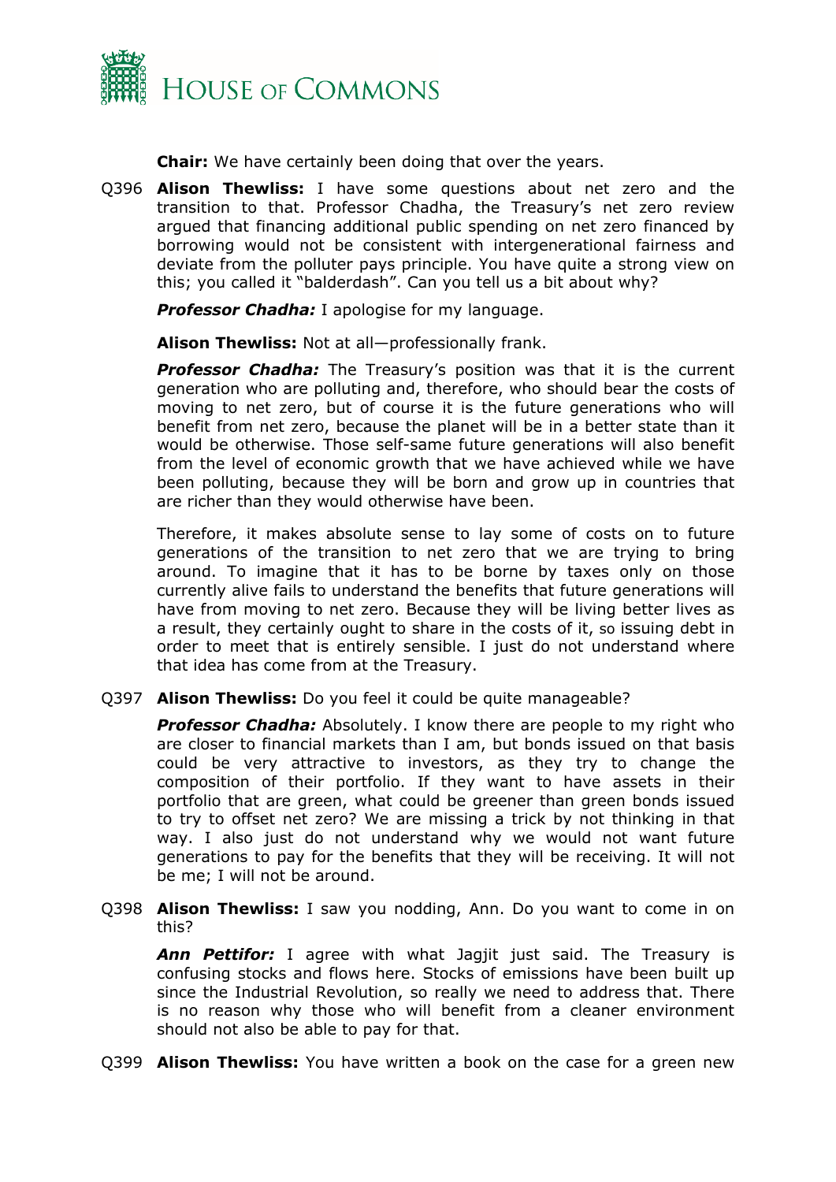**Chair:** We have certainly been doing that over the years.

Q396 **Alison Thewliss:** I have some questions about net zero and the transition to that. Professor Chadha, the Treasury's net zero review argued that financing additional public spending on net zero financed by borrowing would not be consistent with intergenerational fairness and deviate from the polluter pays principle. You have quite a strong view on this; you called it "balderdash". Can you tell us a bit about why?

***Professor Chadha:*** I apologise for my language.

**Alison Thewliss:** Not at all—professionally frank.

***Professor Chadha:*** The Treasury's position was that it is the current generation who are polluting and, therefore, who should bear the costs of moving to net zero, but of course it is the future generations who will benefit from net zero, because the planet will be in a better state than it would be otherwise. Those self-same future generations will also benefit from the level of economic growth that we have achieved while we have been polluting, because they will be born and grow up in countries that are richer than they would otherwise have been.

Therefore, it makes absolute sense to lay some of costs on to future generations of the transition to net zero that we are trying to bring around. To imagine that it has to be borne by taxes only on those currently alive fails to understand the benefits that future generations will have from moving to net zero. Because they will be living better lives as a result, they certainly ought to share in the costs of it, so issuing debt in order to meet that is entirely sensible. I just do not understand where that idea has come from at the Treasury.

Q397 **Alison Thewliss:** Do you feel it could be quite manageable?

***Professor Chadha:*** Absolutely. I know there are people to my right who are closer to financial markets than I am, but bonds issued on that basis could be very attractive to investors, as they try to change the composition of their portfolio. If they want to have assets in their portfolio that are green, what could be greener than green bonds issued to try to offset net zero? We are missing a trick by not thinking in that way. I also just do not understand why we would not want future generations to pay for the benefits that they will be receiving. It will not be me; I will not be around.

Q398 **Alison Thewliss:** I saw you nodding, Ann. Do you want to come in on this?

***Ann Pettifor:*** I agree with what Jagjit just said. The Treasury is confusing stocks and flows here. Stocks of emissions have been built up since the Industrial Revolution, so really we need to address that. There is no reason why those who will benefit from a cleaner environment should not also be able to pay for that.

Q399 **Alison Thewliss:** You have written a book on the case for a green new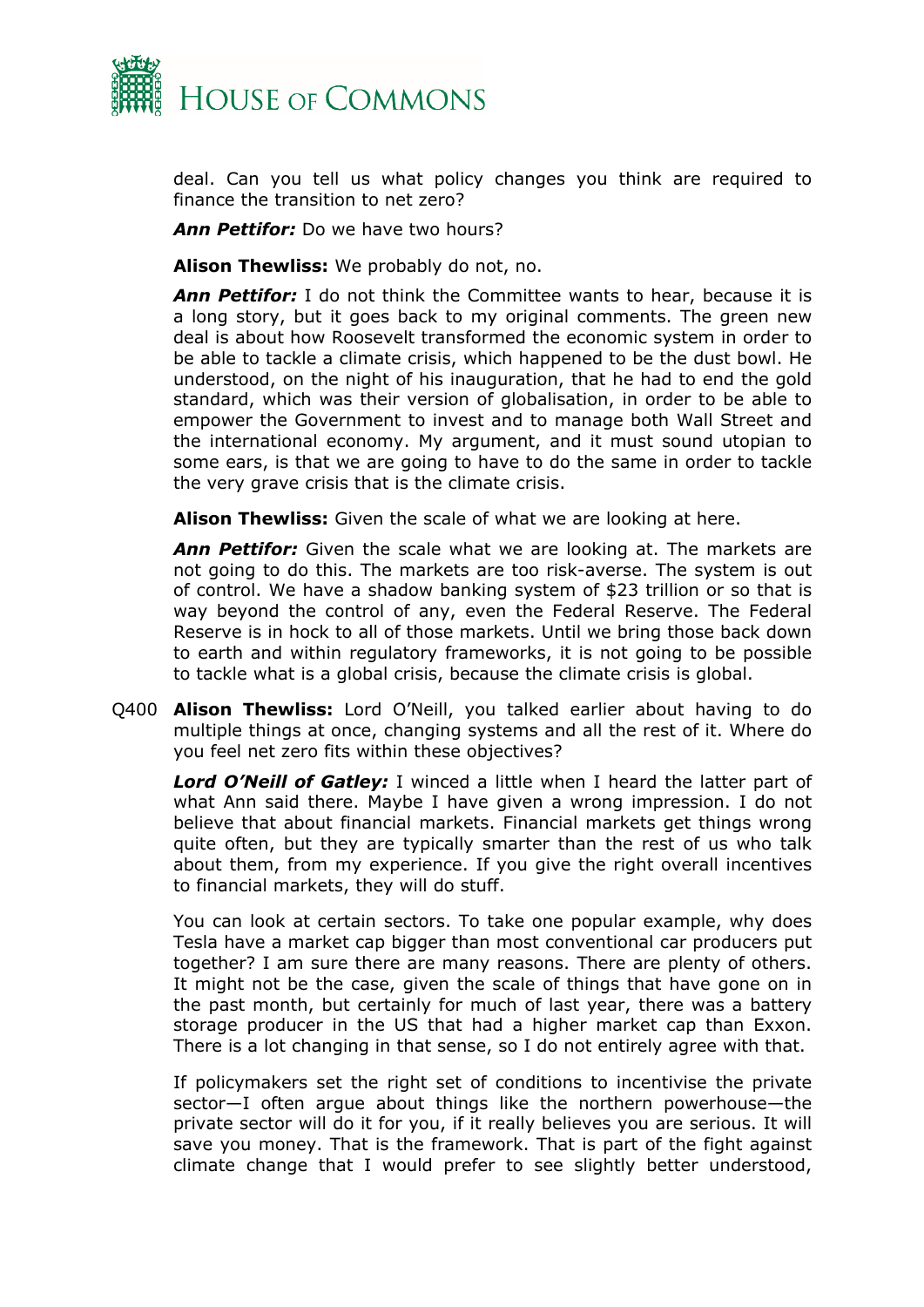deal. Can you tell us what policy changes you think are required to finance the transition to net zero?

***Ann Pettifor:*** Do we have two hours?

**Alison Thewliss:** We probably do not, no.

***Ann Pettifor:*** I do not think the Committee wants to hear, because it is a long story, but it goes back to my original comments. The green new deal is about how Roosevelt transformed the economic system in order to be able to tackle a climate crisis, which happened to be the dust bowl. He understood, on the night of his inauguration, that he had to end the gold standard, which was their version of globalisation, in order to be able to empower the Government to invest and to manage both Wall Street and the international economy. My argument, and it must sound utopian to some ears, is that we are going to have to do the same in order to tackle the very grave crisis that is the climate crisis.

**Alison Thewliss:** Given the scale of what we are looking at here.

***Ann Pettifor:*** Given the scale what we are looking at. The markets are not going to do this. The markets are too risk-averse. The system is out of control. We have a shadow banking system of $23 trillion or so that is way beyond the control of any, even the Federal Reserve. The Federal Reserve is in hock to all of those markets. Until we bring those back down to earth and within regulatory frameworks, it is not going to be possible to tackle what is a global crisis, because the climate crisis is global.

Q400 **Alison Thewliss:** Lord O'Neill, you talked earlier about having to do multiple things at once, changing systems and all the rest of it. Where do you feel net zero fits within these objectives?

***Lord O'Neill of Gatley:*** I winced a little when I heard the latter part of what Ann said there. Maybe I have given a wrong impression. I do not believe that about financial markets. Financial markets get things wrong quite often, but they are typically smarter than the rest of us who talk about them, from my experience. If you give the right overall incentives to financial markets, they will do stuff.

You can look at certain sectors. To take one popular example, why does Tesla have a market cap bigger than most conventional car producers put together? I am sure there are many reasons. There are plenty of others. It might not be the case, given the scale of things that have gone on in the past month, but certainly for much of last year, there was a battery storage producer in the US that had a higher market cap than Exxon. There is a lot changing in that sense, so I do not entirely agree with that.

If policymakers set the right set of conditions to incentivise the private sector—I often argue about things like the northern powerhouse—the private sector will do it for you, if it really believes you are serious. It will save you money. That is the framework. That is part of the fight against climate change that I would prefer to see slightly better understood,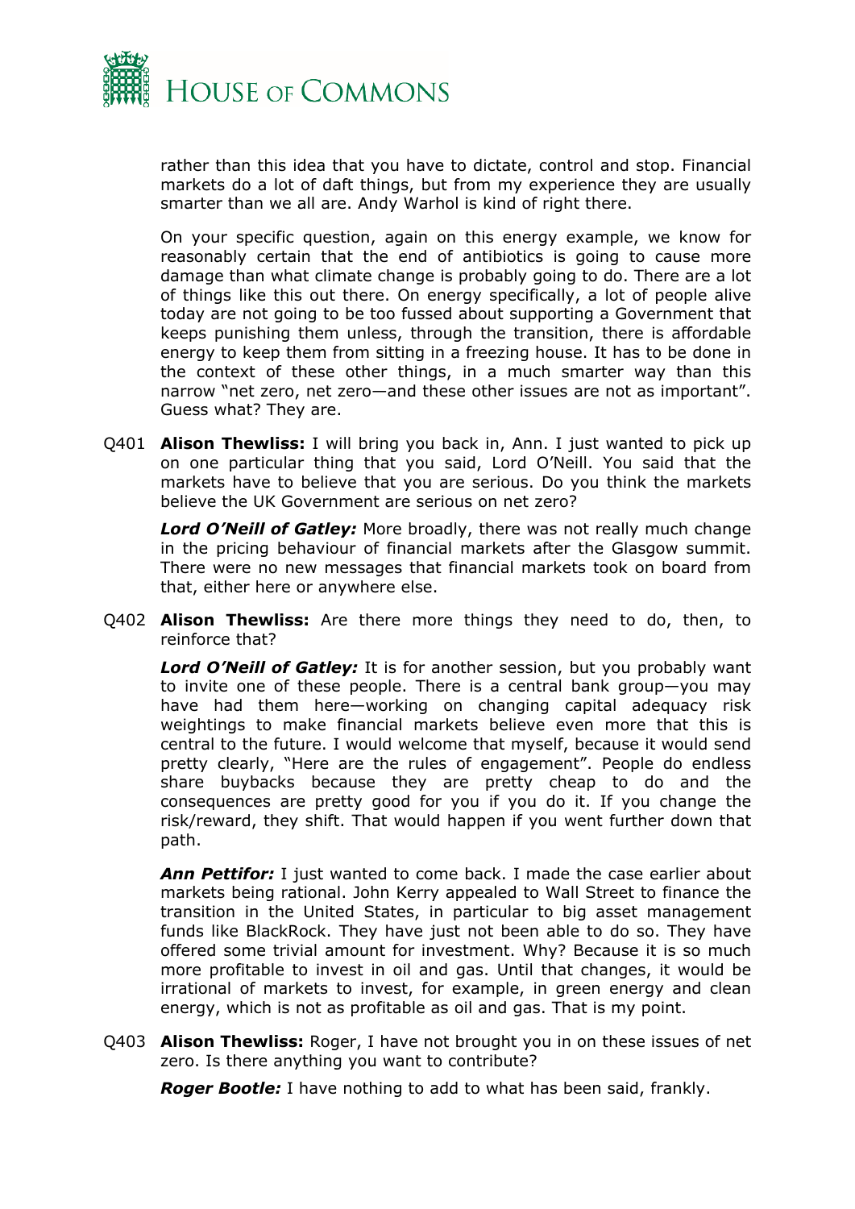rather than this idea that you have to dictate, control and stop. Financial markets do a lot of daft things, but from my experience they are usually smarter than we all are. Andy Warhol is kind of right there.

On your specific question, again on this energy example, we know for reasonably certain that the end of antibiotics is going to cause more damage than what climate change is probably going to do. There are a lot of things like this out there. On energy specifically, a lot of people alive today are not going to be too fussed about supporting a Government that keeps punishing them unless, through the transition, there is affordable energy to keep them from sitting in a freezing house. It has to be done in the context of these other things, in a much smarter way than this narrow "net zero, net zero—and these other issues are not as important". Guess what? They are.

Q401 **Alison Thewliss:** I will bring you back in, Ann. I just wanted to pick up on one particular thing that you said, Lord O'Neill. You said that the markets have to believe that you are serious. Do you think the markets believe the UK Government are serious on net zero?

***Lord O'Neill of Gatley:*** More broadly, there was not really much change in the pricing behaviour of financial markets after the Glasgow summit. There were no new messages that financial markets took on board from that, either here or anywhere else.

Q402 **Alison Thewliss:** Are there more things they need to do, then, to reinforce that?

***Lord O'Neill of Gatley:*** It is for another session, but you probably want to invite one of these people. There is a central bank group—you may have had them here—working on changing capital adequacy risk weightings to make financial markets believe even more that this is central to the future. I would welcome that myself, because it would send pretty clearly, "Here are the rules of engagement". People do endless share buybacks because they are pretty cheap to do and the consequences are pretty good for you if you do it. If you change the risk/reward, they shift. That would happen if you went further down that path.

***Ann Pettifor:*** I just wanted to come back. I made the case earlier about markets being rational. John Kerry appealed to Wall Street to finance the transition in the United States, in particular to big asset management funds like BlackRock. They have just not been able to do so. They have offered some trivial amount for investment. Why? Because it is so much more profitable to invest in oil and gas. Until that changes, it would be irrational of markets to invest, for example, in green energy and clean energy, which is not as profitable as oil and gas. That is my point.

Q403 **Alison Thewliss:** Roger, I have not brought you in on these issues of net zero. Is there anything you want to contribute?

***Roger Bootle:*** I have nothing to add to what has been said, frankly.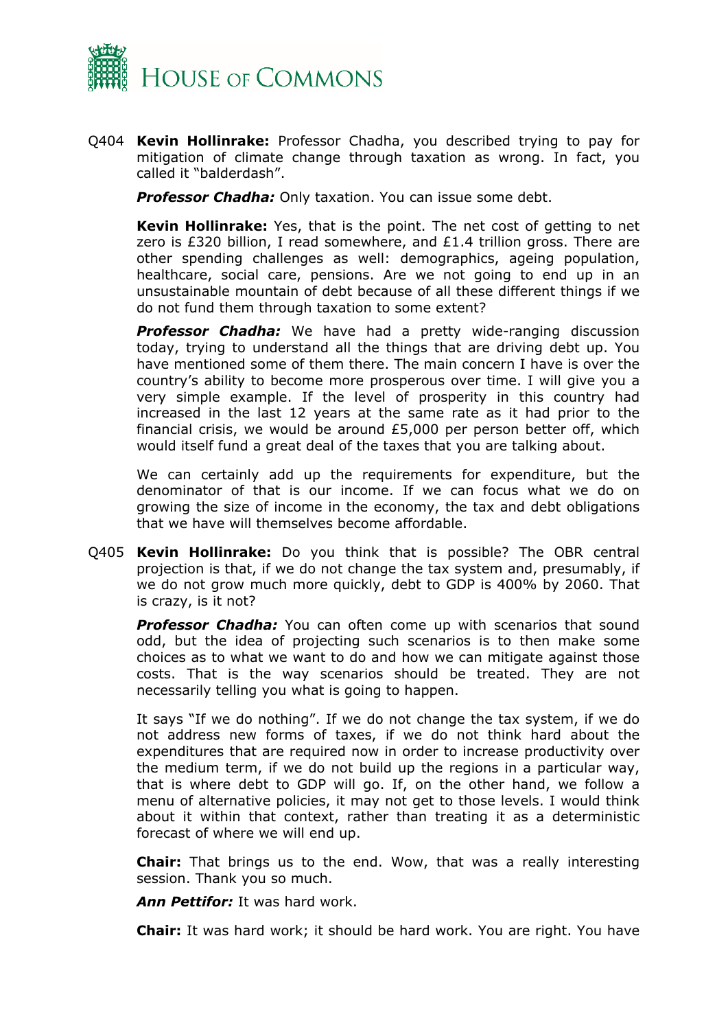Q404 **Kevin Hollinrake:** Professor Chadha, you described trying to pay for mitigation of climate change through taxation as wrong. In fact, you called it "balderdash".

***Professor Chadha:*** Only taxation. You can issue some debt.

**Kevin Hollinrake:** Yes, that is the point. The net cost of getting to net zero is £320 billion, I read somewhere, and £1.4 trillion gross. There are other spending challenges as well: demographics, ageing population, healthcare, social care, pensions. Are we not going to end up in an unsustainable mountain of debt because of all these different things if we do not fund them through taxation to some extent?

***Professor Chadha:*** We have had a pretty wide-ranging discussion today, trying to understand all the things that are driving debt up. You have mentioned some of them there. The main concern I have is over the country's ability to become more prosperous over time. I will give you a very simple example. If the level of prosperity in this country had increased in the last 12 years at the same rate as it had prior to the financial crisis, we would be around £5,000 per person better off, which would itself fund a great deal of the taxes that you are talking about.

We can certainly add up the requirements for expenditure, but the denominator of that is our income. If we can focus what we do on growing the size of income in the economy, the tax and debt obligations that we have will themselves become affordable.

Q405 **Kevin Hollinrake:** Do you think that is possible? The OBR central projection is that, if we do not change the tax system and, presumably, if we do not grow much more quickly, debt to GDP is 400% by 2060. That is crazy, is it not?

***Professor Chadha:*** You can often come up with scenarios that sound odd, but the idea of projecting such scenarios is to then make some choices as to what we want to do and how we can mitigate against those costs. That is the way scenarios should be treated. They are not necessarily telling you what is going to happen.

It says "If we do nothing". If we do not change the tax system, if we do not address new forms of taxes, if we do not think hard about the expenditures that are required now in order to increase productivity over the medium term, if we do not build up the regions in a particular way, that is where debt to GDP will go. If, on the other hand, we follow a menu of alternative policies, it may not get to those levels. I would think about it within that context, rather than treating it as a deterministic forecast of where we will end up.

**Chair:** That brings us to the end. Wow, that was a really interesting session. Thank you so much.

***Ann Pettifor:*** It was hard work.

**Chair:** It was hard work; it should be hard work. You are right. You have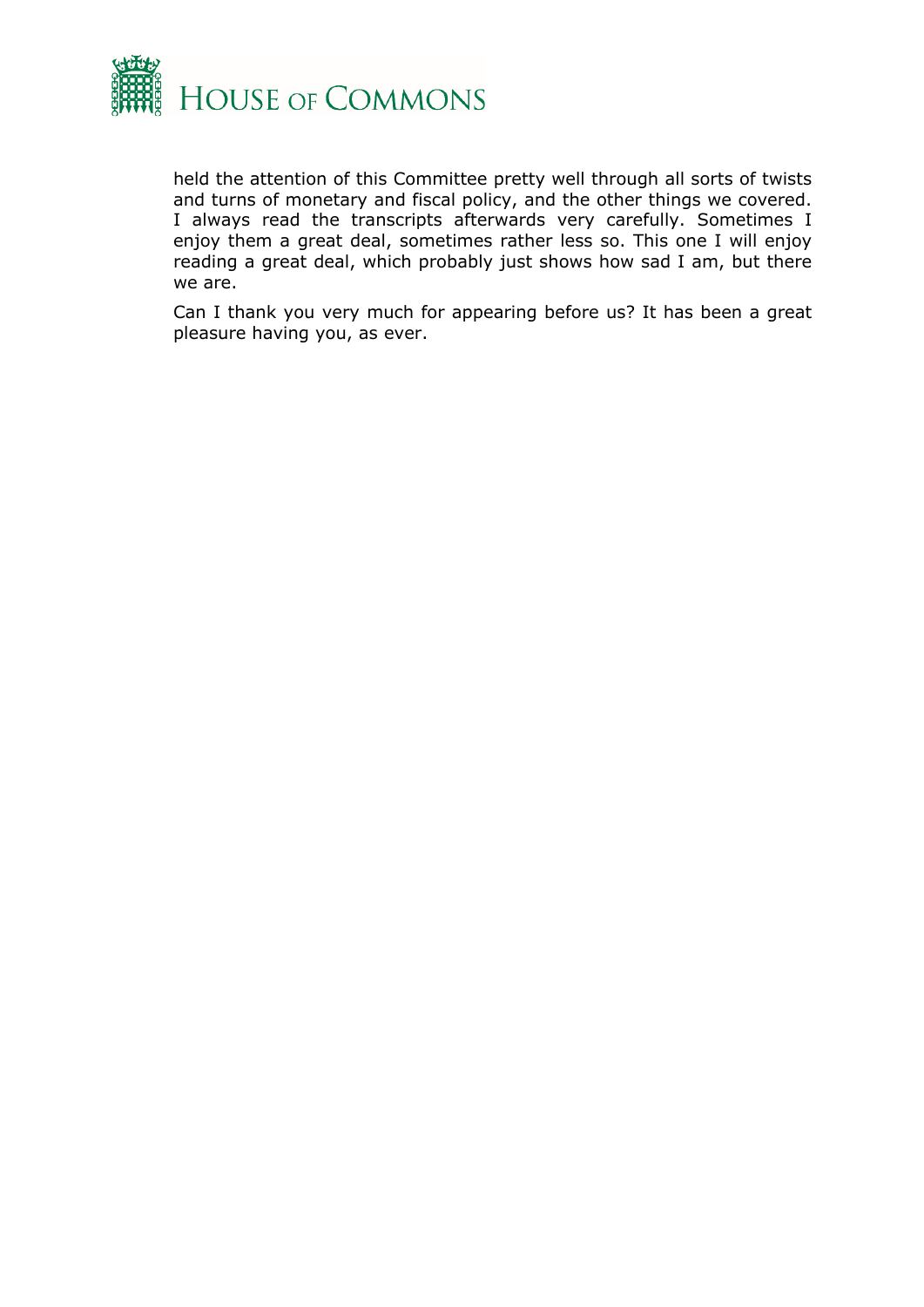held the attention of this Committee pretty well through all sorts of twists and turns of monetary and fiscal policy, and the other things we covered. I always read the transcripts afterwards very carefully. Sometimes I enjoy them a great deal, sometimes rather less so. This one I will enjoy reading a great deal, which probably just shows how sad I am, but there we are.

Can I thank you very much for appearing before us? It has been a great pleasure having you, as ever.